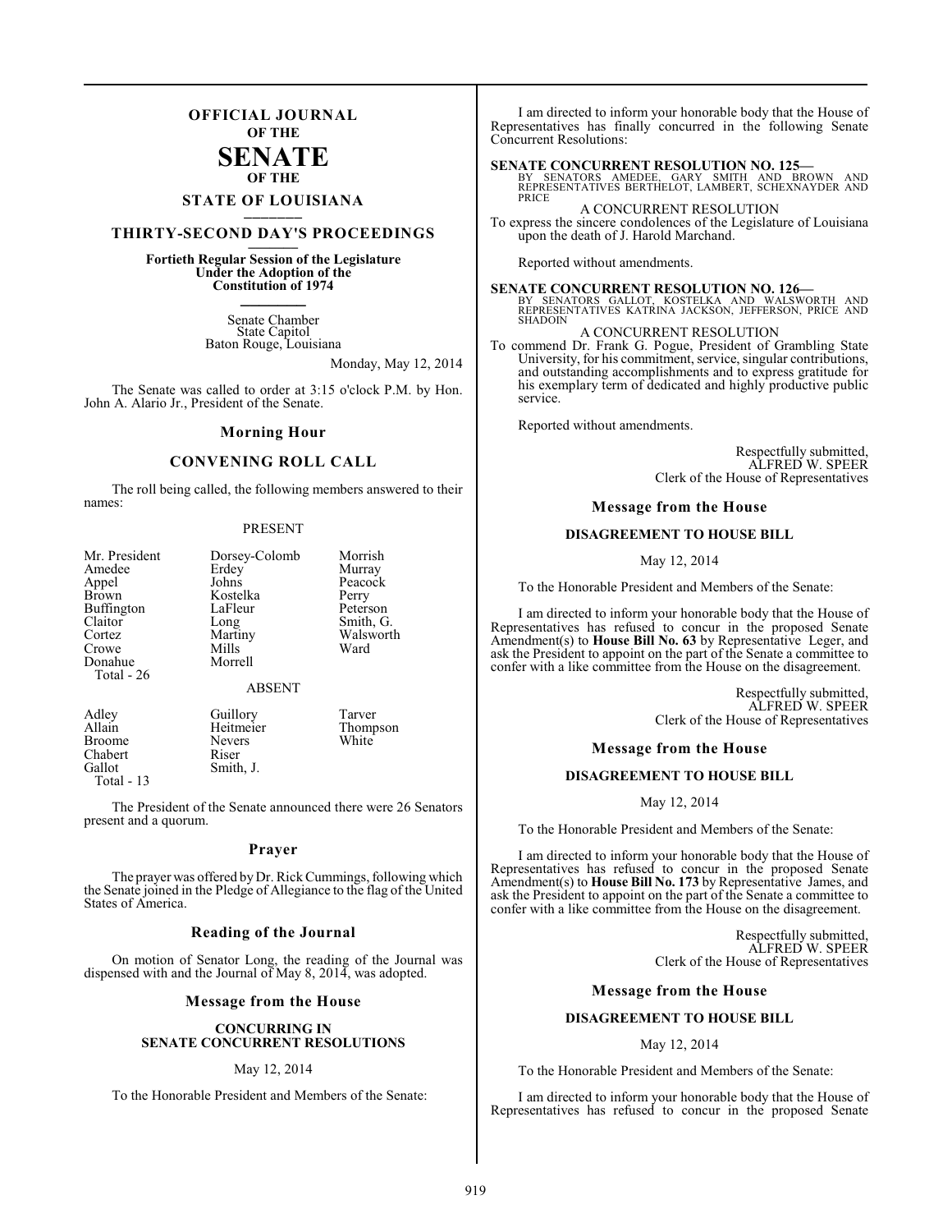# OFFICIAL JOURNAL OF THE SENATE OF THE STATE OF LOUISIANA

## THIRTY-SECOND DAY'S PROCEEDINGS

**Fortieth Regular Session of the Legislature Under the Adoption of the Constitution of 1974**

Senate Chamber
State Capitol
Baton Rouge, Louisiana

Monday, May 12, 2014

The Senate was called to order at 3:15 o'clock P.M. by Hon. John A. Alario Jr., President of the Senate.

### Morning Hour

### CONVENING ROLL CALL

The roll being called, the following members answered to their names:

PRESENT

| | | |
|---|---|---|
| Mr. President | Dorsey-Colomb | Morrish |
| Amedee | Erdey | Murray |
| Appel | Johns | Peacock |
| Brown | Kostelka | Perry |
| Buffington | LaFleur | Peterson |
| Claitor | Long | Smith, G. |
| Cortez | Martiny | Walsworth |
| Crowe | Mills | Ward |
| Donahue | Morrell | |

Total - 26

ABSENT

| | | |
|---|---|---|
| Adley | Guillory | Tarver |
| Allain | Heitmeier | Thompson |
| Broome | Nevers | White |
| Chabert | Riser | |
| Gallot | Smith, J. | |

Total - 13

The President of the Senate announced there were 26 Senators present and a quorum.

### Prayer

The prayer was offered by Dr. Rick Cummings, following which the Senate joined in the Pledge of Allegiance to the flag of the United States of America.

### Reading of the Journal

On motion of Senator Long, the reading of the Journal was dispensed with and the Journal of May 8, 2014, was adopted.

### Message from the House

**CONCURRING IN SENATE CONCURRENT RESOLUTIONS**

May 12, 2014

To the Honorable President and Members of the Senate:

I am directed to inform your honorable body that the House of Representatives has finally concurred in the following Senate Concurrent Resolutions:

**SENATE CONCURRENT RESOLUTION NO. 125—**
BY SENATORS AMEDEE, GARY SMITH AND BROWN AND REPRESENTATIVES BERTHELOT, LAMBERT, SCHEXNAYDER AND PRICE

A CONCURRENT RESOLUTION

To express the sincere condolences of the Legislature of Louisiana upon the death of J. Harold Marchand.

Reported without amendments.

**SENATE CONCURRENT RESOLUTION NO. 126—**
BY SENATORS GALLOT, KOSTELKA AND WALSWORTH AND REPRESENTATIVES KATRINA JACKSON, JEFFERSON, PRICE AND SHADOIN

A CONCURRENT RESOLUTION

To commend Dr. Frank G. Pogue, President of Grambling State University, for his commitment, service, singular contributions, and outstanding accomplishments and to express gratitude for his exemplary term of dedicated and highly productive public service.

Reported without amendments.

Respectfully submitted,
ALFRED W. SPEER
Clerk of the House of Representatives

### Message from the House

**DISAGREEMENT TO HOUSE BILL**

May 12, 2014

To the Honorable President and Members of the Senate:

I am directed to inform your honorable body that the House of Representatives has refused to concur in the proposed Senate Amendment(s) to **House Bill No. 63** by Representative Leger, and ask the President to appoint on the part of the Senate a committee to confer with a like committee from the House on the disagreement.

Respectfully submitted,
ALFRED W. SPEER
Clerk of the House of Representatives

### Message from the House

**DISAGREEMENT TO HOUSE BILL**

May 12, 2014

To the Honorable President and Members of the Senate:

I am directed to inform your honorable body that the House of Representatives has refused to concur in the proposed Senate Amendment(s) to **House Bill No. 173** by Representative James, and ask the President to appoint on the part of the Senate a committee to confer with a like committee from the House on the disagreement.

Respectfully submitted,
ALFRED W. SPEER
Clerk of the House of Representatives

### Message from the House

**DISAGREEMENT TO HOUSE BILL**

May 12, 2014

To the Honorable President and Members of the Senate:

I am directed to inform your honorable body that the House of Representatives has refused to concur in the proposed Senate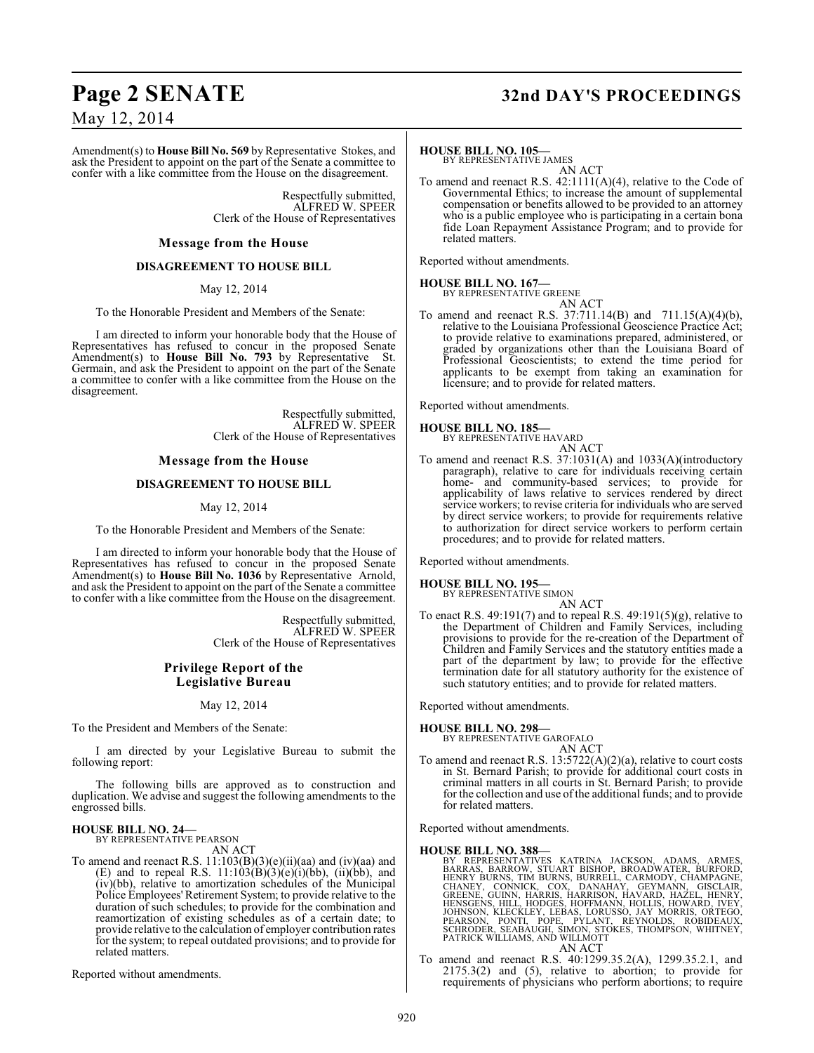Amendment(s) to **House Bill No. 569** by Representative Stokes, and ask the President to appoint on the part of the Senate a committee to confer with a like committee from the House on the disagreement.

Respectfully submitted,
ALFRED W. SPEER
Clerk of the House of Representatives

## Message from the House

### DISAGREEMENT TO HOUSE BILL

May 12, 2014

To the Honorable President and Members of the Senate:

I am directed to inform your honorable body that the House of Representatives has refused to concur in the proposed Senate Amendment(s) to **House Bill No. 793** by Representative St. Germain, and ask the President to appoint on the part of the Senate a committee to confer with a like committee from the House on the disagreement.

Respectfully submitted,
ALFRED W. SPEER
Clerk of the House of Representatives

## Message from the House

### DISAGREEMENT TO HOUSE BILL

May 12, 2014

To the Honorable President and Members of the Senate:

I am directed to inform your honorable body that the House of Representatives has refused to concur in the proposed Senate Amendment(s) to **House Bill No. 1036** by Representative Arnold, and ask the President to appoint on the part of the Senate a committee to confer with a like committee from the House on the disagreement.

Respectfully submitted,
ALFRED W. SPEER
Clerk of the House of Representatives

## Privilege Report of the Legislative Bureau

May 12, 2014

To the President and Members of the Senate:

I am directed by your Legislative Bureau to submit the following report:

The following bills are approved as to construction and duplication. We advise and suggest the following amendments to the engrossed bills.

**HOUSE BILL NO. 24—**
BY REPRESENTATIVE PEARSON
AN ACT

To amend and reenact R.S. 11:103(B)(3)(e)(ii)(aa) and (iv)(aa) and (E) and to repeal R.S. 11:103(B)(3)(e)(i)(bb), (ii)(bb), and (iv)(bb), relative to amortization schedules of the Municipal Police Employees' Retirement System; to provide relative to the duration of such schedules; to provide for the combination and reamortization of existing schedules as of a certain date; to provide relative to the calculation of employer contribution rates for the system; to repeal outdated provisions; and to provide for related matters.

Reported without amendments.

**HOUSE BILL NO. 105—**
BY REPRESENTATIVE JAMES
AN ACT

To amend and reenact R.S. 42:1111(A)(4), relative to the Code of Governmental Ethics; to increase the amount of supplemental compensation or benefits allowed to be provided to an attorney who is a public employee who is participating in a certain bona fide Loan Repayment Assistance Program; and to provide for related matters.

Reported without amendments.

**HOUSE BILL NO. 167—**
BY REPRESENTATIVE GREENE
AN ACT

To amend and reenact R.S. 37:711.14(B) and 711.15(A)(4)(b), relative to the Louisiana Professional Geoscience Practice Act; to provide relative to examinations prepared, administered, or graded by organizations other than the Louisiana Board of Professional Geoscientists; to extend the time period for applicants to be exempt from taking an examination for licensure; and to provide for related matters.

Reported without amendments.

**HOUSE BILL NO. 185—**
BY REPRESENTATIVE HAVARD
AN ACT

To amend and reenact R.S. 37:1031(A) and 1033(A)(introductory paragraph), relative to care for individuals receiving certain home- and community-based services; to provide for applicability of laws relative to services rendered by direct service workers; to revise criteria for individuals who are served by direct service workers; to provide for requirements relative to authorization for direct service workers to perform certain procedures; and to provide for related matters.

Reported without amendments.

**HOUSE BILL NO. 195—**
BY REPRESENTATIVE SIMON
AN ACT

To enact R.S. 49:191(7) and to repeal R.S. 49:191(5)(g), relative to the Department of Children and Family Services, including provisions to provide for the re-creation of the Department of Children and Family Services and the statutory entities made a part of the department by law; to provide for the effective termination date for all statutory authority for the existence of such statutory entities; and to provide for related matters.

Reported without amendments.

**HOUSE BILL NO. 298—**
BY REPRESENTATIVE GAROFALO
AN ACT

To amend and reenact R.S. 13:5722(A)(2)(a), relative to court costs in St. Bernard Parish; to provide for additional court costs in criminal matters in all courts in St. Bernard Parish; to provide for the collection and use of the additional funds; and to provide for related matters.

Reported without amendments.

**HOUSE BILL NO. 388—**
BY REPRESENTATIVES KATRINA JACKSON, ADAMS, ARMES, BARRAS, BARROW, STUART BISHOP, BROADWATER, BURFORD, HENRY BURNS, TIM BURNS, BURRELL, CARMODY, CHAMPAGNE, CHANEY, CONNICK, COX, DANAHAY, GEYMANN, GISCLAIR, GREENE, GUINN, HARRIS, HARRISON, HAVARD, HAZEL, HENRY, HENSGENS, HILL, HODGES, HOFFMANN, HOLLIS, HOWARD, IVEY, JOHNSON, KLECKLEY, LEBAS, LORUSSO, JAY MORRIS, ORTEGO, PEARSON, PONTI, POPE, PYLANT, REYNOLDS, ROBIDEAUX, SCHRODER, SEABAUGH, SIMON, STOKES, THOMPSON, WHITNEY, PATRICK WILLIAMS, AND WILLMOTT
AN ACT

To amend and reenact R.S. 40:1299.35.2(A), 1299.35.2.1, and 2175.3(2) and (5), relative to abortion; to provide for requirements of physicians who perform abortions; to require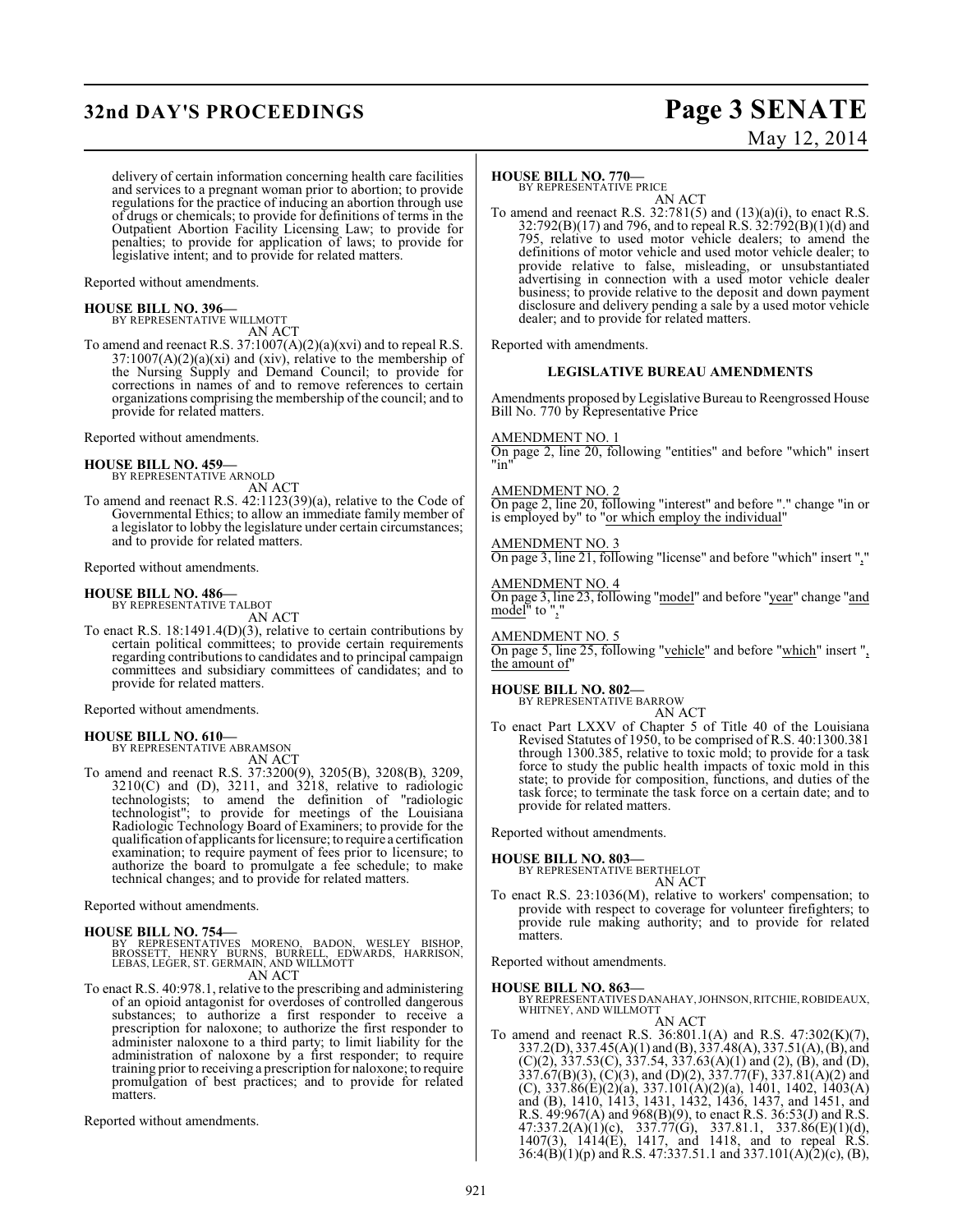delivery of certain information concerning health care facilities and services to a pregnant woman prior to abortion; to provide regulations for the practice of inducing an abortion through use of drugs or chemicals; to provide for definitions of terms in the Outpatient Abortion Facility Licensing Law; to provide for penalties; to provide for application of laws; to provide for legislative intent; and to provide for related matters.

Reported without amendments.

**HOUSE BILL NO. 396—**
BY REPRESENTATIVE WILLMOTT
AN ACT
To amend and reenact R.S. 37:1007(A)(2)(a)(xvi) and to repeal R.S. 37:1007(A)(2)(a)(xi) and (xiv), relative to the membership of the Nursing Supply and Demand Council; to provide for corrections in names of and to remove references to certain organizations comprising the membership of the council; and to provide for related matters.

Reported without amendments.

**HOUSE BILL NO. 459—**
BY REPRESENTATIVE ARNOLD
AN ACT
To amend and reenact R.S. 42:1123(39)(a), relative to the Code of Governmental Ethics; to allow an immediate family member of a legislator to lobby the legislature under certain circumstances; and to provide for related matters.

Reported without amendments.

**HOUSE BILL NO. 486—**
BY REPRESENTATIVE TALBOT
AN ACT
To enact R.S. 18:1491.4(D)(3), relative to certain contributions by certain political committees; to provide certain requirements regarding contributions to candidates and to principal campaign committees and subsidiary committees of candidates; and to provide for related matters.

Reported without amendments.

**HOUSE BILL NO. 610—**
BY REPRESENTATIVE ABRAMSON
AN ACT
To amend and reenact R.S. 37:3200(9), 3205(B), 3208(B), 3209, 3210(C) and (D), 3211, and 3218, relative to radiologic technologists; to amend the definition of "radiologic technologist"; to provide for meetings of the Louisiana Radiologic Technology Board of Examiners; to provide for the qualification of applicants for licensure; to require a certification examination; to require payment of fees prior to licensure; to authorize the board to promulgate a fee schedule; to make technical changes; and to provide for related matters.

Reported without amendments.

**HOUSE BILL NO. 754—**
BY REPRESENTATIVES MORENO, BADON, WESLEY BISHOP, BROSSETT, HENRY BURNS, BURRELL, EDWARDS, HARRISON, LEBAS, LEGER, ST. GERMAIN, AND WILLMOTT
AN ACT
To enact R.S. 40:978.1, relative to the prescribing and administering of an opioid antagonist for overdoses of controlled dangerous substances; to authorize a first responder to receive a prescription for naloxone; to authorize the first responder to administer naloxone to a third party; to limit liability for the administration of naloxone by a first responder; to require training prior to receiving a prescription for naloxone; to require promulgation of best practices; and to provide for related matters.

Reported without amendments.

**HOUSE BILL NO. 770—**
BY REPRESENTATIVE PRICE
AN ACT
To amend and reenact R.S. 32:781(5) and (13)(a)(i), to enact R.S. 32:792(B)(17) and 796, and to repeal R.S. 32:792(B)(1)(d) and 795, relative to used motor vehicle dealers; to amend the definitions of motor vehicle and used motor vehicle dealer; to provide relative to false, misleading, or unsubstantiated advertising in connection with a used motor vehicle dealer business; to provide relative to the deposit and down payment disclosure and delivery pending a sale by a used motor vehicle dealer; and to provide for related matters.

Reported with amendments.

### LEGISLATIVE BUREAU AMENDMENTS

Amendments proposed by Legislative Bureau to Reengrossed House Bill No. 770 by Representative Price

AMENDMENT NO. 1
On page 2, line 20, following "entities" and before "which" insert "in"

AMENDMENT NO. 2
On page 2, line 20, following "interest" and before "." change "in or is employed by" to "or which employ the individual"

AMENDMENT NO. 3
On page 3, line 21, following "license" and before "which" insert ","

AMENDMENT NO. 4
On page 3, line 23, following "model" and before "year" change "and model" to ","

AMENDMENT NO. 5
On page 5, line 25, following "vehicle" and before "which" insert ", the amount of"

**HOUSE BILL NO. 802—**
BY REPRESENTATIVE BARROW
AN ACT
To enact Part LXXV of Chapter 5 of Title 40 of the Louisiana Revised Statutes of 1950, to be comprised of R.S. 40:1300.381 through 1300.385, relative to toxic mold; to provide for a task force to study the public health impacts of toxic mold in this state; to provide for composition, functions, and duties of the task force; to terminate the task force on a certain date; and to provide for related matters.

Reported without amendments.

**HOUSE BILL NO. 803—**
BY REPRESENTATIVE BERTHELOT
AN ACT
To enact R.S. 23:1036(M), relative to workers' compensation; to provide with respect to coverage for volunteer firefighters; to provide rule making authority; and to provide for related matters.

Reported without amendments.

**HOUSE BILL NO. 863—**
BY REPRESENTATIVES DANAHAY, JOHNSON, RITCHIE, ROBIDEAUX, WHITNEY, AND WILLMOTT
AN ACT
To amend and reenact R.S. 36:801.1(A) and R.S. 47:302(K)(7), 337.2(D), 337.45(A)(1) and (B), 337.48(A), 337.51(A), (B), and (C)(2), 337.53(C), 337.54, 337.63(A)(1) and (2), (B), and (D), 337.67(B)(3), (C)(3), and (D)(2), 337.77(F), 337.81(A)(2) and (C), 337.86(E)(2)(a), 337.101(A)(2)(a), 1401, 1402, 1403(A) and (B), 1410, 1413, 1431, 1432, 1436, 1437, and 1451, and R.S. 49:967(A) and 968(B)(9), to enact R.S. 36:53(J) and R.S. 47:337.2(A)(1)(c), 337.77(G), 337.81.1, 337.86(E)(1)(d), 1407(3), 1414(E), 1417, and 1418, and to repeal R.S. 36:4(B)(1)(p) and R.S. 47:337.51.1 and 337.101(A)(2)(c), (B),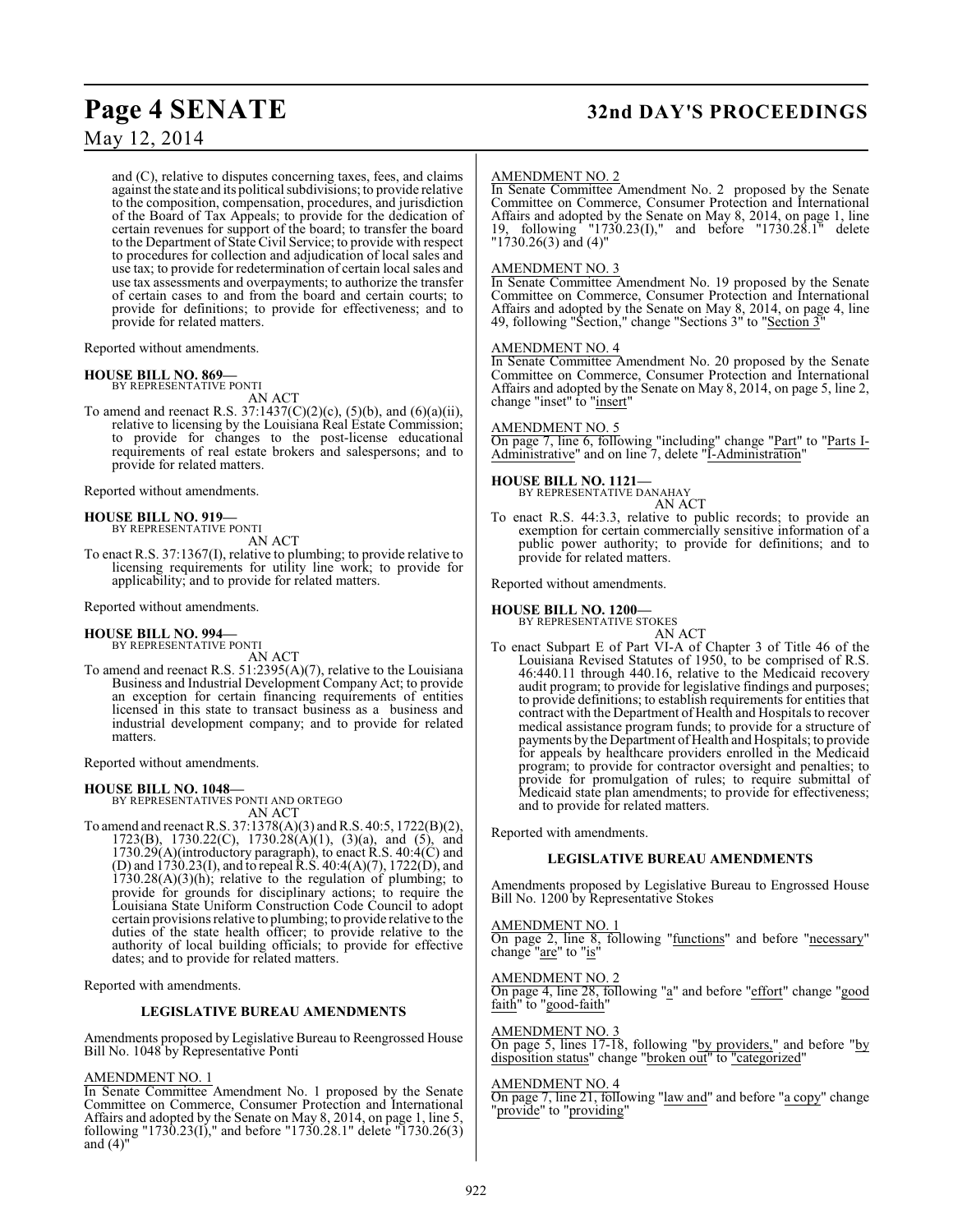and (C), relative to disputes concerning taxes, fees, and claims against the state and its political subdivisions; to provide relative to the composition, compensation, procedures, and jurisdiction of the Board of Tax Appeals; to provide for the dedication of certain revenues for support of the board; to transfer the board to the Department of State Civil Service; to provide with respect to procedures for collection and adjudication of local sales and use tax; to provide for redetermination of certain local sales and use tax assessments and overpayments; to authorize the transfer of certain cases to and from the board and certain courts; to provide for definitions; to provide for effectiveness; and to provide for related matters.

Reported without amendments.

**HOUSE BILL NO. 869—**
BY REPRESENTATIVE PONTI

AN ACT

To amend and reenact R.S. 37:1437(C)(2)(c), (5)(b), and (6)(a)(ii), relative to licensing by the Louisiana Real Estate Commission; to provide for changes to the post-license educational requirements of real estate brokers and salespersons; and to provide for related matters.

Reported without amendments.

**HOUSE BILL NO. 919—**
BY REPRESENTATIVE PONTI

AN ACT

To enact R.S. 37:1367(I), relative to plumbing; to provide relative to licensing requirements for utility line work; to provide for applicability; and to provide for related matters.

Reported without amendments.

**HOUSE BILL NO. 994—**
BY REPRESENTATIVE PONTI

AN ACT

To amend and reenact R.S. 51:2395(A)(7), relative to the Louisiana Business and Industrial Development Company Act; to provide an exception for certain financing requirements of entities licensed in this state to transact business as a business and industrial development company; and to provide for related matters.

Reported without amendments.

**HOUSE BILL NO. 1048—**
BY REPRESENTATIVES PONTI AND ORTEGO

AN ACT

To amend and reenact R.S. 37:1378(A)(3) and R.S. 40:5, 1722(B)(2), 1723(B), 1730.22(C), 1730.28(A)(1), (3)(a), and (5), and 1730.29(A)(introductory paragraph), to enact R.S. 40:4(C) and (D) and 1730.23(I), and to repeal R.S. 40:4(A)(7), 1722(D), and 1730.28(A)(3)(h); relative to the regulation of plumbing; to provide for grounds for disciplinary actions; to require the Louisiana State Uniform Construction Code Council to adopt certain provisions relative to plumbing; to provide relative to the duties of the state health officer; to provide relative to the authority of local building officials; to provide for effective dates; and to provide for related matters.

Reported with amendments.

**LEGISLATIVE BUREAU AMENDMENTS**

Amendments proposed by Legislative Bureau to Reengrossed House Bill No. 1048 by Representative Ponti

AMENDMENT NO. 1

In Senate Committee Amendment No. 1 proposed by the Senate Committee on Commerce, Consumer Protection and International Affairs and adopted by the Senate on May 8, 2014, on page 1, line 5, following "1730.23(I)," and before "1730.28.1" delete "1730.26(3) and (4)"

AMENDMENT NO. 2

In Senate Committee Amendment No. 2 proposed by the Senate Committee on Commerce, Consumer Protection and International Affairs and adopted by the Senate on May 8, 2014, on page 1, line 19, following "1730.23(I)," and before "1730.28.1" delete "1730.26(3) and (4)"

AMENDMENT NO. 3

In Senate Committee Amendment No. 19 proposed by the Senate Committee on Commerce, Consumer Protection and International Affairs and adopted by the Senate on May 8, 2014, on page 4, line 49, following "Section," change "Sections 3" to "Section 3"

AMENDMENT NO. 4

In Senate Committee Amendment No. 20 proposed by the Senate Committee on Commerce, Consumer Protection and International Affairs and adopted by the Senate on May 8, 2014, on page 5, line 2, change "inset" to "insert"

AMENDMENT NO. 5

On page 7, line 6, following "including" change "Part" to "Parts I-Administrative" and on line 7, delete "I-Administration"

**HOUSE BILL NO. 1121—**
BY REPRESENTATIVE DANAHAY

AN ACT

To enact R.S. 44:3.3, relative to public records; to provide an exemption for certain commercially sensitive information of a public power authority; to provide for definitions; and to provide for related matters.

Reported without amendments.

**HOUSE BILL NO. 1200—**
BY REPRESENTATIVE STOKES

AN ACT

To enact Subpart E of Part VI-A of Chapter 3 of Title 46 of the Louisiana Revised Statutes of 1950, to be comprised of R.S. 46:440.11 through 440.16, relative to the Medicaid recovery audit program; to provide for legislative findings and purposes; to provide definitions; to establish requirements for entities that contract with the Department of Health and Hospitals to recover medical assistance program funds; to provide for a structure of payments by the Department of Health and Hospitals; to provide for appeals by healthcare providers enrolled in the Medicaid program; to provide for contractor oversight and penalties; to provide for promulgation of rules; to require submittal of Medicaid state plan amendments; to provide for effectiveness; and to provide for related matters.

Reported with amendments.

**LEGISLATIVE BUREAU AMENDMENTS**

Amendments proposed by Legislative Bureau to Engrossed House Bill No. 1200 by Representative Stokes

AMENDMENT NO. 1

On page 2, line 8, following "functions" and before "necessary" change "are" to "is"

AMENDMENT NO. 2

On page 4, line 28, following "a" and before "effort" change "good faith" to "good-faith"

AMENDMENT NO. 3

On page 5, lines 17-18, following "by providers," and before "by disposition status" change "broken out" to "categorized"

AMENDMENT NO. 4

On page 7, line 21, following "law and" and before "a copy" change "provide" to "providing"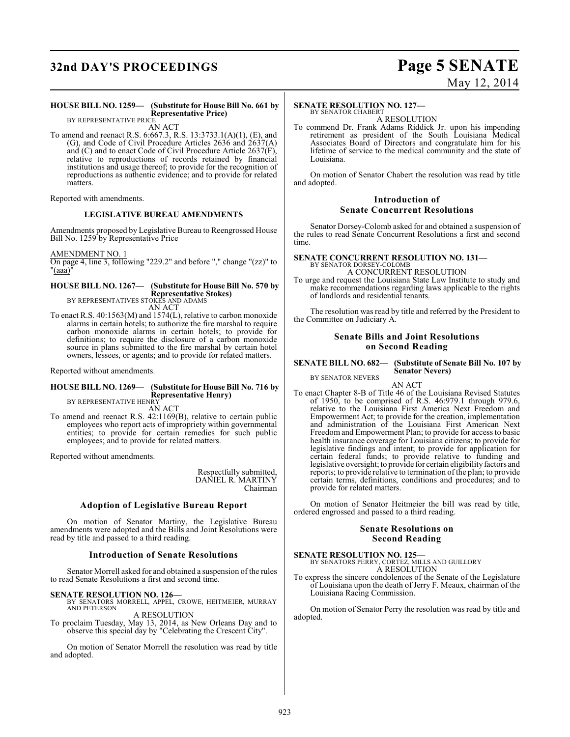**HOUSE BILL NO. 1259— (Substitute for House Bill No. 661 by Representative Price)**
BY REPRESENTATIVE PRICE

AN ACT

To amend and reenact R.S. 6:667.3, R.S. 13:3733.1(A)(1), (E), and (G), and Code of Civil Procedure Articles 2636 and 2637(A) and (C) and to enact Code of Civil Procedure Article 2637(F), relative to reproductions of records retained by financial institutions and usage thereof; to provide for the recognition of reproductions as authentic evidence; and to provide for related matters.

Reported with amendments.

### LEGISLATIVE BUREAU AMENDMENTS

Amendments proposed by Legislative Bureau to Reengrossed House Bill No. 1259 by Representative Price

AMENDMENT NO. 1
On page 4, line 3, following "229.2" and before "," change "(zz)" to "(aaa)"

**HOUSE BILL NO. 1267— (Substitute for House Bill No. 570 by Representative Stokes)**
BY REPRESENTATIVES STOKES AND ADAMS

AN ACT

To enact R.S. 40:1563(M) and 1574(L), relative to carbon monoxide alarms in certain hotels; to authorize the fire marshal to require carbon monoxide alarms in certain hotels; to provide for definitions; to require the disclosure of a carbon monoxide source in plans submitted to the fire marshal by certain hotel owners, lessees, or agents; and to provide for related matters.

Reported without amendments.

**HOUSE BILL NO. 1269— (Substitute for House Bill No. 716 by Representative Henry)**
BY REPRESENTATIVE HENRY

AN ACT

To amend and reenact R.S. 42:1169(B), relative to certain public employees who report acts of impropriety within governmental entities; to provide for certain remedies for such public employees; and to provide for related matters.

Reported without amendments.

Respectfully submitted,
DANIEL R. MARTINY
Chairman

### Adoption of Legislative Bureau Report

On motion of Senator Martiny, the Legislative Bureau amendments were adopted and the Bills and Joint Resolutions were read by title and passed to a third reading.

### Introduction of Senate Resolutions

Senator Morrell asked for and obtained a suspension of the rules to read Senate Resolutions a first and second time.

**SENATE RESOLUTION NO. 126—**
BY SENATORS MORRELL, APPEL, CROWE, HEITMEIER, MURRAY AND PETERSON

A RESOLUTION

To proclaim Tuesday, May 13, 2014, as New Orleans Day and to observe this special day by "Celebrating the Crescent City".

On motion of Senator Morrell the resolution was read by title and adopted.

**SENATE RESOLUTION NO. 127—**
BY SENATOR CHABERT

A RESOLUTION

To commend Dr. Frank Adams Riddick Jr. upon his impending retirement as president of the South Louisiana Medical Associates Board of Directors and congratulate him for his lifetime of service to the medical community and the state of Louisiana.

On motion of Senator Chabert the resolution was read by title and adopted.

### Introduction of Senate Concurrent Resolutions

Senator Dorsey-Colomb asked for and obtained a suspension of the rules to read Senate Concurrent Resolutions a first and second time.

**SENATE CONCURRENT RESOLUTION NO. 131—**
BY SENATOR DORSEY-COLOMB

A CONCURRENT RESOLUTION

To urge and request the Louisiana State Law Institute to study and make recommendations regarding laws applicable to the rights of landlords and residential tenants.

The resolution was read by title and referred by the President to the Committee on Judiciary A.

### Senate Bills and Joint Resolutions on Second Reading

**SENATE BILL NO. 682— (Substitute of Senate Bill No. 107 by Senator Nevers)**
BY SENATOR NEVERS

AN ACT

To enact Chapter 8-B of Title 46 of the Louisiana Revised Statutes of 1950, to be comprised of R.S. 46:979.1 through 979.6, relative to the Louisiana First America Next Freedom and Empowerment Act; to provide for the creation, implementation and administration of the Louisiana First American Next Freedom and Empowerment Plan; to provide for access to basic health insurance coverage for Louisiana citizens; to provide for legislative findings and intent; to provide for application for certain federal funds; to provide relative to funding and legislative oversight; to provide for certain eligibility factors and reports; to provide relative to termination of the plan; to provide certain terms, definitions, conditions and procedures; and to provide for related matters.

On motion of Senator Heitmeier the bill was read by title, ordered engrossed and passed to a third reading.

### Senate Resolutions on Second Reading

**SENATE RESOLUTION NO. 125—**
BY SENATORS PERRY, CORTEZ, MILLS AND GUILLORY

A RESOLUTION

To express the sincere condolences of the Senate of the Legislature of Louisiana upon the death of Jerry F. Meaux, chairman of the Louisiana Racing Commission.

On motion of Senator Perry the resolution was read by title and adopted.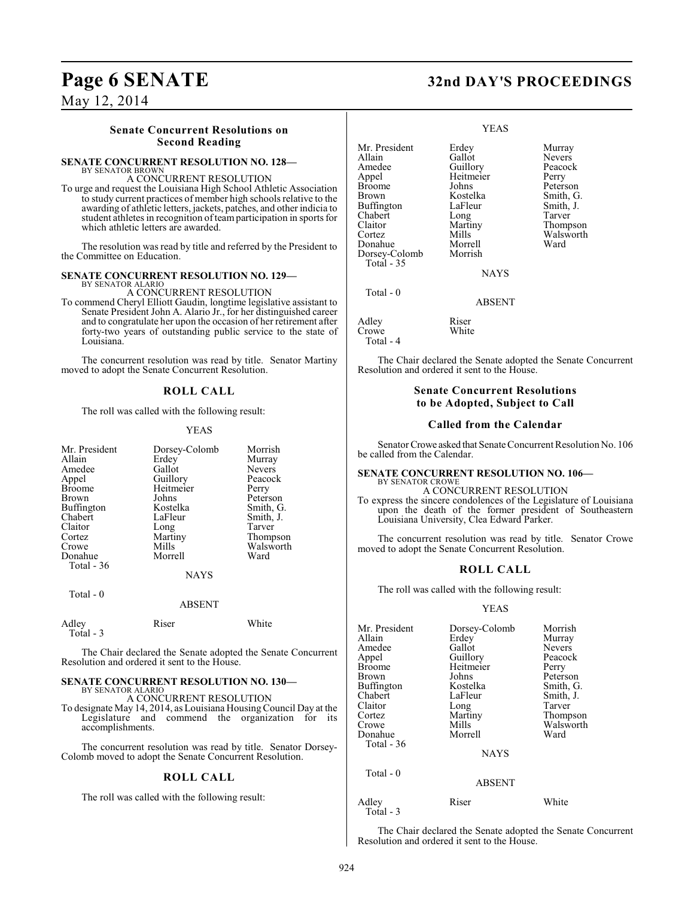### Senate Concurrent Resolutions on Second Reading

**SENATE CONCURRENT RESOLUTION NO. 128—**
BY SENATOR BROWN
A CONCURRENT RESOLUTION

To urge and request the Louisiana High School Athletic Association to study current practices of member high schools relative to the awarding of athletic letters, jackets, patches, and other indicia to student athletes in recognition of team participation in sports for which athletic letters are awarded.

The resolution was read by title and referred by the President to the Committee on Education.

**SENATE CONCURRENT RESOLUTION NO. 129—**
BY SENATOR ALARIO
A CONCURRENT RESOLUTION

To commend Cheryl Elliott Gaudin, longtime legislative assistant to Senate President John A. Alario Jr., for her distinguished career and to congratulate her upon the occasion of her retirement after forty-two years of outstanding public service to the state of Louisiana.

The concurrent resolution was read by title. Senator Martiny moved to adopt the Senate Concurrent Resolution.

### ROLL CALL

The roll was called with the following result:

YEAS

| | | |
|---|---|---|
| Mr. President | Dorsey-Colomb | Morrish |
| Allain | Erdey | Murray |
| Amedee | Gallot | Nevers |
| Appel | Guillory | Peacock |
| Broome | Heitmeier | Perry |
| Brown | Johns | Peterson |
| Buffington | Kostelka | Smith, G. |
| Chabert | LaFleur | Smith, J. |
| Claitor | Long | Tarver |
| Cortez | Martiny | Thompson |
| Crowe | Mills | Walsworth |
| Donahue | Morrell | Ward |
| Total - 36 | | |

NAYS

Total - 0

ABSENT

| | | |
|---|---|---|
| Adley | Riser | White |
| Total - 3 | | |

The Chair declared the Senate adopted the Senate Concurrent Resolution and ordered it sent to the House.

**SENATE CONCURRENT RESOLUTION NO. 130—**
BY SENATOR ALARIO
A CONCURRENT RESOLUTION

To designate May 14, 2014, as Louisiana Housing Council Day at the Legislature and commend the organization for its accomplishments.

The concurrent resolution was read by title. Senator Dorsey-Colomb moved to adopt the Senate Concurrent Resolution.

### ROLL CALL

The roll was called with the following result:

YEAS

| | | |
|---|---|---|
| Mr. President | Erdey | Murray |
| Allain | Gallot | Nevers |
| Amedee | Guillory | Peacock |
| Appel | Heitmeier | Perry |
| Broome | Johns | Peterson |
| Brown | Kostelka | Smith, G. |
| Buffington | LaFleur | Smith, J. |
| Chabert | Long | Tarver |
| Claitor | Martiny | Thompson |
| Cortez | Mills | Walsworth |
| Donahue | Morrell | Ward |
| Dorsey-Colomb | Morrish | |
| Total - 35 | | |

NAYS

Total - 0

ABSENT

| | |
|---|---|
| Adley | Riser |
| Crowe | White |
| Total - 4 | |

The Chair declared the Senate adopted the Senate Concurrent Resolution and ordered it sent to the House.

### Senate Concurrent Resolutions to be Adopted, Subject to Call

### Called from the Calendar

Senator Crowe asked that Senate Concurrent Resolution No. 106 be called from the Calendar.

**SENATE CONCURRENT RESOLUTION NO. 106—**
BY SENATOR CROWE
A CONCURRENT RESOLUTION

To express the sincere condolences of the Legislature of Louisiana upon the death of the former president of Southeastern Louisiana University, Clea Edward Parker.

The concurrent resolution was read by title. Senator Crowe moved to adopt the Senate Concurrent Resolution.

### ROLL CALL

The roll was called with the following result:

YEAS

| | | |
|---|---|---|
| Mr. President | Dorsey-Colomb | Morrish |
| Allain | Erdey | Murray |
| Amedee | Gallot | Nevers |
| Appel | Guillory | Peacock |
| Broome | Heitmeier | Perry |
| Brown | Johns | Peterson |
| Buffington | Kostelka | Smith, G. |
| Chabert | LaFleur | Smith, J. |
| Claitor | Long | Tarver |
| Cortez | Martiny | Thompson |
| Crowe | Mills | Walsworth |
| Donahue | Morrell | Ward |
| Total - 36 | | |

NAYS

Total - 0

ABSENT

| | | |
|---|---|---|
| Adley | Riser | White |
| Total - 3 | | |

The Chair declared the Senate adopted the Senate Concurrent Resolution and ordered it sent to the House.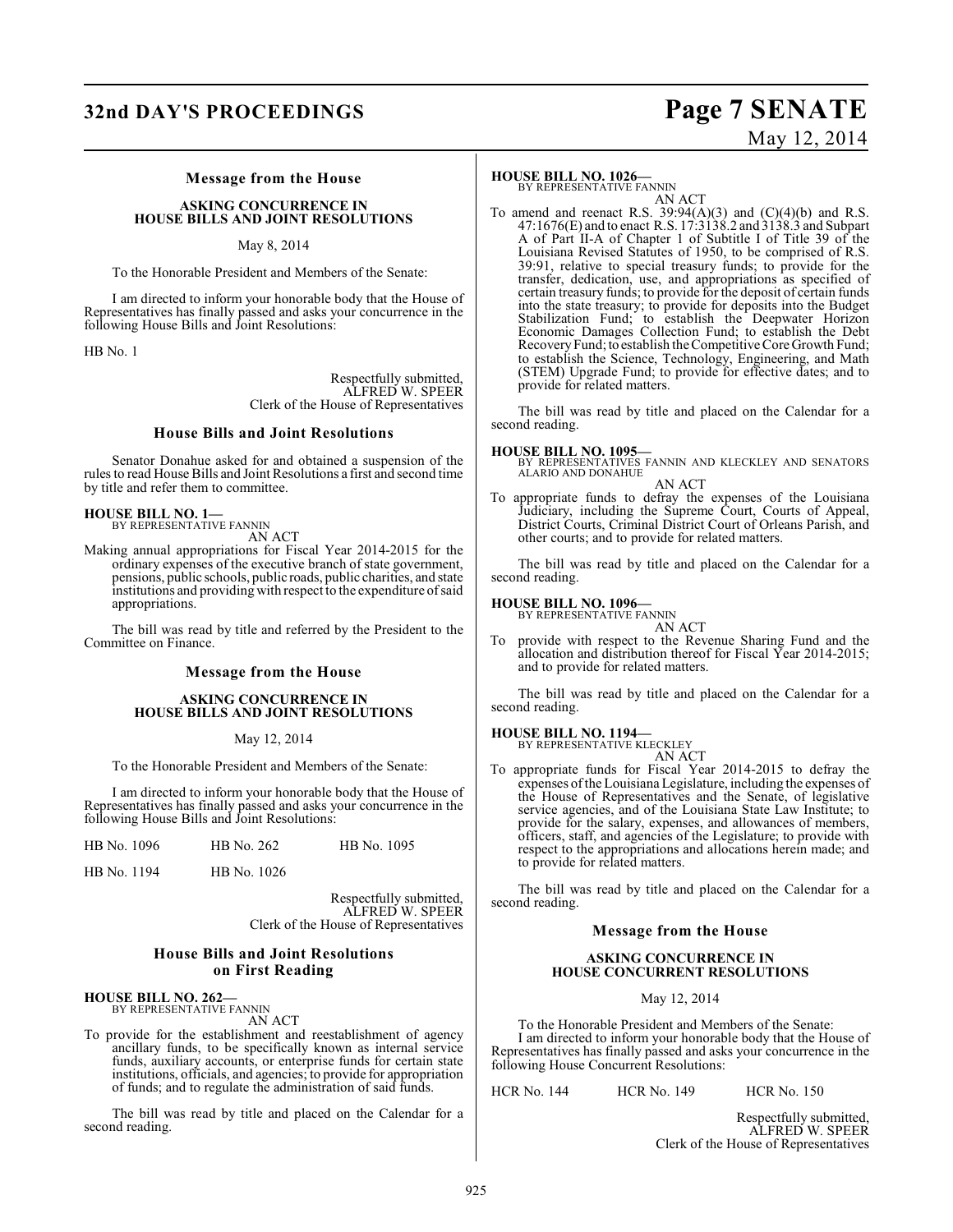### Message from the House

**ASKING CONCURRENCE IN HOUSE BILLS AND JOINT RESOLUTIONS**

May 8, 2014

To the Honorable President and Members of the Senate:

I am directed to inform your honorable body that the House of Representatives has finally passed and asks your concurrence in the following House Bills and Joint Resolutions:

HB No. 1

Respectfully submitted,
ALFRED W. SPEER
Clerk of the House of Representatives

### House Bills and Joint Resolutions

Senator Donahue asked for and obtained a suspension of the rules to read House Bills and Joint Resolutions a first and second time by title and refer them to committee.

**HOUSE BILL NO. 1—**
BY REPRESENTATIVE FANNIN
AN ACT

Making annual appropriations for Fiscal Year 2014-2015 for the ordinary expenses of the executive branch of state government, pensions, public schools, public roads, public charities, and state institutions and providing with respect to the expenditure of said appropriations.

The bill was read by title and referred by the President to the Committee on Finance.

### Message from the House

**ASKING CONCURRENCE IN HOUSE BILLS AND JOINT RESOLUTIONS**

May 12, 2014

To the Honorable President and Members of the Senate:

I am directed to inform your honorable body that the House of Representatives has finally passed and asks your concurrence in the following House Bills and Joint Resolutions:

HB No. 1096 HB No. 262 HB No. 1095

HB No. 1194 HB No. 1026

Respectfully submitted,
ALFRED W. SPEER
Clerk of the House of Representatives

### House Bills and Joint Resolutions on First Reading

**HOUSE BILL NO. 262—**
BY REPRESENTATIVE FANNIN
AN ACT

To provide for the establishment and reestablishment of agency ancillary funds, to be specifically known as internal service funds, auxiliary accounts, or enterprise funds for certain state institutions, officials, and agencies; to provide for appropriation of funds; and to regulate the administration of said funds.

The bill was read by title and placed on the Calendar for a second reading.

**HOUSE BILL NO. 1026—**
BY REPRESENTATIVE FANNIN
AN ACT

To amend and reenact R.S. 39:94(A)(3) and (C)(4)(b) and R.S. 47:1676(E) and to enact R.S. 17:3138.2 and 3138.3 and Subpart A of Part II-A of Chapter 1 of Subtitle I of Title 39 of the Louisiana Revised Statutes of 1950, to be comprised of R.S. 39:91, relative to special treasury funds; to provide for the transfer, dedication, use, and appropriations as specified of certain treasury funds; to provide for the deposit of certain funds into the state treasury; to provide for deposits into the Budget Stabilization Fund; to establish the Deepwater Horizon Economic Damages Collection Fund; to establish the Debt Recovery Fund; to establish the Competitive Core Growth Fund; to establish the Science, Technology, Engineering, and Math (STEM) Upgrade Fund; to provide for effective dates; and to provide for related matters.

The bill was read by title and placed on the Calendar for a second reading.

**HOUSE BILL NO. 1095—**
BY REPRESENTATIVES FANNIN AND KLECKLEY AND SENATORS ALARIO AND DONAHUE
AN ACT

To appropriate funds to defray the expenses of the Louisiana Judiciary, including the Supreme Court, Courts of Appeal, District Courts, Criminal District Court of Orleans Parish, and other courts; and to provide for related matters.

The bill was read by title and placed on the Calendar for a second reading.

**HOUSE BILL NO. 1096—**
BY REPRESENTATIVE FANNIN
AN ACT

To provide with respect to the Revenue Sharing Fund and the allocation and distribution thereof for Fiscal Year 2014-2015; and to provide for related matters.

The bill was read by title and placed on the Calendar for a second reading.

**HOUSE BILL NO. 1194—**
BY REPRESENTATIVE KLECKLEY
AN ACT

To appropriate funds for Fiscal Year 2014-2015 to defray the expenses of the Louisiana Legislature, including the expenses of the House of Representatives and the Senate, of legislative service agencies, and of the Louisiana State Law Institute; to provide for the salary, expenses, and allowances of members, officers, staff, and agencies of the Legislature; to provide with respect to the appropriations and allocations herein made; and to provide for related matters.

The bill was read by title and placed on the Calendar for a second reading.

### Message from the House

**ASKING CONCURRENCE IN HOUSE CONCURRENT RESOLUTIONS**

May 12, 2014

To the Honorable President and Members of the Senate:

I am directed to inform your honorable body that the House of Representatives has finally passed and asks your concurrence in the following House Concurrent Resolutions:

HCR No. 144 HCR No. 149 HCR No. 150

Respectfully submitted,
ALFRED W. SPEER
Clerk of the House of Representatives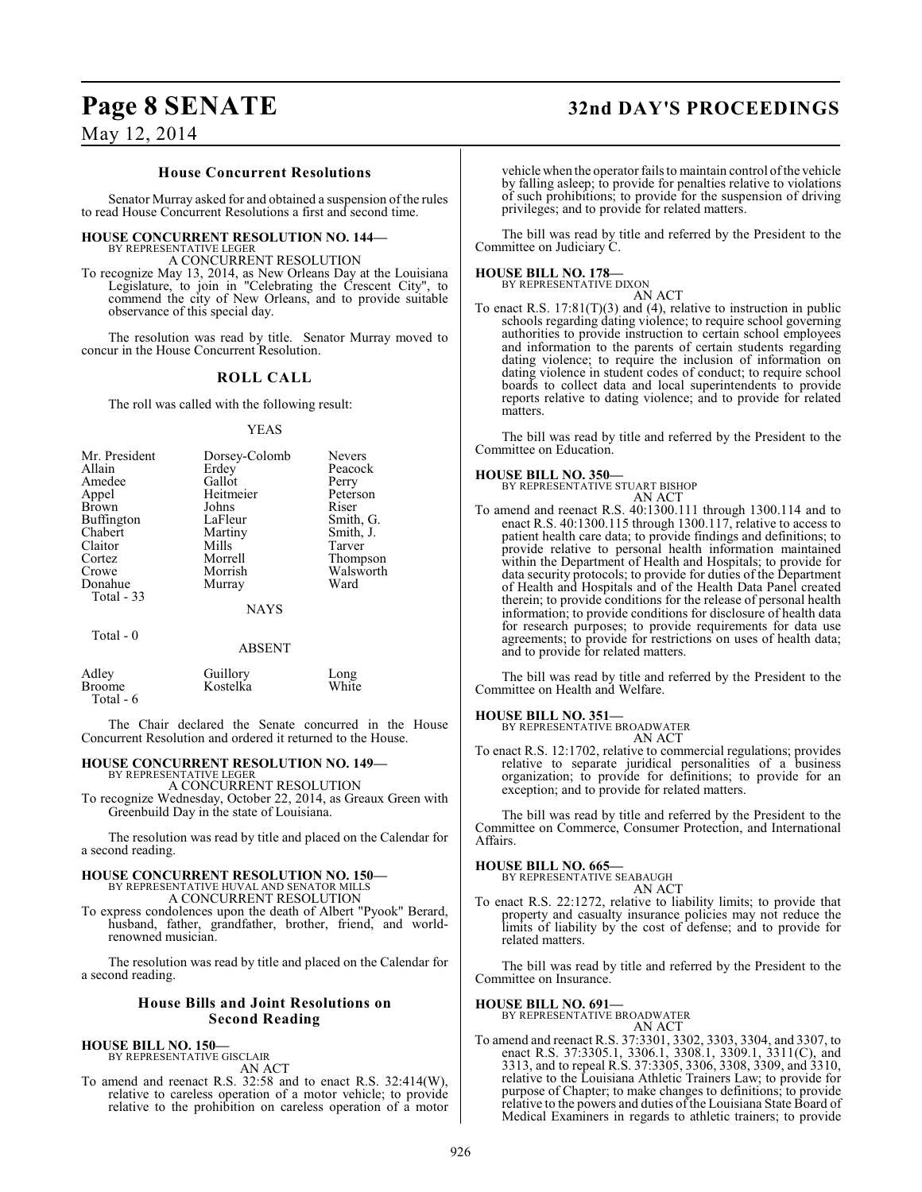### House Concurrent Resolutions

Senator Murray asked for and obtained a suspension of the rules to read House Concurrent Resolutions a first and second time.

**HOUSE CONCURRENT RESOLUTION NO. 144—**
BY REPRESENTATIVE LEGER
A CONCURRENT RESOLUTION
To recognize May 13, 2014, as New Orleans Day at the Louisiana Legislature, to join in "Celebrating the Crescent City", to commend the city of New Orleans, and to provide suitable observance of this special day.

The resolution was read by title. Senator Murray moved to concur in the House Concurrent Resolution.

### ROLL CALL

The roll was called with the following result:

YEAS

| | | |
|---|---|---|
| Mr. President | Dorsey-Colomb | Nevers |
| Allain | Erdey | Peacock |
| Amedee | Gallot | Perry |
| Appel | Heitmeier | Peterson |
| Brown | Johns | Riser |
| Buffington | LaFleur | Smith, G. |
| Chabert | Martiny | Smith, J. |
| Claitor | Mills | Tarver |
| Cortez | Morrell | Thompson |
| Crowe | Morrish | Walsworth |
| Donahue | Murray | Ward |

Total - 33

NAYS

Total - 0

ABSENT

| | | |
|---|---|---|
| Adley | Guillory | Long |
| Broome | Kostelka | White |

Total - 6

The Chair declared the Senate concurred in the House Concurrent Resolution and ordered it returned to the House.

**HOUSE CONCURRENT RESOLUTION NO. 149—**
BY REPRESENTATIVE LEGER
A CONCURRENT RESOLUTION
To recognize Wednesday, October 22, 2014, as Greaux Green with Greenbuild Day in the state of Louisiana.

The resolution was read by title and placed on the Calendar for a second reading.

**HOUSE CONCURRENT RESOLUTION NO. 150—**
BY REPRESENTATIVE HUVAL AND SENATOR MILLS
A CONCURRENT RESOLUTION
To express condolences upon the death of Albert "Pyook" Berard, husband, father, grandfather, brother, friend, and world-renowned musician.

The resolution was read by title and placed on the Calendar for a second reading.

### House Bills and Joint Resolutions on Second Reading

**HOUSE BILL NO. 150—**
BY REPRESENTATIVE GISCLAIR
AN ACT
To amend and reenact R.S. 32:58 and to enact R.S. 32:414(W), relative to careless operation of a motor vehicle; to provide relative to the prohibition on careless operation of a motor vehicle when the operator fails to maintain control of the vehicle by falling asleep; to provide for penalties relative to violations of such prohibitions; to provide for the suspension of driving privileges; and to provide for related matters.

The bill was read by title and referred by the President to the Committee on Judiciary C.

**HOUSE BILL NO. 178—**
BY REPRESENTATIVE DIXON
AN ACT
To enact R.S. 17:81(T)(3) and (4), relative to instruction in public schools regarding dating violence; to require school governing authorities to provide instruction to certain school employees and information to the parents of certain students regarding dating violence; to require the inclusion of information on dating violence in student codes of conduct; to require school boards to collect data and local superintendents to provide reports relative to dating violence; and to provide for related matters.

The bill was read by title and referred by the President to the Committee on Education.

**HOUSE BILL NO. 350—**
BY REPRESENTATIVE STUART BISHOP
AN ACT
To amend and reenact R.S. 40:1300.111 through 1300.114 and to enact R.S. 40:1300.115 through 1300.117, relative to access to patient health care data; to provide findings and definitions; to provide relative to personal health information maintained within the Department of Health and Hospitals; to provide for data security protocols; to provide for duties of the Department of Health and Hospitals and of the Health Data Panel created therein; to provide conditions for the release of personal health information; to provide conditions for disclosure of health data for research purposes; to provide requirements for data use agreements; to provide for restrictions on uses of health data; and to provide for related matters.

The bill was read by title and referred by the President to the Committee on Health and Welfare.

**HOUSE BILL NO. 351—**
BY REPRESENTATIVE BROADWATER
AN ACT
To enact R.S. 12:1702, relative to commercial regulations; provides relative to separate juridical personalities of a business organization; to provide for definitions; to provide for an exception; and to provide for related matters.

The bill was read by title and referred by the President to the Committee on Commerce, Consumer Protection, and International Affairs.

**HOUSE BILL NO. 665—**
BY REPRESENTATIVE SEABAUGH
AN ACT
To enact R.S. 22:1272, relative to liability limits; to provide that property and casualty insurance policies may not reduce the limits of liability by the cost of defense; and to provide for related matters.

The bill was read by title and referred by the President to the Committee on Insurance.

**HOUSE BILL NO. 691—**
BY REPRESENTATIVE BROADWATER
AN ACT
To amend and reenact R.S. 37:3301, 3302, 3303, 3304, and 3307, to enact R.S. 37:3305.1, 3306.1, 3308.1, 3309.1, 3311(C), and 3313, and to repeal R.S. 37:3305, 3306, 3308, 3309, and 3310, relative to the Louisiana Athletic Trainers Law; to provide for purpose of Chapter; to make changes to definitions; to provide relative to the powers and duties of the Louisiana State Board of Medical Examiners in regards to athletic trainers; to provide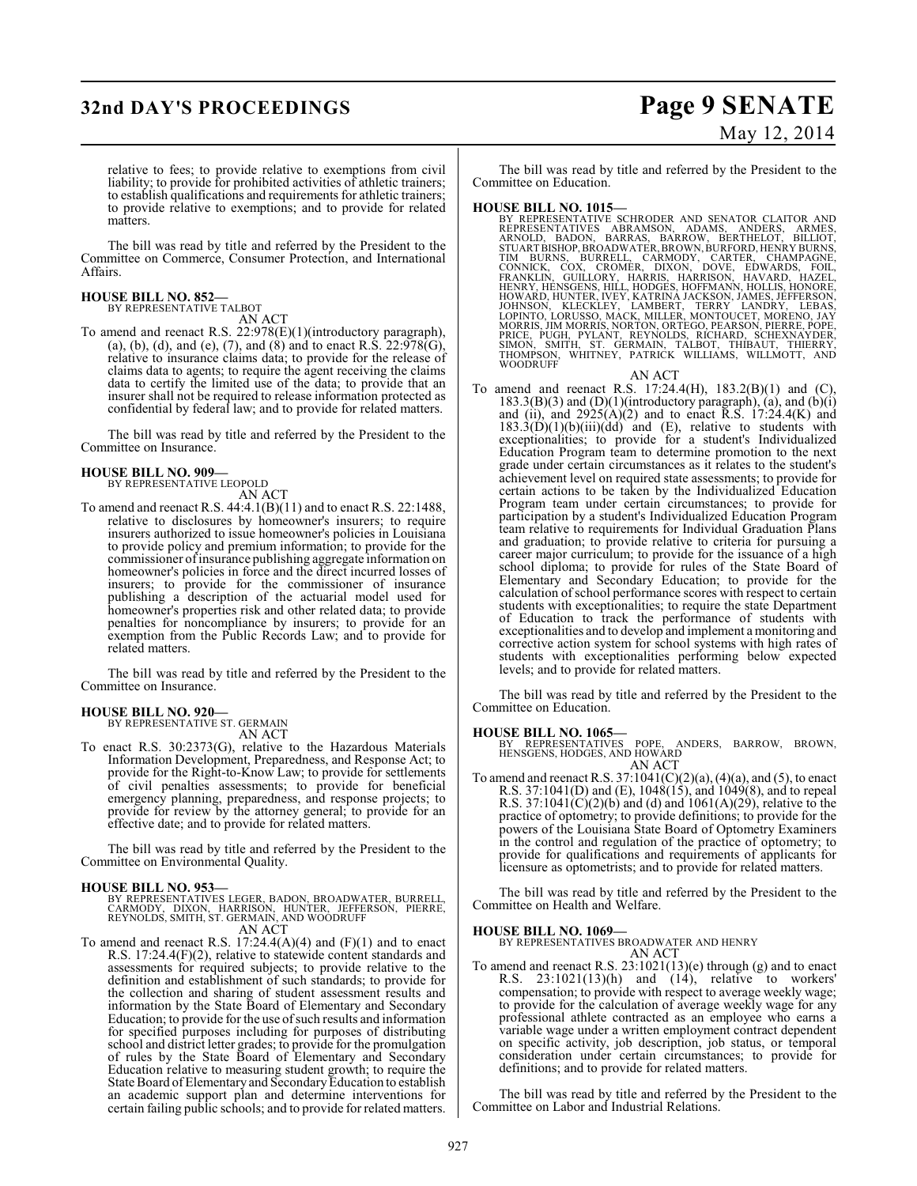relative to fees; to provide relative to exemptions from civil liability; to provide for prohibited activities of athletic trainers; to establish qualifications and requirements for athletic trainers; to provide relative to exemptions; and to provide for related matters.

The bill was read by title and referred by the President to the Committee on Commerce, Consumer Protection, and International Affairs.

**HOUSE BILL NO. 852—**
BY REPRESENTATIVE TALBOT
AN ACT

To amend and reenact R.S. 22:978(E)(1)(introductory paragraph), (a), (b), (d), and (e), (7), and (8) and to enact R.S. 22:978(G), relative to insurance claims data; to provide for the release of claims data to agents; to require the agent receiving the claims data to certify the limited use of the data; to provide that an insurer shall not be required to release information protected as confidential by federal law; and to provide for related matters.

The bill was read by title and referred by the President to the Committee on Insurance.

**HOUSE BILL NO. 909—**
BY REPRESENTATIVE LEOPOLD
AN ACT

To amend and reenact R.S. 44:4.1(B)(11) and to enact R.S. 22:1488, relative to disclosures by homeowner's insurers; to require insurers authorized to issue homeowner's policies in Louisiana to provide policy and premium information; to provide for the commissioner of insurance publishing aggregate information on homeowner's policies in force and the direct incurred losses of insurers; to provide for the commissioner of insurance publishing a description of the actuarial model used for homeowner's properties risk and other related data; to provide penalties for noncompliance by insurers; to provide for an exemption from the Public Records Law; and to provide for related matters.

The bill was read by title and referred by the President to the Committee on Insurance.

**HOUSE BILL NO. 920—**
BY REPRESENTATIVE ST. GERMAIN
AN ACT

To enact R.S. 30:2373(G), relative to the Hazardous Materials Information Development, Preparedness, and Response Act; to provide for the Right-to-Know Law; to provide for settlements of civil penalties assessments; to provide for beneficial emergency planning, preparedness, and response projects; to provide for review by the attorney general; to provide for an effective date; and to provide for related matters.

The bill was read by title and referred by the President to the Committee on Environmental Quality.

**HOUSE BILL NO. 953—**
BY REPRESENTATIVES LEGER, BADON, BROADWATER, BURRELL, CARMODY, DIXON, HARRISON, HUNTER, JEFFERSON, PIERRE, REYNOLDS, SMITH, ST. GERMAIN, AND WOODRUFF
AN ACT

To amend and reenact R.S. 17:24.4(A)(4) and (F)(1) and to enact R.S. 17:24.4(F)(2), relative to statewide content standards and assessments for required subjects; to provide relative to the definition and establishment of such standards; to provide for the collection and sharing of student assessment results and information by the State Board of Elementary and Secondary Education; to provide for the use of such results and information for specified purposes including for purposes of distributing school and district letter grades; to provide for the promulgation of rules by the State Board of Elementary and Secondary Education relative to measuring student growth; to require the State Board of Elementary and Secondary Education to establish an academic support plan and determine interventions for certain failing public schools; and to provide for related matters.

The bill was read by title and referred by the President to the Committee on Education.

**HOUSE BILL NO. 1015—**
BY REPRESENTATIVE SCHRODER AND SENATOR CLAITOR AND REPRESENTATIVES ABRAMSON, ADAMS, ANDERS, ARMES, ARNOLD, BADON, BARRAS, BARROW, BERTHELOT, BILLIOT, STUART BISHOP, BROADWATER, BROWN, BURFORD, HENRY BURNS, TIM BURNS, BURRELL, CARMODY, CARTER, CHAMPAGNE, CONNICK, COX, CROMER, DIXON, DOVE, EDWARDS, FOIL, FRANKLIN, GUILLORY, HARRIS, HARRISON, HAVARD, HAZEL, HENRY, HENSGENS, HILL, HODGES, HOFFMANN, HOLLIS, HONORE, HOWARD, HUNTER, IVEY, KATRINA JACKSON, JAMES, JEFFERSON, JOHNSON, KLECKLEY, LAMBERT, TERRY LANDRY, LEBAS, LOPINTO, LORUSSO, MACK, MILLER, MONTOUCET, MORENO, JAY MORRIS, JIM MORRIS, NORTON, ORTEGO, PEARSON, PIERRE, POPE, PRICE, PUGH, PYLANT, REYNOLDS, RICHARD, SCHEXNAYDER, SIMON, SMITH, ST. GERMAIN, TALBOT, THIBAUT, THIERRY, THOMPSON, WHITNEY, PATRICK WILLIAMS, WILLMOTT, AND WOODRUFF
AN ACT

To amend and reenact R.S. 17:24.4(H), 183.2(B)(1) and (C), 183.3(B)(3) and (D)(1)(introductory paragraph), (a), and (b)(i) and (ii), and 2925(A)(2) and to enact R.S. 17:24.4(K) and 183.3(D)(1)(b)(iii)(dd) and (E), relative to students with exceptionalities; to provide for a student's Individualized Education Program team to determine promotion to the next grade under certain circumstances as it relates to the student's achievement level on required state assessments; to provide for certain actions to be taken by the Individualized Education Program team under certain circumstances; to provide for participation by a student's Individualized Education Program team relative to requirements for Individual Graduation Plans and graduation; to provide relative to criteria for pursuing a career major curriculum; to provide for the issuance of a high school diploma; to provide for rules of the State Board of Elementary and Secondary Education; to provide for the calculation of school performance scores with respect to certain students with exceptionalities; to require the state Department of Education to track the performance of students with exceptionalities and to develop and implement a monitoring and corrective action system for school systems with high rates of students with exceptionalities performing below expected levels; and to provide for related matters.

The bill was read by title and referred by the President to the Committee on Education.

**HOUSE BILL NO. 1065—**
BY REPRESENTATIVES POPE, ANDERS, BARROW, BROWN, HENSGENS, HODGES, AND HOWARD
AN ACT

To amend and reenact R.S. 37:1041(C)(2)(a), (4)(a), and (5), to enact R.S. 37:1041(D) and (E), 1048(15), and 1049(8), and to repeal R.S. 37:1041(C)(2)(b) and (d) and 1061(A)(29), relative to the practice of optometry; to provide definitions; to provide for the powers of the Louisiana State Board of Optometry Examiners in the control and regulation of the practice of optometry; to provide for qualifications and requirements of applicants for licensure as optometrists; and to provide for related matters.

The bill was read by title and referred by the President to the Committee on Health and Welfare.

**HOUSE BILL NO. 1069—**
BY REPRESENTATIVES BROADWATER AND HENRY
AN ACT

To amend and reenact R.S. 23:1021(13)(e) through (g) and to enact R.S. 23:1021(13)(h) and (14), relative to workers' compensation; to provide with respect to average weekly wage; to provide for the calculation of average weekly wage for any professional athlete contracted as an employee who earns a variable wage under a written employment contract dependent on specific activity, job description, job status, or temporal consideration under certain circumstances; to provide for definitions; and to provide for related matters.

The bill was read by title and referred by the President to the Committee on Labor and Industrial Relations.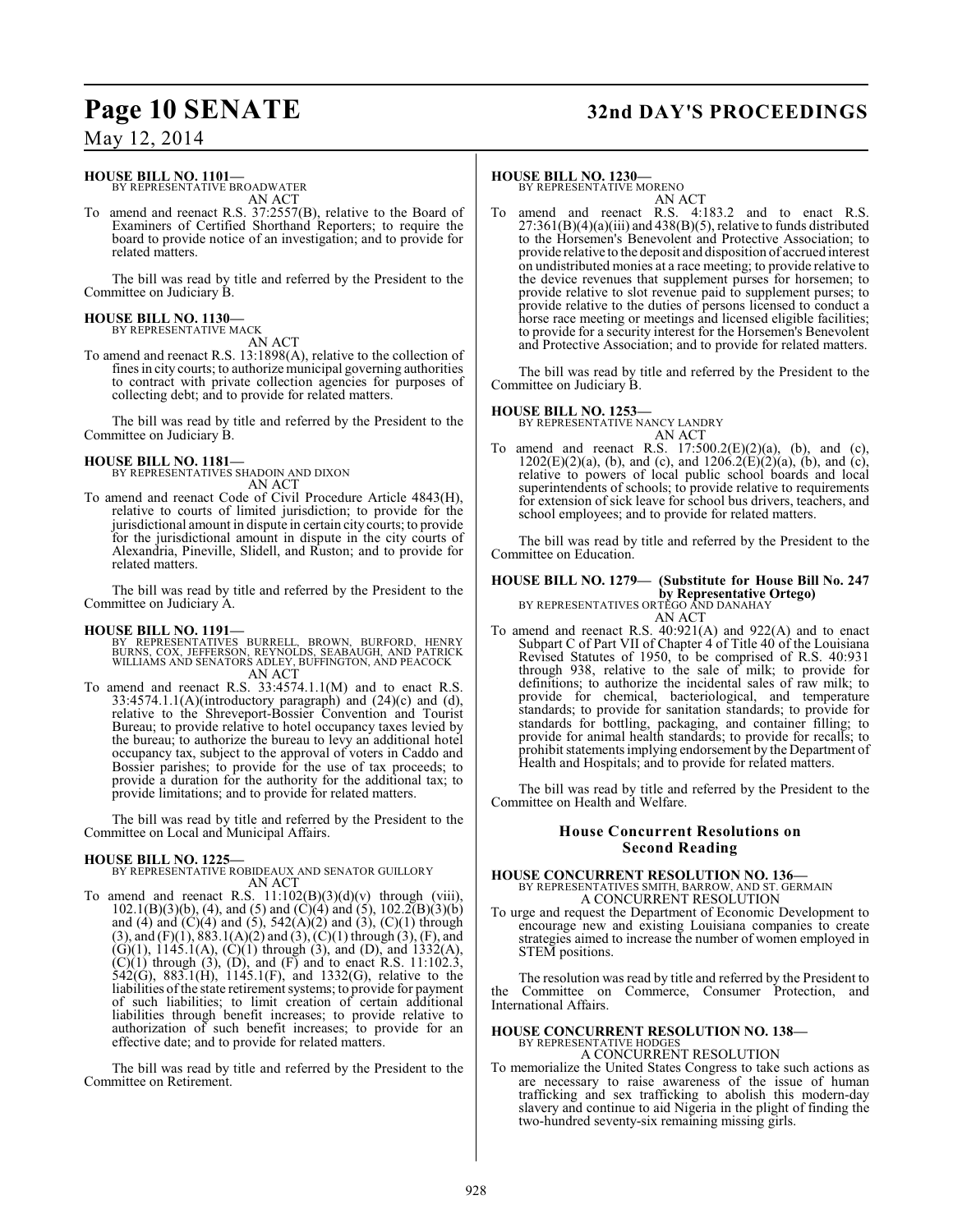**HOUSE BILL NO. 1101—**
BY REPRESENTATIVE BROADWATER
AN ACT

To amend and reenact R.S. 37:2557(B), relative to the Board of Examiners of Certified Shorthand Reporters; to require the board to provide notice of an investigation; and to provide for related matters.

The bill was read by title and referred by the President to the Committee on Judiciary B.

**HOUSE BILL NO. 1130—**
BY REPRESENTATIVE MACK
AN ACT

To amend and reenact R.S. 13:1898(A), relative to the collection of fines in city courts; to authorize municipal governing authorities to contract with private collection agencies for purposes of collecting debt; and to provide for related matters.

The bill was read by title and referred by the President to the Committee on Judiciary B.

**HOUSE BILL NO. 1181—**
BY REPRESENTATIVES SHADOIN AND DIXON
AN ACT

To amend and reenact Code of Civil Procedure Article 4843(H), relative to courts of limited jurisdiction; to provide for the jurisdictional amount in dispute in certain city courts; to provide for the jurisdictional amount in dispute in the city courts of Alexandria, Pineville, Slidell, and Ruston; and to provide for related matters.

The bill was read by title and referred by the President to the Committee on Judiciary A.

**HOUSE BILL NO. 1191—**
BY REPRESENTATIVES BURRELL, BROWN, BURFORD, HENRY BURNS, COX, JEFFERSON, REYNOLDS, SEABAUGH, AND PATRICK WILLIAMS AND SENATORS ADLEY, BUFFINGTON, AND PEACOCK
AN ACT

To amend and reenact R.S. 33:4574.1.1(M) and to enact R.S. 33:4574.1.1(A)(introductory paragraph) and (24)(c) and (d), relative to the Shreveport-Bossier Convention and Tourist Bureau; to provide relative to hotel occupancy taxes levied by the bureau; to authorize the bureau to levy an additional hotel occupancy tax, subject to the approval of voters in Caddo and Bossier parishes; to provide for the use of tax proceeds; to provide a duration for the authority for the additional tax; to provide limitations; and to provide for related matters.

The bill was read by title and referred by the President to the Committee on Local and Municipal Affairs.

**HOUSE BILL NO. 1225—**
BY REPRESENTATIVE ROBIDEAUX AND SENATOR GUILLORY
AN ACT

To amend and reenact R.S. 11:102(B)(3)(d)(v) through (viii), 102.1(B)(3)(b), (4), and (5) and (C)(4) and (5), 102.2(B)(3)(b) and (4) and (C)(4) and (5), 542(A)(2) and (3), (C)(1) through (3), and (F)(1), 883.1(A)(2) and (3), (C)(1) through (3), (F), and (G)(1), 1145.1(A), (C)(1) through (3), and (D), and 1332(A), (C)(1) through (3), (D), and (F) and to enact R.S. 11:102.3, 542(G), 883.1(H), 1145.1(F), and 1332(G), relative to the liabilities of the state retirement systems; to provide for payment of such liabilities; to limit creation of certain additional liabilities through benefit increases; to provide relative to authorization of such benefit increases; to provide for an effective date; and to provide for related matters.

The bill was read by title and referred by the President to the Committee on Retirement.

**HOUSE BILL NO. 1230—**
BY REPRESENTATIVE MORENO
AN ACT

To amend and reenact R.S. 4:183.2 and to enact R.S. 27:361(B)(4)(a)(iii) and 438(B)(5), relative to funds distributed to the Horsemen's Benevolent and Protective Association; to provide relative to the deposit and disposition of accrued interest on undistributed monies at a race meeting; to provide relative to the device revenues that supplement purses for horsemen; to provide relative to slot revenue paid to supplement purses; to provide relative to the duties of persons licensed to conduct a horse race meeting or meetings and licensed eligible facilities; to provide for a security interest for the Horsemen's Benevolent and Protective Association; and to provide for related matters.

The bill was read by title and referred by the President to the Committee on Judiciary B.

**HOUSE BILL NO. 1253—**
BY REPRESENTATIVE NANCY LANDRY
AN ACT

To amend and reenact R.S. 17:500.2(E)(2)(a), (b), and (c), 1202(E)(2)(a), (b), and (c), and 1206.2(E)(2)(a), (b), and (c), relative to powers of local public school boards and local superintendents of schools; to provide relative to requirements for extension of sick leave for school bus drivers, teachers, and school employees; and to provide for related matters.

The bill was read by title and referred by the President to the Committee on Education.

**HOUSE BILL NO. 1279— (Substitute for House Bill No. 247 by Representative Ortego)**
BY REPRESENTATIVES ORTEGO AND DANAHAY
AN ACT

To amend and reenact R.S. 40:921(A) and 922(A) and to enact Subpart C of Part VII of Chapter 4 of Title 40 of the Louisiana Revised Statutes of 1950, to be comprised of R.S. 40:931 through 938, relative to the sale of milk; to provide for definitions; to authorize the incidental sales of raw milk; to provide for chemical, bacteriological, and temperature standards; to provide for sanitation standards; to provide for standards for bottling, packaging, and container filling; to provide for animal health standards; to provide for recalls; to prohibit statements implying endorsement by the Department of Health and Hospitals; and to provide for related matters.

The bill was read by title and referred by the President to the Committee on Health and Welfare.

## House Concurrent Resolutions on Second Reading

**HOUSE CONCURRENT RESOLUTION NO. 136—**
BY REPRESENTATIVES SMITH, BARROW, AND ST. GERMAIN
A CONCURRENT RESOLUTION

To urge and request the Department of Economic Development to encourage new and existing Louisiana companies to create strategies aimed to increase the number of women employed in STEM positions.

The resolution was read by title and referred by the President to the Committee on Commerce, Consumer Protection, and International Affairs.

**HOUSE CONCURRENT RESOLUTION NO. 138—**
BY REPRESENTATIVE HODGES
A CONCURRENT RESOLUTION

To memorialize the United States Congress to take such actions as are necessary to raise awareness of the issue of human trafficking and sex trafficking to abolish this modern-day slavery and continue to aid Nigeria in the plight of finding the two-hundred seventy-six remaining missing girls.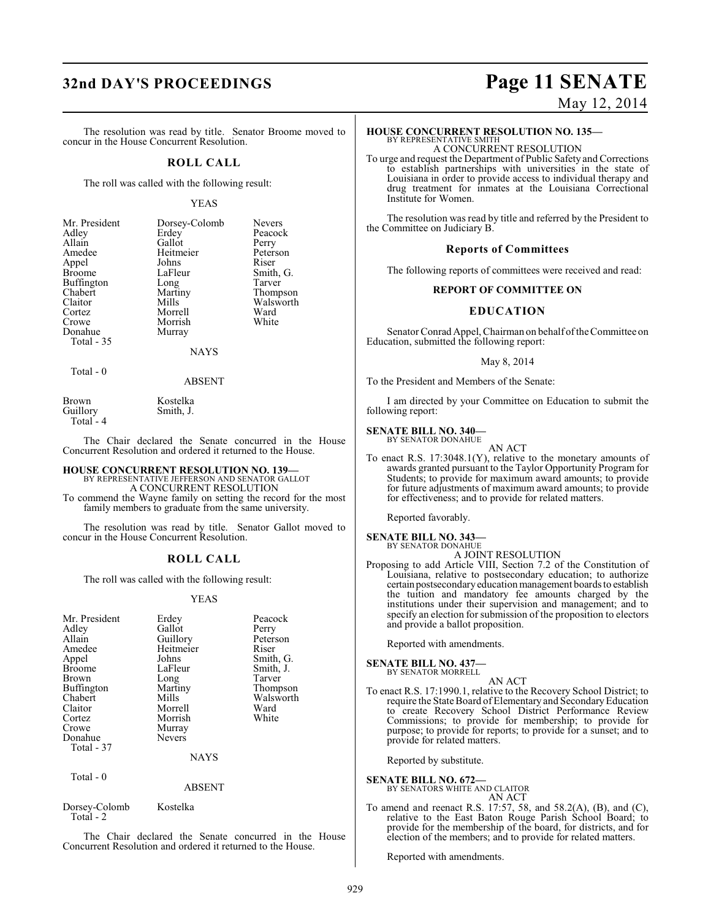The resolution was read by title. Senator Broome moved to concur in the House Concurrent Resolution.

## ROLL CALL

The roll was called with the following result:

YEAS

| | | |
|---|---|---|
| Mr. President | Dorsey-Colomb | Nevers |
| Adley | Erdey | Peacock |
| Allain | Gallot | Perry |
| Amedee | Heitmeier | Peterson |
| Appel | Johns | Riser |
| Broome | LaFleur | Smith, G. |
| Buffington | Long | Tarver |
| Chabert | Martiny | Thompson |
| Claitor | Mills | Walsworth |
| Cortez | Morrell | Ward |
| Crowe | Morrish | White |
| Donahue | Murray | |

Total - 35

NAYS

Total - 0

ABSENT

| | |
|---|---|
| Brown | Kostelka |
| Guillory | Smith, J. |

Total - 4

The Chair declared the Senate concurred in the House Concurrent Resolution and ordered it returned to the House.

**HOUSE CONCURRENT RESOLUTION NO. 139—**
BY REPRESENTATIVE JEFFERSON AND SENATOR GALLOT
A CONCURRENT RESOLUTION
To commend the Wayne family on setting the record for the most family members to graduate from the same university.

The resolution was read by title. Senator Gallot moved to concur in the House Concurrent Resolution.

## ROLL CALL

The roll was called with the following result:

YEAS

| | | |
|---|---|---|
| Mr. President | Erdey | Peacock |
| Adley | Gallot | Perry |
| Allain | Guillory | Peterson |
| Amedee | Heitmeier | Riser |
| Appel | Johns | Smith, G. |
| Broome | LaFleur | Smith, J. |
| Brown | Long | Tarver |
| Buffington | Martiny | Thompson |
| Chabert | Mills | Walsworth |
| Claitor | Morrell | Ward |
| Cortez | Morrish | White |
| Crowe | Murray | |
| Donahue | Nevers | |

Total - 37

NAYS

Total - 0

ABSENT

| | |
|---|---|
| Dorsey-Colomb | Kostelka |

Total - 2

The Chair declared the Senate concurred in the House Concurrent Resolution and ordered it returned to the House.

**HOUSE CONCURRENT RESOLUTION NO. 135—**
BY REPRESENTATIVE SMITH
A CONCURRENT RESOLUTION
To urge and request the Department of Public Safety and Corrections to establish partnerships with universities in the state of Louisiana in order to provide access to individual therapy and drug treatment for inmates at the Louisiana Correctional Institute for Women.

The resolution was read by title and referred by the President to the Committee on Judiciary B.

## Reports of Committees

The following reports of committees were received and read:

### REPORT OF COMMITTEE ON

### EDUCATION

Senator Conrad Appel, Chairman on behalf of the Committee on Education, submitted the following report:

May 8, 2014

To the President and Members of the Senate:

I am directed by your Committee on Education to submit the following report:

**SENATE BILL NO. 340—**
BY SENATOR DONAHUE
AN ACT
To enact R.S. 17:3048.1(Y), relative to the monetary amounts of awards granted pursuant to the Taylor Opportunity Program for Students; to provide for maximum award amounts; to provide for future adjustments of maximum award amounts; to provide for effectiveness; and to provide for related matters.

Reported favorably.

**SENATE BILL NO. 343—**
BY SENATOR DONAHUE
A JOINT RESOLUTION
Proposing to add Article VIII, Section 7.2 of the Constitution of Louisiana, relative to postsecondary education; to authorize certain postsecondary education management boards to establish the tuition and mandatory fee amounts charged by the institutions under their supervision and management; and to specify an election for submission of the proposition to electors and provide a ballot proposition.

Reported with amendments.

**SENATE BILL NO. 437—**
BY SENATOR MORRELL
AN ACT
To enact R.S. 17:1990.1, relative to the Recovery School District; to require the State Board of Elementary and Secondary Education to create Recovery School District Performance Review Commissions; to provide for membership; to provide for purpose; to provide for reports; to provide for a sunset; and to provide for related matters.

Reported by substitute.

**SENATE BILL NO. 672—**
BY SENATORS WHITE AND CLAITOR
AN ACT
To amend and reenact R.S. 17:57, 58, and 58.2(A), (B), and (C), relative to the East Baton Rouge Parish School Board; to provide for the membership of the board, for districts, and for election of the members; and to provide for related matters.

Reported with amendments.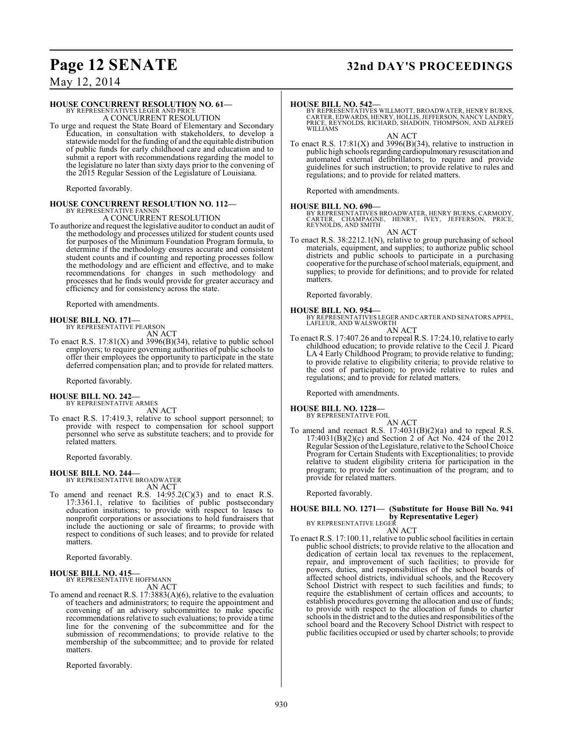**HOUSE CONCURRENT RESOLUTION NO. 61—**
BY REPRESENTATIVES LEGER AND PRICE
A CONCURRENT RESOLUTION

To urge and request the State Board of Elementary and Secondary Education, in consultation with stakeholders, to develop a statewide model for the funding of and the equitable distribution of public funds for early childhood care and education and to submit a report with recommendations regarding the model to the legislature no later than sixty days prior to the convening of the 2015 Regular Session of the Legislature of Louisiana.

Reported favorably.

**HOUSE CONCURRENT RESOLUTION NO. 112—**
BY REPRESENTATIVE FANNIN
A CONCURRENT RESOLUTION

To authorize and request the legislative auditor to conduct an audit of the methodology and processes utilized for student counts used for purposes of the Minimum Foundation Program formula, to determine if the methodology ensures accurate and consistent student counts and if counting and reporting processes follow the methodology and are efficient and effective, and to make recommendations for changes in such methodology and processes that he finds would provide for greater accuracy and efficiency and for consistency across the state.

Reported with amendments.

**HOUSE BILL NO. 171—**
BY REPRESENTATIVE PEARSON
AN ACT

To enact R.S. 17:81(X) and 3996(B)(34), relative to public school employers; to require governing authorities of public schools to offer their employees the opportunity to participate in the state deferred compensation plan; and to provide for related matters.

Reported favorably.

**HOUSE BILL NO. 242—**
BY REPRESENTATIVE ARMES
AN ACT

To enact R.S. 17:419.3, relative to school support personnel; to provide with respect to compensation for school support personnel who serve as substitute teachers; and to provide for related matters.

Reported favorably.

**HOUSE BILL NO. 244—**
BY REPRESENTATIVE BROADWATER
AN ACT

To amend and reenact R.S. 14:95.2(C)(3) and to enact R.S. 17:3361.1, relative to facilities of public postsecondary education insitutions; to provide with respect to leases to nonprofit corporations or associations to hold fundraisers that include the auctioning or sale of firearms; to provide with respect to conditions of such leases; and to provide for related matters.

Reported favorably.

**HOUSE BILL NO. 415—**
BY REPRESENTATIVE HOFFMANN
AN ACT

To amend and reenact R.S. 17:3883(A)(6), relative to the evaluation of teachers and administrators; to require the appointment and convening of an advisory subcommittee to make specific recommendations relative to such evaluations; to provide a time line for the convening of the subcommittee and for the submission of recommendations; to provide relative to the membership of the subcommittee; and to provide for related matters.

Reported favorably.

**HOUSE BILL NO. 542—**
BY REPRESENTATIVES WILLMOTT, BROADWATER, HENRY BURNS, CARTER, EDWARDS, HENRY, HOLLIS, JEFFERSON, NANCY LANDRY, PRICE, REYNOLDS, RICHARD, SHADOIN, THOMPSON, AND ALFRED WILLIAMS
AN ACT

To enact R.S. 17:81(X) and 3996(B)(34), relative to instruction in public high schools regarding cardiopulmonary resuscitation and automated external defibrillators; to require and provide guidelines for such instruction; to provide relative to rules and regulations; and to provide for related matters.

Reported with amendments.

**HOUSE BILL NO. 690—**
BY REPRESENTATIVES BROADWATER, HENRY BURNS, CARMODY, CARTER, CHAMPAGNE, HENRY, IVEY, JEFFERSON, PRICE, REYNOLDS, AND SMITH
AN ACT

To enact R.S. 38:2212.1(N), relative to group purchasing of school materials, equipment, and supplies; to authorize public school districts and public schools to participate in a purchasing cooperative for the purchase of school materials, equipment, and supplies; to provide for definitions; and to provide for related matters.

Reported favorably.

**HOUSE BILL NO. 954—**
BY REPRESENTATIVES LEGER AND CARTER AND SENATORS APPEL, LAFLEUR, AND WALSWORTH
AN ACT

To enact R.S. 17:407.26 and to repeal R.S. 17:24.10, relative to early childhood education; to provide relative to the Cecil J. Picard LA 4 Early Childhood Program; to provide relative to funding; to provide relative to eligibility criteria; to provide relative to the cost of participation; to provide relative to rules and regulations; and to provide for related matters.

Reported with amendments.

**HOUSE BILL NO. 1228—**
BY REPRESENTATIVE FOIL
AN ACT

To amend and reenact R.S. 17:4031(B)(2)(a) and to repeal R.S. 17:4031(B)(2)(c) and Section 2 of Act No. 424 of the 2012 Regular Session of the Legislature, relative to the School Choice Program for Certain Students with Exceptionalities; to provide relative to student eligibility criteria for participation in the program; to provide for continuation of the program; and to provide for related matters.

Reported favorably.

**HOUSE BILL NO. 1271— (Substitute for House Bill No. 941 by Representative Leger)**
BY REPRESENTATIVE LEGER
AN ACT

To enact R.S. 17:100.11, relative to public school facilities in certain public school districts; to provide relative to the allocation and dedication of certain local tax revenues to the replacement, repair, and improvement of such facilities; to provide for powers, duties, and responsibilities of the school boards of affected school districts, individual schools, and the Recovery School District with respect to such facilities and funds; to require the establishment of certain offices and accounts; to establish procedures governing the allocation and use of funds; to provide with respect to the allocation of funds to charter schools in the district and to the duties and responsibilities of the school board and the Recovery School District with respect to public facilities occupied or used by charter schools; to provide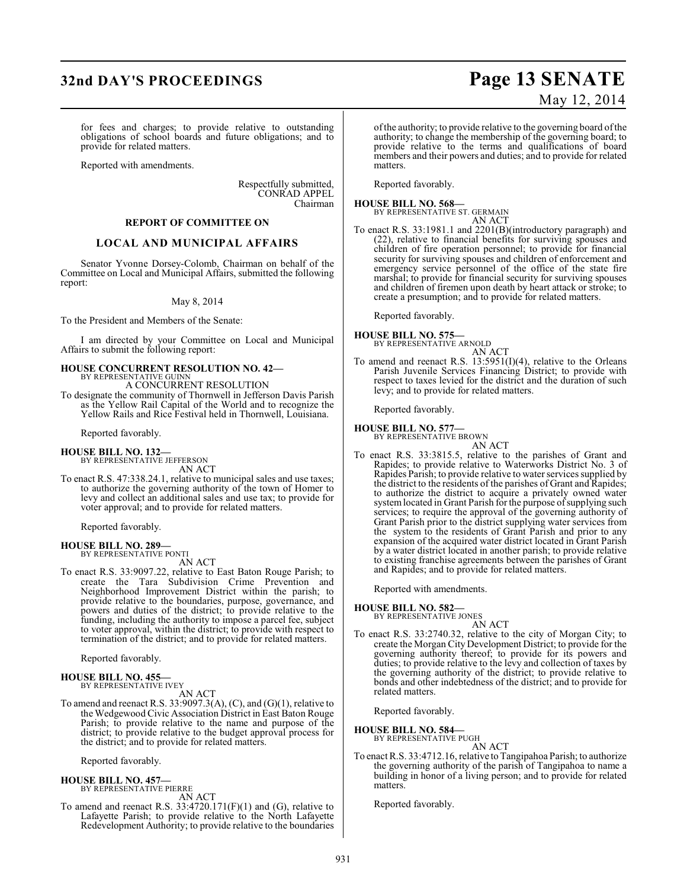for fees and charges; to provide relative to outstanding obligations of school boards and future obligations; and to provide for related matters.

Reported with amendments.

Respectfully submitted,
CONRAD APPEL
Chairman

### REPORT OF COMMITTEE ON

## LOCAL AND MUNICIPAL AFFAIRS

Senator Yvonne Dorsey-Colomb, Chairman on behalf of the Committee on Local and Municipal Affairs, submitted the following report:

May 8, 2014

To the President and Members of the Senate:

I am directed by your Committee on Local and Municipal Affairs to submit the following report:

**HOUSE CONCURRENT RESOLUTION NO. 42—**
BY REPRESENTATIVE GUINN
A CONCURRENT RESOLUTION

To designate the community of Thornwell in Jefferson Davis Parish as the Yellow Rail Capital of the World and to recognize the Yellow Rails and Rice Festival held in Thornwell, Louisiana.

Reported favorably.

**HOUSE BILL NO. 132—**
BY REPRESENTATIVE JEFFERSON
AN ACT

To enact R.S. 47:338.24.1, relative to municipal sales and use taxes; to authorize the governing authority of the town of Homer to levy and collect an additional sales and use tax; to provide for voter approval; and to provide for related matters.

Reported favorably.

**HOUSE BILL NO. 289—**
BY REPRESENTATIVE PONTI
AN ACT

To enact R.S. 33:9097.22, relative to East Baton Rouge Parish; to create the Tara Subdivision Crime Prevention and Neighborhood Improvement District within the parish; to provide relative to the boundaries, purpose, governance, and powers and duties of the district; to provide relative to the funding, including the authority to impose a parcel fee, subject to voter approval, within the district; to provide with respect to termination of the district; and to provide for related matters.

Reported favorably.

**HOUSE BILL NO. 455—**
BY REPRESENTATIVE IVEY
AN ACT

To amend and reenact R.S. 33:9097.3(A), (C), and (G)(1), relative to the Wedgewood Civic Association District in East Baton Rouge Parish; to provide relative to the name and purpose of the district; to provide relative to the budget approval process for the district; and to provide for related matters.

Reported favorably.

**HOUSE BILL NO. 457—**
BY REPRESENTATIVE PIERRE
AN ACT

To amend and reenact R.S. 33:4720.171(F)(1) and (G), relative to Lafayette Parish; to provide relative to the North Lafayette Redevelopment Authority; to provide relative to the boundaries of the authority; to provide relative to the governing board of the authority; to change the membership of the governing board; to provide relative to the terms and qualifications of board members and their powers and duties; and to provide for related matters.

Reported favorably.

**HOUSE BILL NO. 568—**
BY REPRESENTATIVE ST. GERMAIN
AN ACT

To enact R.S. 33:1981.1 and 2201(B)(introductory paragraph) and (22), relative to financial benefits for surviving spouses and children of fire operation personnel; to provide for financial security for surviving spouses and children of enforcement and emergency service personnel of the office of the state fire marshal; to provide for financial security for surviving spouses and children of firemen upon death by heart attack or stroke; to create a presumption; and to provide for related matters.

Reported favorably.

**HOUSE BILL NO. 575—**
BY REPRESENTATIVE ARNOLD
AN ACT

To amend and reenact R.S. 13:5951(I)(4), relative to the Orleans Parish Juvenile Services Financing District; to provide with respect to taxes levied for the district and the duration of such levy; and to provide for related matters.

Reported favorably.

**HOUSE BILL NO. 577—**
BY REPRESENTATIVE BROWN
AN ACT

To enact R.S. 33:3815.5, relative to the parishes of Grant and Rapides; to provide relative to Waterworks District No. 3 of Rapides Parish; to provide relative to water services supplied by the district to the residents of the parishes of Grant and Rapides; to authorize the district to acquire a privately owned water system located in Grant Parish for the purpose of supplying such services; to require the approval of the governing authority of Grant Parish prior to the district supplying water services from the system to the residents of Grant Parish and prior to any expansion of the acquired water district located in Grant Parish by a water district located in another parish; to provide relative to existing franchise agreements between the parishes of Grant and Rapides; and to provide for related matters.

Reported with amendments.

**HOUSE BILL NO. 582—**
BY REPRESENTATIVE JONES
AN ACT

To enact R.S. 33:2740.32, relative to the city of Morgan City; to create the Morgan City Development District; to provide for the governing authority thereof; to provide for its powers and duties; to provide relative to the levy and collection of taxes by the governing authority of the district; to provide relative to bonds and other indebtedness of the district; and to provide for related matters.

Reported favorably.

**HOUSE BILL NO. 584—**
BY REPRESENTATIVE PUGH
AN ACT

To enact R.S. 33:4712.16, relative to Tangipahoa Parish; to authorize the governing authority of the parish of Tangipahoa to name a building in honor of a living person; and to provide for related matters.

Reported favorably.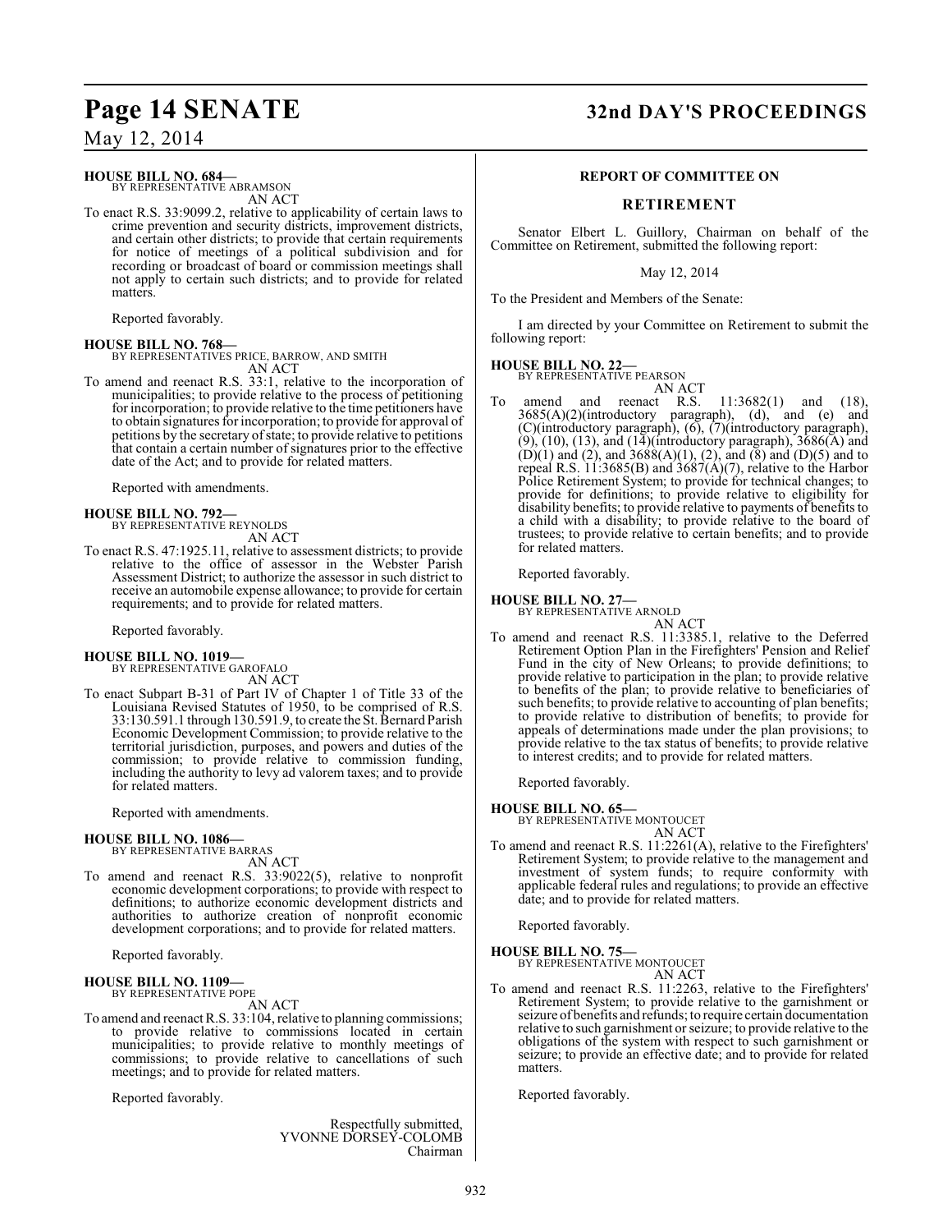**HOUSE BILL NO. 684—**
BY REPRESENTATIVE ABRAMSON

AN ACT

To enact R.S. 33:9099.2, relative to applicability of certain laws to crime prevention and security districts, improvement districts, and certain other districts; to provide that certain requirements for notice of meetings of a political subdivision and for recording or broadcast of board or commission meetings shall not apply to certain such districts; and to provide for related matters.

Reported favorably.

**HOUSE BILL NO. 768—**
BY REPRESENTATIVES PRICE, BARROW, AND SMITH

AN ACT

To amend and reenact R.S. 33:1, relative to the incorporation of municipalities; to provide relative to the process of petitioning for incorporation; to provide relative to the time petitioners have to obtain signatures for incorporation; to provide for approval of petitions by the secretary of state; to provide relative to petitions that contain a certain number of signatures prior to the effective date of the Act; and to provide for related matters.

Reported with amendments.

**HOUSE BILL NO. 792—**
BY REPRESENTATIVE REYNOLDS

AN ACT

To enact R.S. 47:1925.11, relative to assessment districts; to provide relative to the office of assessor in the Webster Parish Assessment District; to authorize the assessor in such district to receive an automobile expense allowance; to provide for certain requirements; and to provide for related matters.

Reported favorably.

**HOUSE BILL NO. 1019—**
BY REPRESENTATIVE GAROFALO

AN ACT

To enact Subpart B-31 of Part IV of Chapter 1 of Title 33 of the Louisiana Revised Statutes of 1950, to be comprised of R.S. 33:130.591.1 through 130.591.9, to create the St. Bernard Parish Economic Development Commission; to provide relative to the territorial jurisdiction, purposes, and powers and duties of the commission; to provide relative to commission funding, including the authority to levy ad valorem taxes; and to provide for related matters.

Reported with amendments.

**HOUSE BILL NO. 1086—**
BY REPRESENTATIVE BARRAS

AN ACT

To amend and reenact R.S. 33:9022(5), relative to nonprofit economic development corporations; to provide with respect to definitions; to authorize economic development districts and authorities to authorize creation of nonprofit economic development corporations; and to provide for related matters.

Reported favorably.

**HOUSE BILL NO. 1109—**
BY REPRESENTATIVE POPE

AN ACT

To amend and reenact R.S. 33:104, relative to planning commissions; to provide relative to commissions located in certain municipalities; to provide relative to monthly meetings of commissions; to provide relative to cancellations of such meetings; and to provide for related matters.

Reported favorably.

Respectfully submitted,
YVONNE DORSEY-COLOMB
Chairman

## REPORT OF COMMITTEE ON

## RETIREMENT

Senator Elbert L. Guillory, Chairman on behalf of the Committee on Retirement, submitted the following report:

May 12, 2014

To the President and Members of the Senate:

I am directed by your Committee on Retirement to submit the following report:

**HOUSE BILL NO. 22—**
BY REPRESENTATIVE PEARSON

AN ACT

To amend and reenact R.S. 11:3682(1) and (18), 3685(A)(2)(introductory paragraph), (d), and (e) and (C)(introductory paragraph), (6), (7)(introductory paragraph), (9), (10), (13), and (14)(introductory paragraph), 3686(A) and (D)(1) and (2), and 3688(A)(1), (2), and (8) and (D)(5) and to repeal R.S. 11:3685(B) and 3687(A)(7), relative to the Harbor Police Retirement System; to provide for technical changes; to provide for definitions; to provide relative to eligibility for disability benefits; to provide relative to payments of benefits to a child with a disability; to provide relative to the board of trustees; to provide relative to certain benefits; and to provide for related matters.

Reported favorably.

**HOUSE BILL NO. 27—**
BY REPRESENTATIVE ARNOLD

AN ACT

To amend and reenact R.S. 11:3385.1, relative to the Deferred Retirement Option Plan in the Firefighters' Pension and Relief Fund in the city of New Orleans; to provide definitions; to provide relative to participation in the plan; to provide relative to benefits of the plan; to provide relative to beneficiaries of such benefits; to provide relative to accounting of plan benefits; to provide relative to distribution of benefits; to provide for appeals of determinations made under the plan provisions; to provide relative to the tax status of benefits; to provide relative to interest credits; and to provide for related matters.

Reported favorably.

**HOUSE BILL NO. 65—**
BY REPRESENTATIVE MONTOUCET

AN ACT

To amend and reenact R.S. 11:2261(A), relative to the Firefighters' Retirement System; to provide relative to the management and investment of system funds; to require conformity with applicable federal rules and regulations; to provide an effective date; and to provide for related matters.

Reported favorably.

**HOUSE BILL NO. 75—**
BY REPRESENTATIVE MONTOUCET

AN ACT

To amend and reenact R.S. 11:2263, relative to the Firefighters' Retirement System; to provide relative to the garnishment or seizure of benefits and refunds; to require certain documentation relative to such garnishment or seizure; to provide relative to the obligations of the system with respect to such garnishment or seizure; to provide an effective date; and to provide for related matters.

Reported favorably.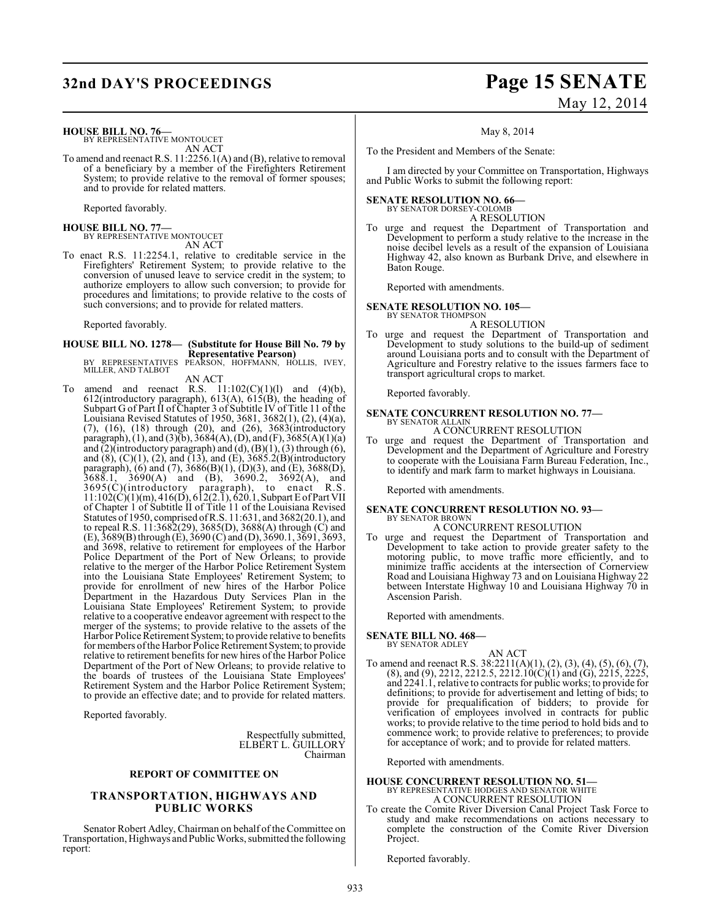**HOUSE BILL NO. 76—**
BY REPRESENTATIVE MONTOUCET
AN ACT

To amend and reenact R.S. 11:2256.1(A) and (B), relative to removal of a beneficiary by a member of the Firefighters Retirement System; to provide relative to the removal of former spouses; and to provide for related matters.

Reported favorably.

**HOUSE BILL NO. 77—**
BY REPRESENTATIVE MONTOUCET
AN ACT

To enact R.S. 11:2254.1, relative to creditable service in the Firefighters' Retirement System; to provide relative to the conversion of unused leave to service credit in the system; to authorize employers to allow such conversion; to provide for procedures and limitations; to provide relative to the costs of such conversions; and to provide for related matters.

Reported favorably.

**HOUSE BILL NO. 1278— (Substitute for House Bill No. 79 by Representative Pearson)**
BY REPRESENTATIVES PEARSON, HOFFMANN, HOLLIS, IVEY, MILLER, AND TALBOT
AN ACT

To amend and reenact R.S. 11:102(C)(1)(l) and (4)(b), 612(introductory paragraph), 613(A), 615(B), the heading of Subpart G of Part II of Chapter 3 of Subtitle IV of Title 11 of the Louisiana Revised Statutes of 1950, 3681, 3682(1), (2), (4)(a), (7), (16), (18) through (20), and (26), 3683(introductory paragraph), (1), and (3)(b), 3684(A), (D), and (F), 3685(A)(1)(a) and (2)(introductory paragraph) and (d), (B)(1), (3) through (6), and (8), (C)(1), (2), and (13), and (E), 3685.2(B)(introductory paragraph), (6) and (7), 3686(B)(1), (D)(3), and (E), 3688(D), 3688.1, 3690(A) and (B), 3690.2, 3692(A), and 3695(C)(introductory paragraph), to enact R.S. 11:102(C)(1)(m), 416(D), 612(2.1), 620.1, Subpart E of Part VII of Chapter 1 of Subtitle II of Title 11 of the Louisiana Revised Statutes of 1950, comprised of R.S. 11:631, and 3682(20.1), and to repeal R.S. 11:3682(29), 3685(D), 3688(A) through (C) and (E), 3689(B) through (E), 3690 (C) and (D), 3690.1, 3691, 3693, and 3698, relative to retirement for employees of the Harbor Police Department of the Port of New Orleans; to provide relative to the merger of the Harbor Police Retirement System into the Louisiana State Employees' Retirement System; to provide for enrollment of new hires of the Harbor Police Department in the Hazardous Duty Services Plan in the Louisiana State Employees' Retirement System; to provide relative to a cooperative endeavor agreement with respect to the merger of the systems; to provide relative to the assets of the Harbor Police Retirement System; to provide relative to benefits for members of the Harbor Police Retirement System; to provide relative to retirement benefits for new hires of the Harbor Police Department of the Port of New Orleans; to provide relative to the boards of trustees of the Louisiana State Employees' Retirement System and the Harbor Police Retirement System; to provide an effective date; and to provide for related matters.

Reported favorably.

Respectfully submitted,
ELBERT L. GUILLORY
Chairman

## REPORT OF COMMITTEE ON

## TRANSPORTATION, HIGHWAYS AND PUBLIC WORKS

Senator Robert Adley, Chairman on behalf of the Committee on Transportation, Highways and Public Works, submitted the following report:

May 8, 2014

To the President and Members of the Senate:

I am directed by your Committee on Transportation, Highways and Public Works to submit the following report:

**SENATE RESOLUTION NO. 66—**
BY SENATOR DORSEY-COLOMB
A RESOLUTION

To urge and request the Department of Transportation and Development to perform a study relative to the increase in the noise decibel levels as a result of the expansion of Louisiana Highway 42, also known as Burbank Drive, and elsewhere in Baton Rouge.

Reported with amendments.

**SENATE RESOLUTION NO. 105—**
BY SENATOR THOMPSON
A RESOLUTION

To urge and request the Department of Transportation and Development to study solutions to the build-up of sediment around Louisiana ports and to consult with the Department of Agriculture and Forestry relative to the issues farmers face to transport agricultural crops to market.

Reported favorably.

**SENATE CONCURRENT RESOLUTION NO. 77—**
BY SENATOR ALLAIN
A CONCURRENT RESOLUTION

To urge and request the Department of Transportation and Development and the Department of Agriculture and Forestry to cooperate with the Louisiana Farm Bureau Federation, Inc., to identify and mark farm to market highways in Louisiana.

Reported with amendments.

**SENATE CONCURRENT RESOLUTION NO. 93—**
BY SENATOR BROWN
A CONCURRENT RESOLUTION

To urge and request the Department of Transportation and Development to take action to provide greater safety to the motoring public, to move traffic more efficiently, and to minimize traffic accidents at the intersection of Cornerview Road and Louisiana Highway 73 and on Louisiana Highway 22 between Interstate Highway 10 and Louisiana Highway 70 in Ascension Parish.

Reported with amendments.

**SENATE BILL NO. 468—**
BY SENATOR ADLEY
AN ACT

To amend and reenact R.S. 38:2211(A)(1), (2), (3), (4), (5), (6), (7), (8), and (9), 2212, 2212.5, 2212.10(C)(1) and (G), 2215, 2225, and 2241.1, relative to contracts for public works; to provide for definitions; to provide for advertisement and letting of bids; to provide for prequalification of bidders; to provide for verification of employees involved in contracts for public works; to provide relative to the time period to hold bids and to commence work; to provide relative to preferences; to provide for acceptance of work; and to provide for related matters.

Reported with amendments.

**HOUSE CONCURRENT RESOLUTION NO. 51—**
BY REPRESENTATIVE HODGES AND SENATOR WHITE
A CONCURRENT RESOLUTION

To create the Comite River Diversion Canal Project Task Force to study and make recommendations on actions necessary to complete the construction of the Comite River Diversion Project.

Reported favorably.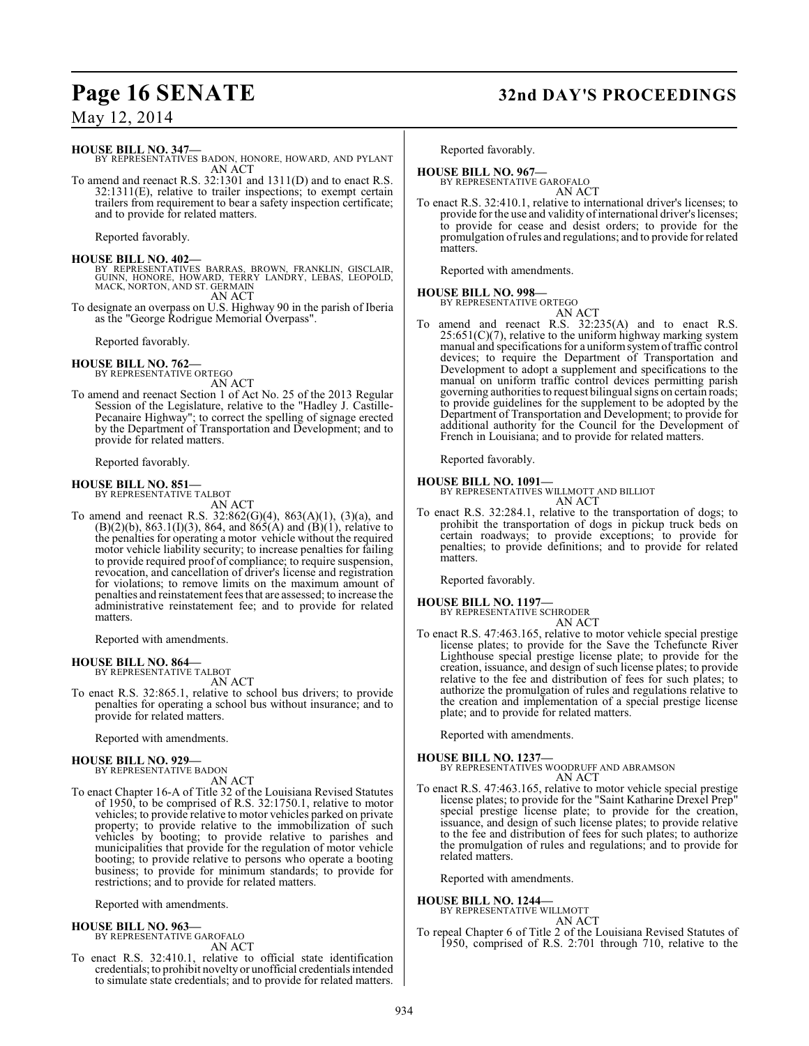**HOUSE BILL NO. 347—**
BY REPRESENTATIVES BADON, HONORE, HOWARD, AND PYLANT
AN ACT

To amend and reenact R.S. 32:1301 and 1311(D) and to enact R.S. 32:1311(E), relative to trailer inspections; to exempt certain trailers from requirement to bear a safety inspection certificate; and to provide for related matters.

Reported favorably.

**HOUSE BILL NO. 402—**
BY REPRESENTATIVES BARRAS, BROWN, FRANKLIN, GISCLAIR, GUINN, HONORE, HOWARD, TERRY LANDRY, LEBAS, LEOPOLD, MACK, NORTON, AND ST. GERMAIN
AN ACT

To designate an overpass on U.S. Highway 90 in the parish of Iberia as the "George Rodrigue Memorial Overpass".

Reported favorably.

**HOUSE BILL NO. 762—**
BY REPRESENTATIVE ORTEGO
AN ACT

To amend and reenact Section 1 of Act No. 25 of the 2013 Regular Session of the Legislature, relative to the "Hadley J. Castille-Pecanaire Highway"; to correct the spelling of signage erected by the Department of Transportation and Development; and to provide for related matters.

Reported favorably.

**HOUSE BILL NO. 851—**
BY REPRESENTATIVE TALBOT
AN ACT

To amend and reenact R.S. 32:862(G)(4), 863(A)(1), (3)(a), and (B)(2)(b), 863.1(I)(3), 864, and 865(A) and (B)(1), relative to the penalties for operating a motor vehicle without the required motor vehicle liability security; to increase penalties for failing to provide required proof of compliance; to require suspension, revocation, and cancellation of driver's license and registration for violations; to remove limits on the maximum amount of penalties and reinstatement fees that are assessed; to increase the administrative reinstatement fee; and to provide for related matters.

Reported with amendments.

**HOUSE BILL NO. 864—**
BY REPRESENTATIVE TALBOT
AN ACT

To enact R.S. 32:865.1, relative to school bus drivers; to provide penalties for operating a school bus without insurance; and to provide for related matters.

Reported with amendments.

**HOUSE BILL NO. 929—**
BY REPRESENTATIVE BADON
AN ACT

To enact Chapter 16-A of Title 32 of the Louisiana Revised Statutes of 1950, to be comprised of R.S. 32:1750.1, relative to motor vehicles; to provide relative to motor vehicles parked on private property; to provide relative to the immobilization of such vehicles by booting; to provide relative to parishes and municipalities that provide for the regulation of motor vehicle booting; to provide relative to persons who operate a booting business; to provide for minimum standards; to provide for restrictions; and to provide for related matters.

Reported with amendments.

**HOUSE BILL NO. 963—**
BY REPRESENTATIVE GAROFALO
AN ACT

To enact R.S. 32:410.1, relative to official state identification credentials; to prohibit novelty or unofficial credentials intended to simulate state credentials; and to provide for related matters.

Reported favorably.

**HOUSE BILL NO. 967—**
BY REPRESENTATIVE GAROFALO
AN ACT

To enact R.S. 32:410.1, relative to international driver's licenses; to provide for the use and validity of international driver's licenses; to provide for cease and desist orders; to provide for the promulgation of rules and regulations; and to provide for related matters.

Reported with amendments.

**HOUSE BILL NO. 998—**
BY REPRESENTATIVE ORTEGO
AN ACT

To amend and reenact R.S. 32:235(A) and to enact R.S. 25:651(C)(7), relative to the uniform highway marking system manual and specifications for a uniform system of traffic control devices; to require the Department of Transportation and Development to adopt a supplement and specifications to the manual on uniform traffic control devices permitting parish governing authorities to request bilingual signs on certain roads; to provide guidelines for the supplement to be adopted by the Department of Transportation and Development; to provide for additional authority for the Council for the Development of French in Louisiana; and to provide for related matters.

Reported favorably.

**HOUSE BILL NO. 1091—**
BY REPRESENTATIVES WILLMOTT AND BILLIOT
AN ACT

To enact R.S. 32:284.1, relative to the transportation of dogs; to prohibit the transportation of dogs in pickup truck beds on certain roadways; to provide exceptions; to provide for penalties; to provide definitions; and to provide for related matters.

Reported favorably.

**HOUSE BILL NO. 1197—**
BY REPRESENTATIVE SCHRODER
AN ACT

To enact R.S. 47:463.165, relative to motor vehicle special prestige license plates; to provide for the Save the Tchefuncte River Lighthouse special prestige license plate; to provide for the creation, issuance, and design of such license plates; to provide relative to the fee and distribution of fees for such plates; to authorize the promulgation of rules and regulations relative to the creation and implementation of a special prestige license plate; and to provide for related matters.

Reported with amendments.

**HOUSE BILL NO. 1237—**
BY REPRESENTATIVES WOODRUFF AND ABRAMSON
AN ACT

To enact R.S. 47:463.165, relative to motor vehicle special prestige license plates; to provide for the "Saint Katharine Drexel Prep" special prestige license plate; to provide for the creation, issuance, and design of such license plates; to provide relative to the fee and distribution of fees for such plates; to authorize the promulgation of rules and regulations; and to provide for related matters.

Reported with amendments.

**HOUSE BILL NO. 1244—**
BY REPRESENTATIVE WILLMOTT
AN ACT

To repeal Chapter 6 of Title 2 of the Louisiana Revised Statutes of 1950, comprised of R.S. 2:701 through 710, relative to the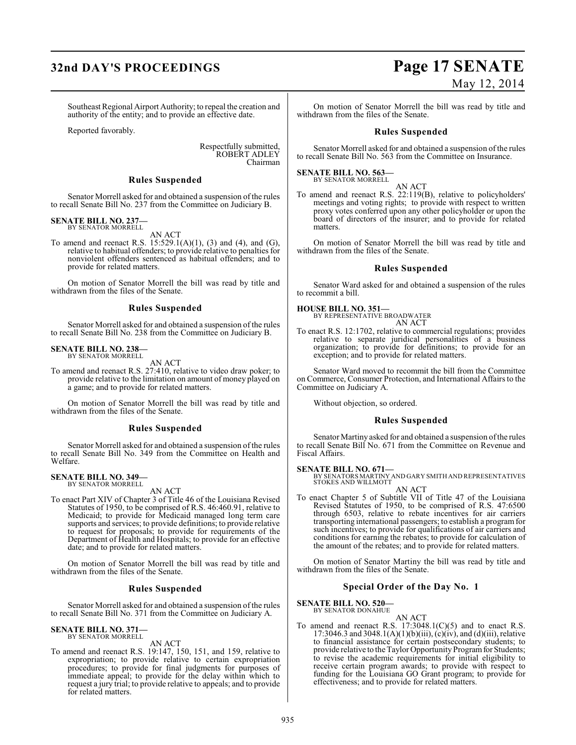Southeast Regional Airport Authority; to repeal the creation and authority of the entity; and to provide an effective date.

Reported favorably.

Respectfully submitted,
ROBERT ADLEY
Chairman

### Rules Suspended

Senator Morrell asked for and obtained a suspension of the rules to recall Senate Bill No. 237 from the Committee on Judiciary B.

**SENATE BILL NO. 237—**
BY SENATOR MORRELL

AN ACT

To amend and reenact R.S. 15:529.1(A)(1), (3) and (4), and (G), relative to habitual offenders; to provide relative to penalties for nonviolent offenders sentenced as habitual offenders; and to provide for related matters.

On motion of Senator Morrell the bill was read by title and withdrawn from the files of the Senate.

### Rules Suspended

Senator Morrell asked for and obtained a suspension of the rules to recall Senate Bill No. 238 from the Committee on Judiciary B.

**SENATE BILL NO. 238—**
BY SENATOR MORRELL

AN ACT

To amend and reenact R.S. 27:410, relative to video draw poker; to provide relative to the limitation on amount of money played on a game; and to provide for related matters.

On motion of Senator Morrell the bill was read by title and withdrawn from the files of the Senate.

### Rules Suspended

Senator Morrell asked for and obtained a suspension of the rules to recall Senate Bill No. 349 from the Committee on Health and Welfare.

**SENATE BILL NO. 349—**
BY SENATOR MORRELL

AN ACT

To enact Part XIV of Chapter 3 of Title 46 of the Louisiana Revised Statutes of 1950, to be comprised of R.S. 46:460.91, relative to Medicaid; to provide for Medicaid managed long term care supports and services; to provide definitions; to provide relative to request for proposals; to provide for requirements of the Department of Health and Hospitals; to provide for an effective date; and to provide for related matters.

On motion of Senator Morrell the bill was read by title and withdrawn from the files of the Senate.

### Rules Suspended

Senator Morrell asked for and obtained a suspension of the rules to recall Senate Bill No. 371 from the Committee on Judiciary A.

**SENATE BILL NO. 371—**
BY SENATOR MORRELL

AN ACT

To amend and reenact R.S. 19:147, 150, 151, and 159, relative to expropriation; to provide relative to certain expropriation procedures; to provide for final judgments for purposes of immediate appeal; to provide for the delay within which to request a jury trial; to provide relative to appeals; and to provide for related matters.

On motion of Senator Morrell the bill was read by title and withdrawn from the files of the Senate.

### Rules Suspended

Senator Morrell asked for and obtained a suspension of the rules to recall Senate Bill No. 563 from the Committee on Insurance.

**SENATE BILL NO. 563—**
BY SENATOR MORRELL

AN ACT

To amend and reenact R.S. 22:119(B), relative to policyholders' meetings and voting rights; to provide with respect to written proxy votes conferred upon any other policyholder or upon the board of directors of the insurer; and to provide for related matters.

On motion of Senator Morrell the bill was read by title and withdrawn from the files of the Senate.

### Rules Suspended

Senator Ward asked for and obtained a suspension of the rules to recommit a bill.

**HOUSE BILL NO. 351—**
BY REPRESENTATIVE BROADWATER

AN ACT

To enact R.S. 12:1702, relative to commercial regulations; provides relative to separate juridical personalities of a business organization; to provide for definitions; to provide for an exception; and to provide for related matters.

Senator Ward moved to recommit the bill from the Committee on Commerce, Consumer Protection, and International Affairs to the Committee on Judiciary A.

Without objection, so ordered.

### Rules Suspended

Senator Martiny asked for and obtained a suspension of the rules to recall Senate Bill No. 671 from the Committee on Revenue and Fiscal Affairs.

**SENATE BILL NO. 671—**
BY SENATORS MARTINY AND GARY SMITH AND REPRESENTATIVES STOKES AND WILLMOTT

AN ACT

To enact Chapter 5 of Subtitle VII of Title 47 of the Louisiana Revised Statutes of 1950, to be comprised of R.S. 47:6500 through 6503, relative to rebate incentives for air carriers transporting international passengers; to establish a program for such incentives; to provide for qualifications of air carriers and conditions for earning the rebates; to provide for calculation of the amount of the rebates; and to provide for related matters.

On motion of Senator Martiny the bill was read by title and withdrawn from the files of the Senate.

### Special Order of the Day No. 1

**SENATE BILL NO. 520—**
BY SENATOR DONAHUE

AN ACT

To amend and reenact R.S. 17:3048.1(C)(5) and to enact R.S. 17:3046.3 and 3048.1(A)(1)(b)(iii), (c)(iv), and (d)(iii), relative to financial assistance for certain postsecondary students; to provide relative to the Taylor Opportunity Program for Students; to revise the academic requirements for initial eligibility to receive certain program awards; to provide with respect to funding for the Louisiana GO Grant program; to provide for effectiveness; and to provide for related matters.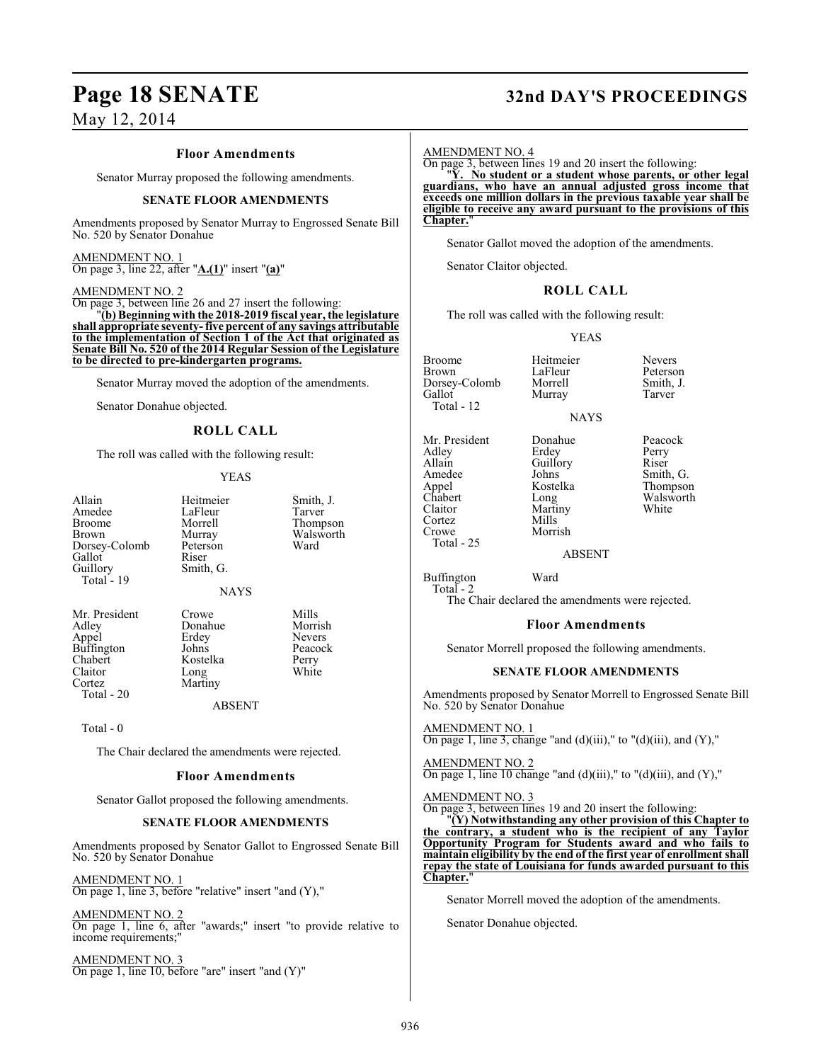## Floor Amendments

Senator Murray proposed the following amendments.

### SENATE FLOOR AMENDMENTS

Amendments proposed by Senator Murray to Engrossed Senate Bill No. 520 by Senator Donahue

AMENDMENT NO. 1
On page 3, line 22, after "**A.(1)**" insert "**(a)**"

AMENDMENT NO. 2
On page 3, between line 26 and 27 insert the following:

"**(b) Beginning with the 2018-2019 fiscal year, the legislature shall appropriate seventy- five percent of any savings attributable to the implementation of Section 1 of the Act that originated as Senate Bill No. 520 of the 2014 Regular Session of the Legislature to be directed to pre-kindergarten programs.**"

Senator Murray moved the adoption of the amendments.

Senator Donahue objected.

### ROLL CALL

The roll was called with the following result:

YEAS

| | | |
|---|---|---|
| Allain | Heitmeier | Smith, J. |
| Amedee | LaFleur | Tarver |
| Broome | Morrell | Thompson |
| Brown | Murray | Walsworth |
| Dorsey-Colomb | Peterson | Ward |
| Gallot | Riser | |
| Guillory | Smith, G. | |
| Total - 19 | | |

NAYS

| | | |
|---|---|---|
| Mr. President | Crowe | Mills |
| Adley | Donahue | Morrish |
| Appel | Erdey | Nevers |
| Buffington | Johns | Peacock |
| Chabert | Kostelka | Perry |
| Claitor | Long | White |
| Cortez | Martiny | |
| Total - 20 | | |

ABSENT

Total - 0

The Chair declared the amendments were rejected.

## Floor Amendments

Senator Gallot proposed the following amendments.

### SENATE FLOOR AMENDMENTS

Amendments proposed by Senator Gallot to Engrossed Senate Bill No. 520 by Senator Donahue

AMENDMENT NO. 1
On page 1, line 3, before "relative" insert "and (Y),"

AMENDMENT NO. 2
On page 1, line 6, after "awards;" insert "to provide relative to income requirements;"

AMENDMENT NO. 3
On page 1, line 10, before "are" insert "and (Y)"

AMENDMENT NO. 4
On page 3, between lines 19 and 20 insert the following:

"**Y. No student or a student whose parents, or other legal guardians, who have an annual adjusted gross income that exceeds one million dollars in the previous taxable year shall be eligible to receive any award pursuant to the provisions of this Chapter.**"

Senator Gallot moved the adoption of the amendments.

Senator Claitor objected.

### ROLL CALL

The roll was called with the following result:

YEAS

| | | |
|---|---|---|
| Broome | Heitmeier | Nevers |
| Brown | LaFleur | Peterson |
| Dorsey-Colomb | Morrell | Smith, J. |
| Gallot | Murray | Tarver |
| Total - 12 | | |

NAYS

| | | |
|---|---|---|
| Mr. President | Donahue | Peacock |
| Adley | Erdey | Perry |
| Allain | Guillory | Riser |
| Amedee | Johns | Smith, G. |
| Appel | Kostelka | Thompson |
| Chabert | Long | Walsworth |
| Claitor | Martiny | White |
| Cortez | Mills | |
| Crowe | Morrish | |
| Total - 25 | | |

ABSENT

| | |
|---|---|
| Buffington | Ward |
| Total - 2 | |

The Chair declared the amendments were rejected.

## Floor Amendments

Senator Morrell proposed the following amendments.

### SENATE FLOOR AMENDMENTS

Amendments proposed by Senator Morrell to Engrossed Senate Bill No. 520 by Senator Donahue

AMENDMENT NO. 1
On page 1, line 3, change "and (d)(iii)," to "(d)(iii), and (Y),"

AMENDMENT NO. 2
On page 1, line 10 change "and (d)(iii)," to "(d)(iii), and (Y),"

AMENDMENT NO. 3
On page 3, between lines 19 and 20 insert the following:

"**(Y) Notwithstanding any other provision of this Chapter to the contrary, a student who is the recipient of any Taylor Opportunity Program for Students award and who fails to maintain eligibility by the end of the first year of enrollment shall repay the state of Louisiana for funds awarded pursuant to this Chapter.**"

Senator Morrell moved the adoption of the amendments.

Senator Donahue objected.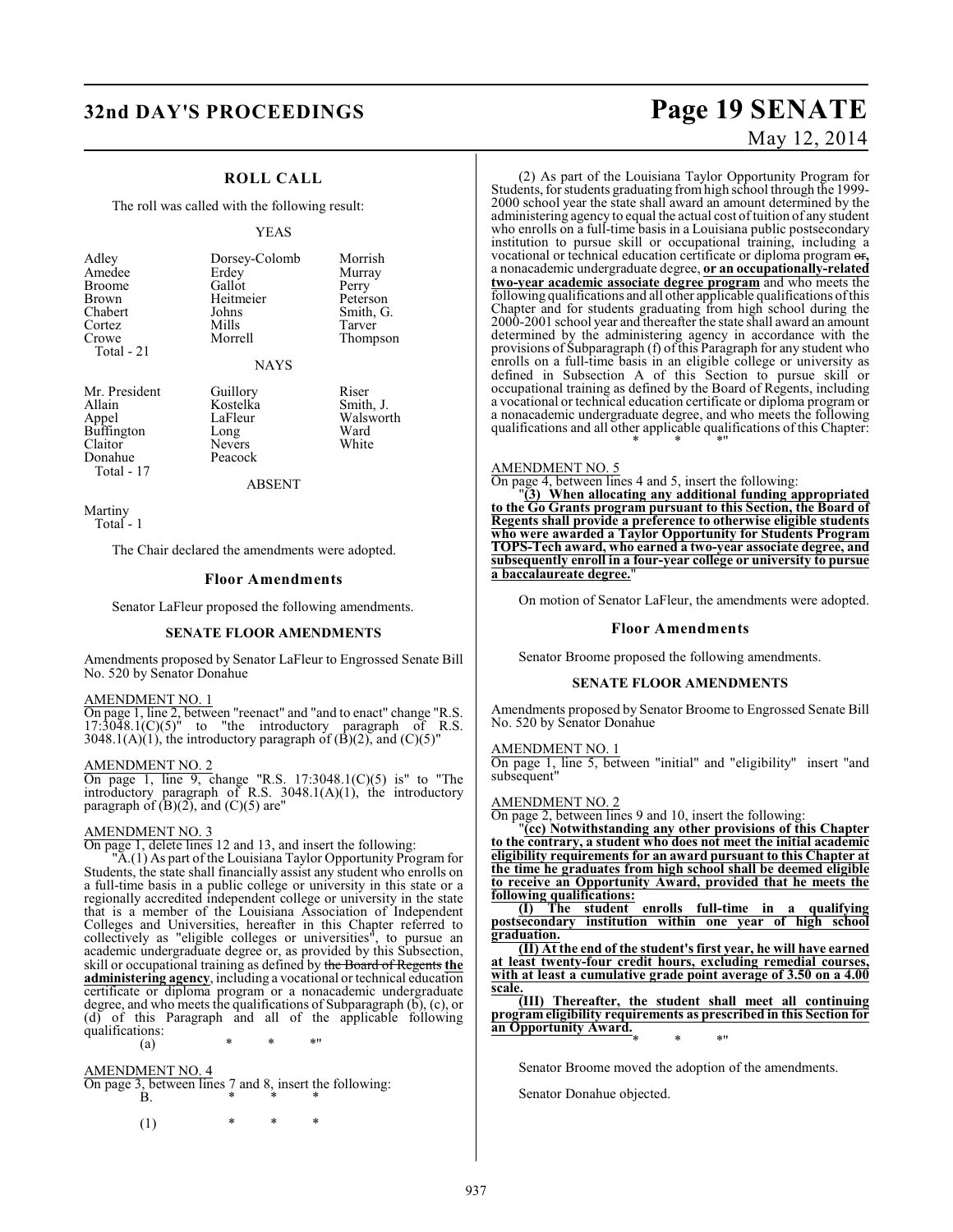## ROLL CALL

The roll was called with the following result:

YEAS

| | | |
|---|---|---|
| Adley | Dorsey-Colomb | Morrish |
| Amedee | Erdey | Murray |
| Broome | Gallot | Perry |
| Brown | Heitmeier | Peterson |
| Chabert | Johns | Smith, G. |
| Cortez | Mills | Tarver |
| Crowe | Morrell | Thompson |

Total - 21

NAYS

| | | |
|---|---|---|
| Mr. President | Guillory | Riser |
| Allain | Kostelka | Smith, J. |
| Appel | LaFleur | Walsworth |
| Buffington | Long | Ward |
| Claitor | Nevers | White |
| Donahue | Peacock | |

Total - 17

ABSENT

Martiny

Total - 1

The Chair declared the amendments were adopted.

### Floor Amendments

Senator LaFleur proposed the following amendments.

#### SENATE FLOOR AMENDMENTS

Amendments proposed by Senator LaFleur to Engrossed Senate Bill No. 520 by Senator Donahue

AMENDMENT NO. 1

On page 1, line 2, between "reenact" and "and to enact" change "R.S. 17:3048.1(C)(5)" to "the introductory paragraph of R.S. 3048.1(A)(1), the introductory paragraph of (B)(2), and (C)(5)"

AMENDMENT NO. 2

On page 1, line 9, change "R.S. 17:3048.1(C)(5) is" to "The introductory paragraph of R.S. 3048.1(A)(1), the introductory paragraph of (B)(2), and (C)(5) are"

AMENDMENT NO. 3

On page 1, delete lines 12 and 13, and insert the following:

"A.(1) As part of the Louisiana Taylor Opportunity Program for Students, the state shall financially assist any student who enrolls on a full-time basis in a public college or university in this state or a regionally accredited independent college or university in the state that is a member of the Louisiana Association of Independent Colleges and Universities, hereafter in this Chapter referred to collectively as "eligible colleges or universities", to pursue an academic undergraduate degree or, as provided by this Subsection, skill or occupational training as defined by ~~the Board of Regents~~ **the administering agency**, including a vocational or technical education certificate or diploma program or a nonacademic undergraduate degree, and who meets the qualifications of Subparagraph (b), (c), or (d) of this Paragraph and all of the applicable following qualifications:

(a) * * *"

AMENDMENT NO. 4

On page 3, between lines 7 and 8, insert the following:

B. * * *

(1) * * *

(2) As part of the Louisiana Taylor Opportunity Program for Students, for students graduating from high school through the 1999-2000 school year the state shall award an amount determined by the administering agency to equal the actual cost of tuition of any student who enrolls on a full-time basis in a Louisiana public postsecondary institution to pursue skill or occupational training, including a vocational or technical education certificate or diploma program ~~or~~**,** a nonacademic undergraduate degree, **or an occupationally-related two-year academic associate degree program** and who meets the following qualifications and all other applicable qualifications of this Chapter and for students graduating from high school during the 2000-2001 school year and thereafter the state shall award an amount determined by the administering agency in accordance with the provisions of Subparagraph (f) of this Paragraph for any student who enrolls on a full-time basis in an eligible college or university as defined in Subsection A of this Section to pursue skill or occupational training as defined by the Board of Regents, including a vocational or technical education certificate or diploma program or a nonacademic undergraduate degree, and who meets the following qualifications and all other applicable qualifications of this Chapter:

\* * *"

AMENDMENT NO. 5

On page 4, between lines 4 and 5, insert the following:

"**(3) When allocating any additional funding appropriated to the Go Grants program pursuant to this Section, the Board of Regents shall provide a preference to otherwise eligible students who were awarded a Taylor Opportunity for Students Program TOPS-Tech award, who earned a two-year associate degree, and subsequently enroll in a four-year college or university to pursue a baccalaureate degree.**"

On motion of Senator LaFleur, the amendments were adopted.

### Floor Amendments

Senator Broome proposed the following amendments.

#### SENATE FLOOR AMENDMENTS

Amendments proposed by Senator Broome to Engrossed Senate Bill No. 520 by Senator Donahue

AMENDMENT NO. 1

On page 1, line 5, between "initial" and "eligibility" insert "and subsequent"

AMENDMENT NO. 2

On page 2, between lines 9 and 10, insert the following:

"**(cc) Notwithstanding any other provisions of this Chapter to the contrary, a student who does not meet the initial academic eligibility requirements for an award pursuant to this Chapter at the time he graduates from high school shall be deemed eligible to receive an Opportunity Award, provided that he meets the following qualifications:**

**(I) The student enrolls full-time in a qualifying postsecondary institution within one year of high school graduation.**

**(II) At the end of the student's first year, he will have earned at least twenty-four credit hours, excluding remedial courses, with at least a cumulative grade point average of 3.50 on a 4.00 scale.**

**(III) Thereafter, the student shall meet all continuing program eligibility requirements as prescribed in this Section for an Opportunity Award.**

\* * *"

Senator Broome moved the adoption of the amendments.

Senator Donahue objected.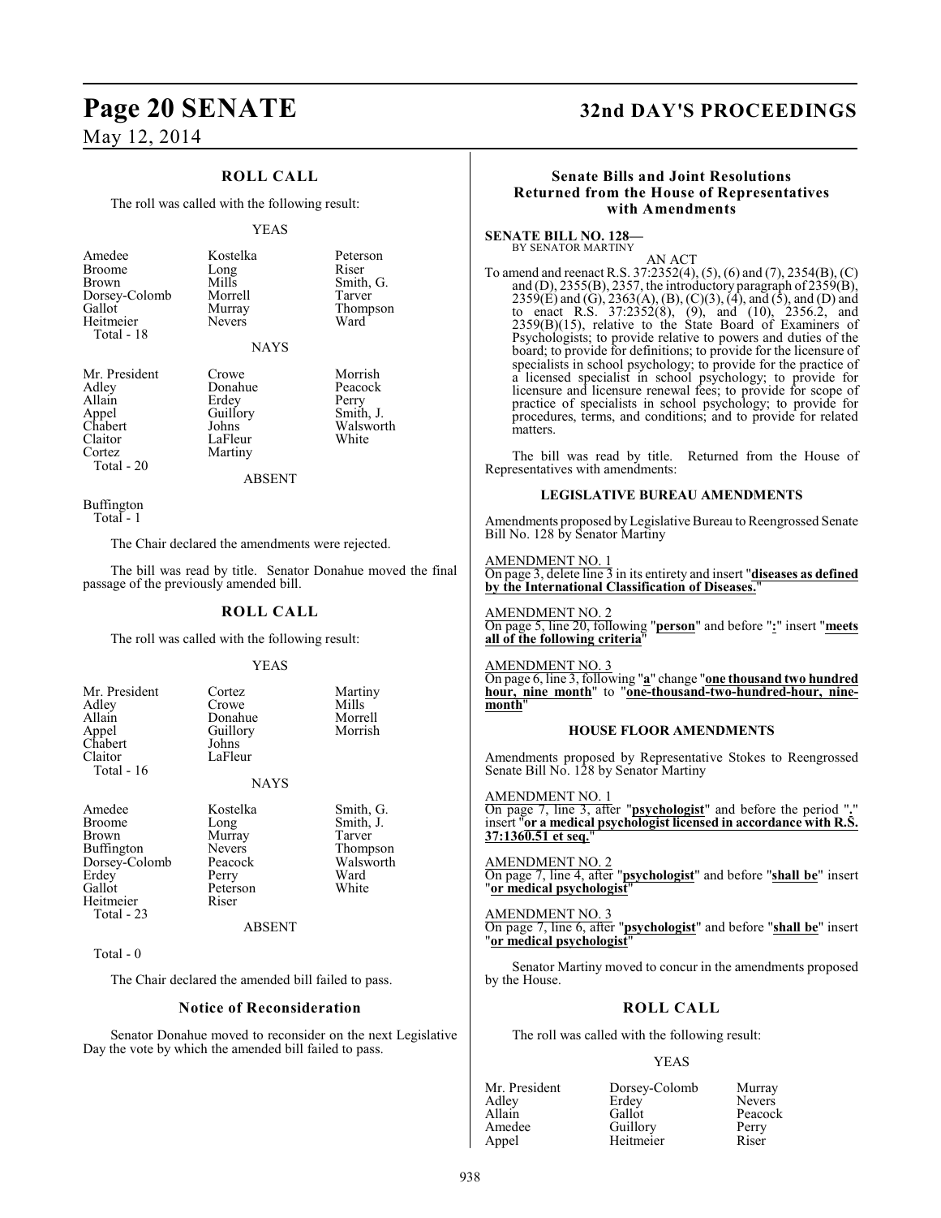## ROLL CALL

The roll was called with the following result:

YEAS

| | | |
|---|---|---|
| Amedee | Kostelka | Peterson |
| Broome | Long | Riser |
| Brown | Mills | Smith, G. |
| Dorsey-Colomb | Morrell | Tarver |
| Gallot | Murray | Thompson |
| Heitmeier | Nevers | Ward |
| Total - 18 | | |

NAYS

| | | |
|---|---|---|
| Mr. President | Crowe | Morrish |
| Adley | Donahue | Peacock |
| Allain | Erdey | Perry |
| Appel | Guillory | Smith, J. |
| Chabert | Johns | Walsworth |
| Claitor | LaFleur | White |
| Cortez | Martiny | |
| Total - 20 | | |

ABSENT

Buffington
Total - 1

The Chair declared the amendments were rejected.

The bill was read by title. Senator Donahue moved the final passage of the previously amended bill.

## ROLL CALL

The roll was called with the following result:

YEAS

| | | |
|---|---|---|
| Mr. President | Cortez | Martiny |
| Adley | Crowe | Mills |
| Allain | Donahue | Morrell |
| Appel | Guillory | Morrish |
| Chabert | Johns | |
| Claitor | LaFleur | |
| Total - 16 | | |

NAYS

| | | |
|---|---|---|
| Amedee | Kostelka | Smith, G. |
| Broome | Long | Smith, J. |
| Brown | Murray | Tarver |
| Buffington | Nevers | Thompson |
| Dorsey-Colomb | Peacock | Walsworth |
| Erdey | Perry | Ward |
| Gallot | Peterson | White |
| Heitmeier | Riser | |
| Total - 23 | | |

ABSENT

Total - 0

The Chair declared the amended bill failed to pass.

### Notice of Reconsideration

Senator Donahue moved to reconsider on the next Legislative Day the vote by which the amended bill failed to pass.

### Senate Bills and Joint Resolutions Returned from the House of Representatives with Amendments

**SENATE BILL NO. 128—**
BY SENATOR MARTINY

AN ACT

To amend and reenact R.S. 37:2352(4), (5), (6) and (7), 2354(B), (C) and (D), 2355(B), 2357, the introductory paragraph of 2359(B), 2359(E) and (G), 2363(A), (B), (C)(3), (4), and (5), and (D) and to enact R.S. 37:2352(8), (9), and (10), 2356.2, and 2359(B)(15), relative to the State Board of Examiners of Psychologists; to provide relative to powers and duties of the board; to provide for definitions; to provide for the licensure of specialists in school psychology; to provide for the practice of a licensed specialist in school psychology; to provide for licensure and licensure renewal fees; to provide for scope of practice of specialists in school psychology; to provide for procedures, terms, and conditions; and to provide for related matters.

The bill was read by title. Returned from the House of Representatives with amendments:

#### LEGISLATIVE BUREAU AMENDMENTS

Amendments proposed by Legislative Bureau to Reengrossed Senate Bill No. 128 by Senator Martiny

AMENDMENT NO. 1
On page 3, delete line 3 in its entirety and insert "**diseases as defined by the International Classification of Diseases.**"

AMENDMENT NO. 2
On page 5, line 20, following "**person**" and before "**:**" insert "**meets all of the following criteria**"

AMENDMENT NO. 3
On page 6, line 3, following "**a**" change "**one thousand two hundred hour, nine month**" to "**one-thousand-two-hundred-hour, nine-month**"

#### HOUSE FLOOR AMENDMENTS

Amendments proposed by Representative Stokes to Reengrossed Senate Bill No. 128 by Senator Martiny

AMENDMENT NO. 1
On page 7, line 3, after "**psychologist**" and before the period "**.**" insert "**or a medical psychologist licensed in accordance with R.S. 37:1360.51 et seq.**"

AMENDMENT NO. 2
On page 7, line 4, after "**psychologist**" and before "**shall be**" insert "**or medical psychologist**"

AMENDMENT NO. 3
On page 7, line 6, after "**psychologist**" and before "**shall be**" insert "**or medical psychologist**"

Senator Martiny moved to concur in the amendments proposed by the House.

## ROLL CALL

The roll was called with the following result:

YEAS

| | | |
|---|---|---|
| Mr. President | Dorsey-Colomb | Murray |
| Adley | Erdey | Nevers |
| Allain | Gallot | Peacock |
| Amedee | Guillory | Perry |
| Appel | Heitmeier | Riser |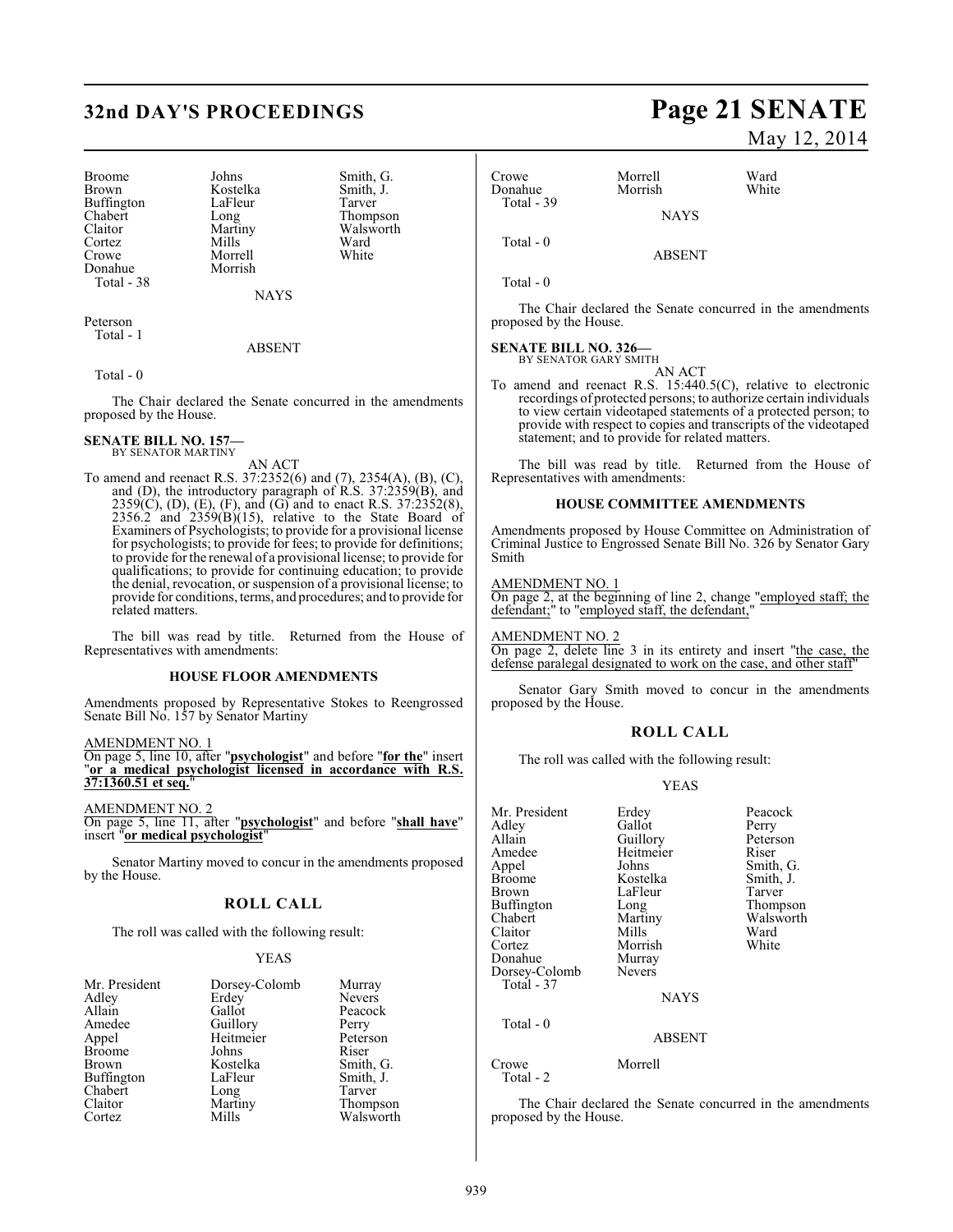| | | |
|---|---|---|
| Broome | Johns | Smith, G. |
| Brown | Kostelka | Smith, J. |
| Buffington | LaFleur | Tarver |
| Chabert | Long | Thompson |
| Claitor | Martiny | Walsworth |
| Cortez | Mills | Ward |
| Crowe | Morrell | White |
| Donahue | Morrish | |
| Total - 38 | | |

NAYS

Peterson
Total - 1

ABSENT

Total - 0

The Chair declared the Senate concurred in the amendments proposed by the House.

**SENATE BILL NO. 157—**
BY SENATOR MARTINY

AN ACT

To amend and reenact R.S. 37:2352(6) and (7), 2354(A), (B), (C), and (D), the introductory paragraph of R.S. 37:2359(B), and 2359(C), (D), (E), (F), and (G) and to enact R.S. 37:2352(8), 2356.2 and 2359(B)(15), relative to the State Board of Examiners of Psychologists; to provide for a provisional license for psychologists; to provide for fees; to provide for definitions; to provide for the renewal of a provisional license; to provide for qualifications; to provide for continuing education; to provide the denial, revocation, or suspension of a provisional license; to provide for conditions, terms, and procedures; and to provide for related matters.

The bill was read by title. Returned from the House of Representatives with amendments:

**HOUSE FLOOR AMENDMENTS**

Amendments proposed by Representative Stokes to Reengrossed Senate Bill No. 157 by Senator Martiny

AMENDMENT NO. 1
On page 5, line 10, after "**psychologist**" and before "**for the**" insert "**or a medical psychologist licensed in accordance with R.S. 37:1360.51 et seq.**"

AMENDMENT NO. 2
On page 5, line 11, after "**psychologist**" and before "**shall have**" insert "**or medical psychologist**"

Senator Martiny moved to concur in the amendments proposed by the House.

## ROLL CALL

The roll was called with the following result:

YEAS

| | | |
|---|---|---|
| Mr. President | Dorsey-Colomb | Murray |
| Adley | Erdey | Nevers |
| Allain | Gallot | Peacock |
| Amedee | Guillory | Perry |
| Appel | Heitmeier | Peterson |
| Broome | Johns | Riser |
| Brown | Kostelka | Smith, G. |
| Buffington | LaFleur | Smith, J. |
| Chabert | Long | Tarver |
| Claitor | Martiny | Thompson |
| Cortez | Mills | Walsworth |
| Crowe | Morrell | Ward |
| Donahue | Morrish | White |
| Total - 39 | | |

NAYS

Total - 0

ABSENT

Total - 0

The Chair declared the Senate concurred in the amendments proposed by the House.

**SENATE BILL NO. 326—**
BY SENATOR GARY SMITH

AN ACT

To amend and reenact R.S. 15:440.5(C), relative to electronic recordings of protected persons; to authorize certain individuals to view certain videotaped statements of a protected person; to provide with respect to copies and transcripts of the videotaped statement; and to provide for related matters.

The bill was read by title. Returned from the House of Representatives with amendments:

**HOUSE COMMITTEE AMENDMENTS**

Amendments proposed by House Committee on Administration of Criminal Justice to Engrossed Senate Bill No. 326 by Senator Gary Smith

AMENDMENT NO. 1
On page 2, at the beginning of line 2, change "employed staff; the defendant;" to "employed staff, the defendant,"

AMENDMENT NO. 2
On page 2, delete line 3 in its entirety and insert "the case, the defense paralegal designated to work on the case, and other staff"

Senator Gary Smith moved to concur in the amendments proposed by the House.

## ROLL CALL

The roll was called with the following result:

YEAS

| | | |
|---|---|---|
| Mr. President | Erdey | Peacock |
| Adley | Gallot | Perry |
| Allain | Guillory | Peterson |
| Amedee | Heitmeier | Riser |
| Appel | Johns | Smith, G. |
| Broome | Kostelka | Smith, J. |
| Brown | LaFleur | Tarver |
| Buffington | Long | Thompson |
| Chabert | Martiny | Walsworth |
| Claitor | Mills | Ward |
| Cortez | Morrish | White |
| Donahue | Murray | |
| Dorsey-Colomb | Nevers | |
| Total - 37 | | |

NAYS

Total - 0

ABSENT

Crowe Morrell
Total - 2

The Chair declared the Senate concurred in the amendments proposed by the House.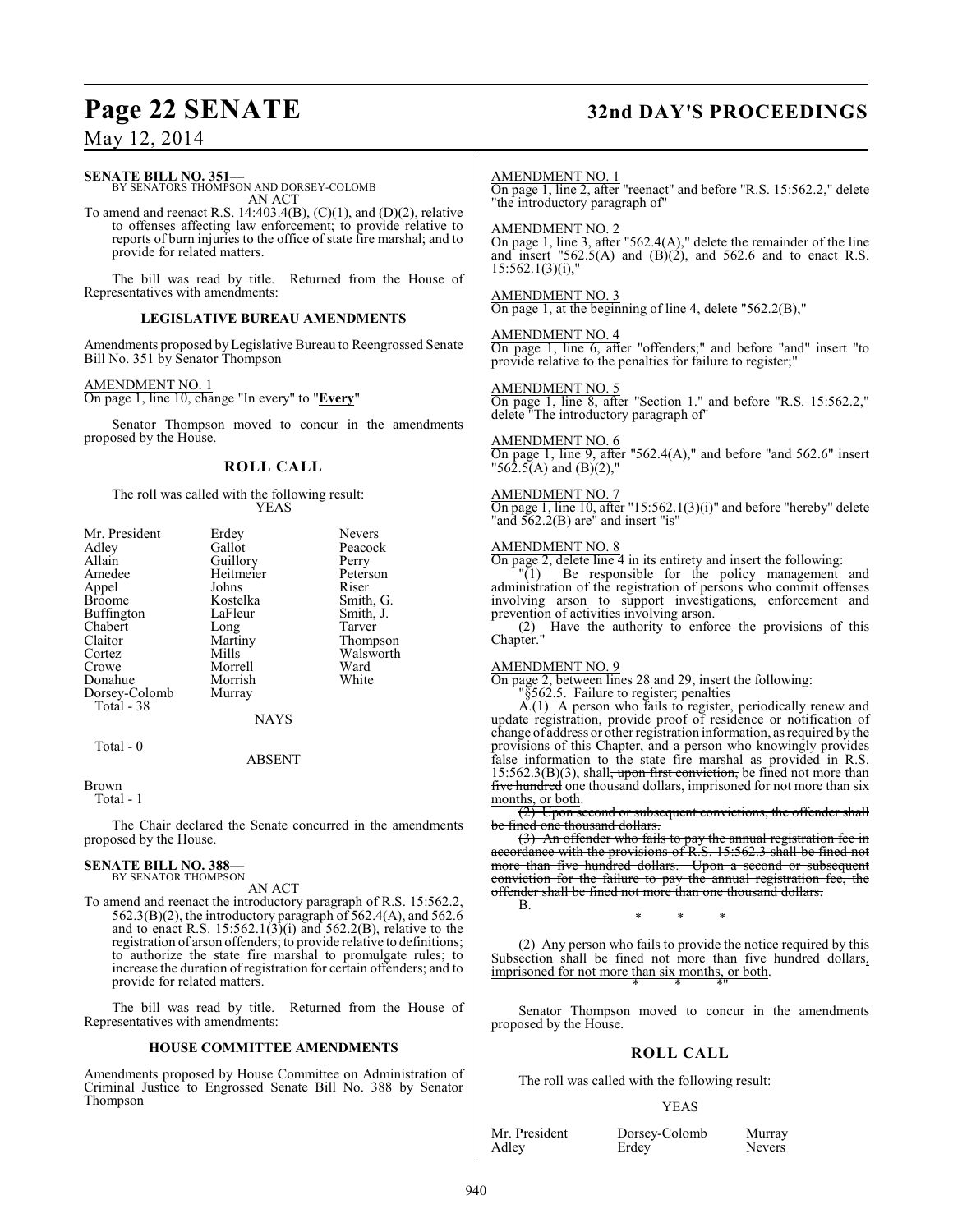**SENATE BILL NO. 351—**
BY SENATORS THOMPSON AND DORSEY-COLOMB
AN ACT

To amend and reenact R.S. 14:403.4(B), (C)(1), and (D)(2), relative to offenses affecting law enforcement; to provide relative to reports of burn injuries to the office of state fire marshal; and to provide for related matters.

The bill was read by title. Returned from the House of Representatives with amendments:

**LEGISLATIVE BUREAU AMENDMENTS**

Amendments proposed by Legislative Bureau to Reengrossed Senate Bill No. 351 by Senator Thompson

AMENDMENT NO. 1
On page 1, line 10, change "In every" to "**Every**"

Senator Thompson moved to concur in the amendments proposed by the House.

**ROLL CALL**

The roll was called with the following result:

YEAS

| | | |
|---|---|---|
| Mr. President | Erdey | Nevers |
| Adley | Gallot | Peacock |
| Allain | Guillory | Perry |
| Amedee | Heitmeier | Peterson |
| Appel | Johns | Riser |
| Broome | Kostelka | Smith, G. |
| Buffington | LaFleur | Smith, J. |
| Chabert | Long | Tarver |
| Claitor | Martiny | Thompson |
| Cortez | Mills | Walsworth |
| Crowe | Morrell | Ward |
| Donahue | Morrish | White |
| Dorsey-Colomb | Murray | |

Total - 38

NAYS

Total - 0

ABSENT

Brown

Total - 1

The Chair declared the Senate concurred in the amendments proposed by the House.

**SENATE BILL NO. 388—**
BY SENATOR THOMPSON
AN ACT

To amend and reenact the introductory paragraph of R.S. 15:562.2, 562.3(B)(2), the introductory paragraph of 562.4(A), and 562.6 and to enact R.S. 15:562.1(3)(i) and 562.2(B), relative to the registration of arson offenders; to provide relative to definitions; to authorize the state fire marshal to promulgate rules; to increase the duration of registration for certain offenders; and to provide for related matters.

The bill was read by title. Returned from the House of Representatives with amendments:

**HOUSE COMMITTEE AMENDMENTS**

Amendments proposed by House Committee on Administration of Criminal Justice to Engrossed Senate Bill No. 388 by Senator Thompson

AMENDMENT NO. 1
On page 1, line 2, after "reenact" and before "R.S. 15:562.2," delete "the introductory paragraph of"

AMENDMENT NO. 2
On page 1, line 3, after "562.4(A)," delete the remainder of the line and insert "562.5(A) and (B)(2), and 562.6 and to enact R.S. 15:562.1(3)(i),"

AMENDMENT NO. 3
On page 1, at the beginning of line 4, delete "562.2(B),"

AMENDMENT NO. 4
On page 1, line 6, after "offenders;" and before "and" insert "to provide relative to the penalties for failure to register;"

AMENDMENT NO. 5
On page 1, line 8, after "Section 1." and before "R.S. 15:562.2," delete "The introductory paragraph of"

AMENDMENT NO. 6
On page 1, line 9, after "562.4(A)," and before "and 562.6" insert "562.5(A) and (B)(2),"

AMENDMENT NO. 7
On page 1, line 10, after "15:562.1(3)(i)" and before "hereby" delete "and 562.2(B) are" and insert "is"

AMENDMENT NO. 8
On page 2, delete line 4 in its entirety and insert the following:

"(1) Be responsible for the policy management and administration of the registration of persons who commit offenses involving arson to support investigations, enforcement and prevention of activities involving arson.

(2) Have the authority to enforce the provisions of this Chapter."

AMENDMENT NO. 9
On page 2, between lines 28 and 29, insert the following:

"§562.5. Failure to register; penalties

A.~~(1)~~ A person who fails to register, periodically renew and update registration, provide proof of residence or notification of change of address or other registration information, as required by the provisions of this Chapter, and a person who knowingly provides false information to the state fire marshal as provided in R.S. 15:562.3(B)(3), shall~~, upon first conviction,~~ be fined not more than ~~five hundred~~ <u>one thousand</u> dollars<u>, imprisoned for not more than six months, or both</u>.

~~(2) Upon second or subsequent convictions, the offender shall be fined one thousand dollars.~~

~~(3) An offender who fails to pay the annual registration fee in accordance with the provisions of R.S. 15:562.3 shall be fined not more than five hundred dollars. Upon a second or subsequent conviction for the failure to pay the annual registration fee, the offender shall be fined not more than one thousand dollars.~~

B.

\* \* \*

(2) Any person who fails to provide the notice required by this Subsection shall be fined not more than five hundred dollars<u>, imprisoned for not more than six months, or both</u>.

\* \* \*"

Senator Thompson moved to concur in the amendments proposed by the House.

**ROLL CALL**

The roll was called with the following result:

YEAS

| | | |
|---|---|---|
| Mr. President | Dorsey-Colomb | Murray |
| Adley | Erdey | Nevers |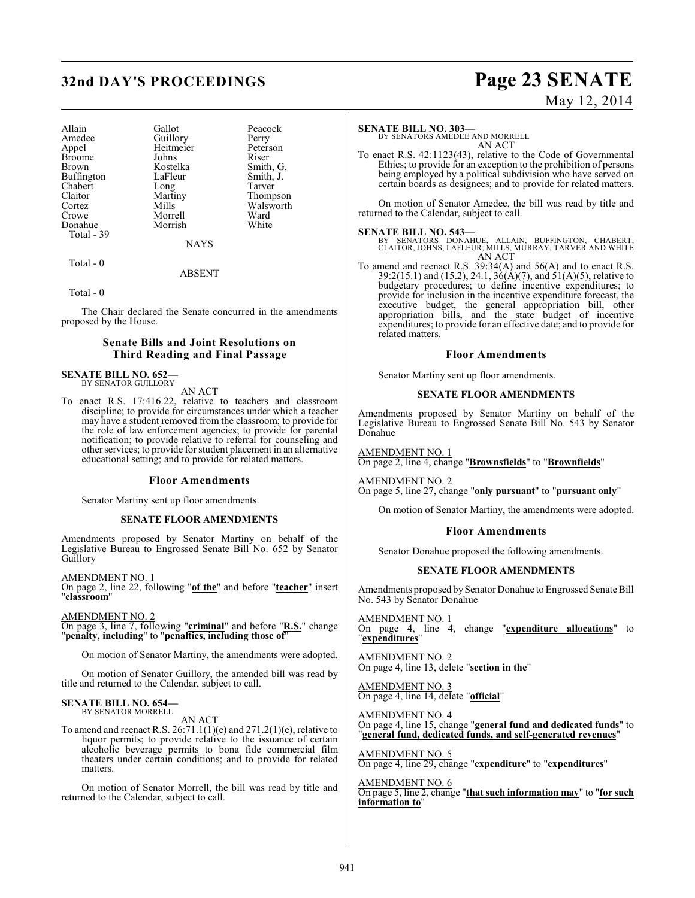| | | |
|---|---|---|
| Allain | Gallot | Peacock |
| Amedee | Guillory | Perry |
| Appel | Heitmeier | Peterson |
| Broome | Johns | Riser |
| Brown | Kostelka | Smith, G. |
| Buffington | LaFleur | Smith, J. |
| Chabert | Long | Tarver |
| Claitor | Martiny | Thompson |
| Cortez | Mills | Walsworth |
| Crowe | Morrell | Ward |
| Donahue | Morrish | White |
| Total - 39 | | |

NAYS

Total - 0

ABSENT

Total - 0

The Chair declared the Senate concurred in the amendments proposed by the House.

## Senate Bills and Joint Resolutions on Third Reading and Final Passage

**SENATE BILL NO. 652—**
BY SENATOR GUILLORY

AN ACT

To enact R.S. 17:416.22, relative to teachers and classroom discipline; to provide for circumstances under which a teacher may have a student removed from the classroom; to provide for the role of law enforcement agencies; to provide for parental notification; to provide relative to referral for counseling and other services; to provide for student placement in an alternative educational setting; and to provide for related matters.

### Floor Amendments

Senator Martiny sent up floor amendments.

#### SENATE FLOOR AMENDMENTS

Amendments proposed by Senator Martiny on behalf of the Legislative Bureau to Engrossed Senate Bill No. 652 by Senator Guillory

AMENDMENT NO. 1
On page 2, line 22, following "**of the**" and before "**teacher**" insert "**classroom**"

AMENDMENT NO. 2
On page 3, line 7, following "**criminal**" and before "**R.S.**" change "**penalty, including**" to "**penalties, including those of**"

On motion of Senator Martiny, the amendments were adopted.

On motion of Senator Guillory, the amended bill was read by title and returned to the Calendar, subject to call.

**SENATE BILL NO. 654—**
BY SENATOR MORRELL

AN ACT

To amend and reenact R.S. 26:71.1(1)(e) and 271.2(1)(e), relative to liquor permits; to provide relative to the issuance of certain alcoholic beverage permits to bona fide commercial film theaters under certain conditions; and to provide for related matters.

On motion of Senator Morrell, the bill was read by title and returned to the Calendar, subject to call.

**SENATE BILL NO. 303—**
BY SENATORS AMEDEE AND MORRELL

AN ACT

To enact R.S. 42:1123(43), relative to the Code of Governmental Ethics; to provide for an exception to the prohibition of persons being employed by a political subdivision who have served on certain boards as designees; and to provide for related matters.

On motion of Senator Amedee, the bill was read by title and returned to the Calendar, subject to call.

**SENATE BILL NO. 543—**
BY SENATORS DONAHUE, ALLAIN, BUFFINGTON, CHABERT, CLAITOR, JOHNS, LAFLEUR, MILLS, MURRAY, TARVER AND WHITE

AN ACT

To amend and reenact R.S. 39:34(A) and 56(A) and to enact R.S. 39:2(15.1) and (15.2), 24.1, 36(A)(7), and 51(A)(5), relative to budgetary procedures; to define incentive expenditures; to provide for inclusion in the incentive expenditure forecast, the executive budget, the general appropriation bill, other appropriation bills, and the state budget of incentive expenditures; to provide for an effective date; and to provide for related matters.

### Floor Amendments

Senator Martiny sent up floor amendments.

#### SENATE FLOOR AMENDMENTS

Amendments proposed by Senator Martiny on behalf of the Legislative Bureau to Engrossed Senate Bill No. 543 by Senator Donahue

AMENDMENT NO. 1
On page 2, line 4, change "**Brownsfields**" to "**Brownfields**"

AMENDMENT NO. 2
On page 5, line 27, change "**only pursuant**" to "**pursuant only**"

On motion of Senator Martiny, the amendments were adopted.

### Floor Amendments

Senator Donahue proposed the following amendments.

#### SENATE FLOOR AMENDMENTS

Amendments proposed by Senator Donahue to Engrossed Senate Bill No. 543 by Senator Donahue

AMENDMENT NO. 1
On page 4, line 4, change "**expenditure allocations**" to "**expenditures**"

AMENDMENT NO. 2
On page 4, line 13, delete "**section in the**"

AMENDMENT NO. 3
On page 4, line 14, delete "**official**"

AMENDMENT NO. 4
On page 4, line 15, change "**general fund and dedicated funds**" to "**general fund, dedicated funds, and self-generated revenues**"

AMENDMENT NO. 5
On page 4, line 29, change "**expenditure**" to "**expenditures**"

AMENDMENT NO. 6
On page 5, line 2, change "**that such information may**" to "**for such information to**"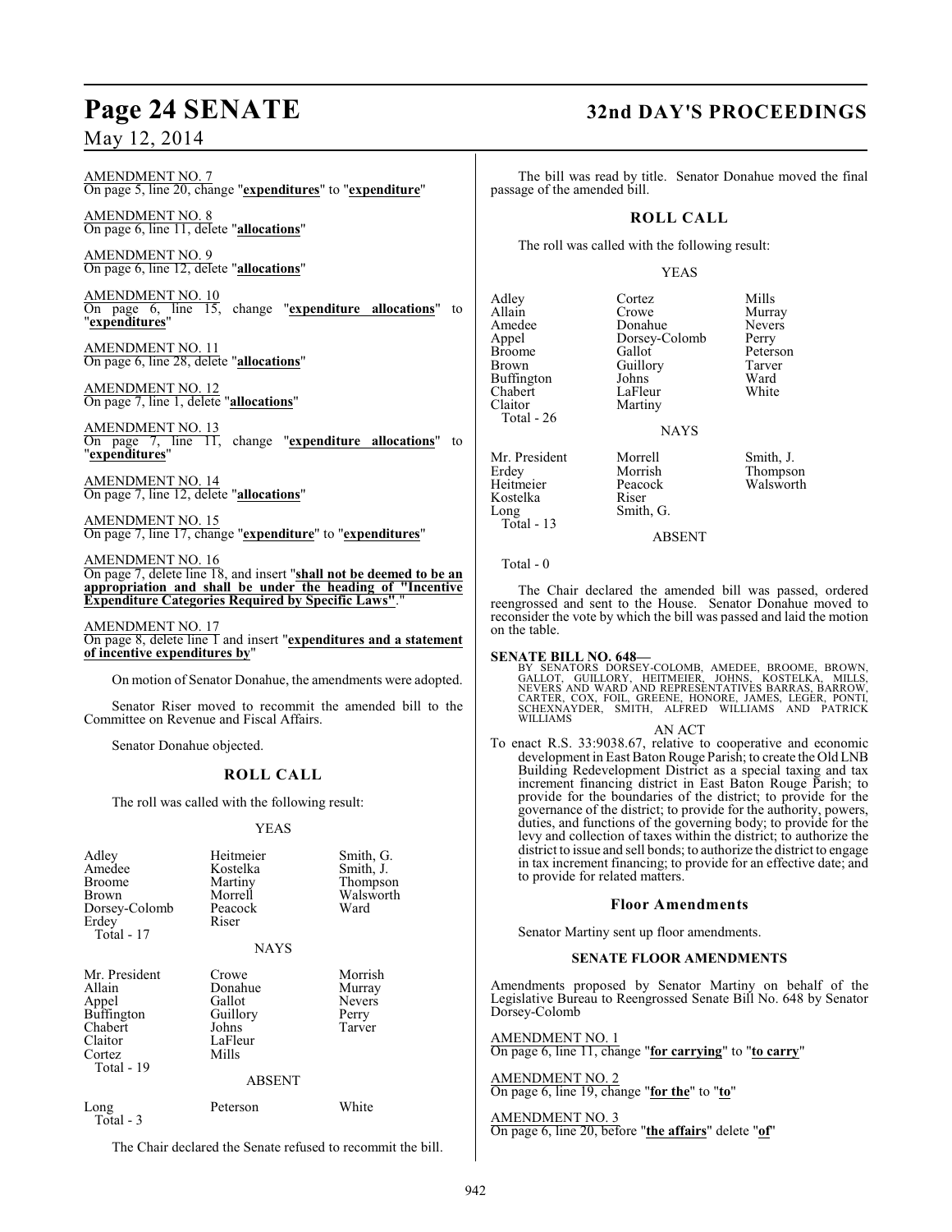AMENDMENT NO. 7
On page 5, line 20, change "**expenditures**" to "**expenditure**"

AMENDMENT NO. 8
On page 6, line 11, delete "**allocations**"

AMENDMENT NO. 9
On page 6, line 12, delete "**allocations**"

AMENDMENT NO. 10
On page 6, line 15, change "**expenditure allocations**" to "**expenditures**"

AMENDMENT NO. 11
On page 6, line 28, delete "**allocations**"

AMENDMENT NO. 12
On page 7, line 1, delete "**allocations**"

AMENDMENT NO. 13
On page 7, line 11, change "**expenditure allocations**" to "**expenditures**"

AMENDMENT NO. 14
On page 7, line 12, delete "**allocations**"

AMENDMENT NO. 15
On page 7, line 17, change "**expenditure**" to "**expenditures**"

AMENDMENT NO. 16
On page 7, delete line 18, and insert "**shall not be deemed to be an appropriation and shall be under the heading of "Incentive Expenditure Categories Required by Specific Laws"**."

AMENDMENT NO. 17
On page 8, delete line 1 and insert "**expenditures and a statement of incentive expenditures by**"

On motion of Senator Donahue, the amendments were adopted.

Senator Riser moved to recommit the amended bill to the Committee on Revenue and Fiscal Affairs.

Senator Donahue objected.

## ROLL CALL

The roll was called with the following result:

YEAS

| | | |
|---|---|---|
| Adley | Heitmeier | Smith, G. |
| Amedee | Kostelka | Smith, J. |
| Broome | Martiny | Thompson |
| Brown | Morrell | Walsworth |
| Dorsey-Colomb | Peacock | Ward |
| Erdey | Riser | |

Total - 17

NAYS

| | | |
|---|---|---|
| Mr. President | Crowe | Morrish |
| Allain | Donahue | Murray |
| Appel | Gallot | Nevers |
| Buffington | Guillory | Perry |
| Chabert | Johns | Tarver |
| Claitor | LaFleur | |
| Cortez | Mills | |

Total - 19

ABSENT

| | | |
|---|---|---|
| Long | Peterson | White |

Total - 3

The Chair declared the Senate refused to recommit the bill.

The bill was read by title. Senator Donahue moved the final passage of the amended bill.

## ROLL CALL

The roll was called with the following result:

YEAS

| | | |
|---|---|---|
| Adley | Cortez | Mills |
| Allain | Crowe | Murray |
| Amedee | Donahue | Nevers |
| Appel | Dorsey-Colomb | Perry |
| Broome | Gallot | Peterson |
| Brown | Guillory | Tarver |
| Buffington | Johns | Ward |
| Chabert | LaFleur | White |
| Claitor | Martiny | |

Total - 26

NAYS

| | | |
|---|---|---|
| Mr. President | Morrell | Smith, J. |
| Erdey | Morrish | Thompson |
| Heitmeier | Peacock | Walsworth |
| Kostelka | Riser | |
| Long | Smith, G. | |

Total - 13

ABSENT

Total - 0

The Chair declared the amended bill was passed, ordered reengrossed and sent to the House. Senator Donahue moved to reconsider the vote by which the bill was passed and laid the motion on the table.

**SENATE BILL NO. 648—**
BY SENATORS DORSEY-COLOMB, AMEDEE, BROOME, BROWN, GALLOT, GUILLORY, HEITMEIER, JOHNS, KOSTELKA, MILLS, NEVERS AND WARD AND REPRESENTATIVES BARRAS, BARROW, CARTER, COX, FOIL, GREENE, HONORE, JAMES, LEGER, PONTI, SCHEXNAYDER, SMITH, ALFRED WILLIAMS AND PATRICK WILLIAMS

AN ACT

To enact R.S. 33:9038.67, relative to cooperative and economic development in East Baton Rouge Parish; to create the Old LNB Building Redevelopment District as a special taxing and tax increment financing district in East Baton Rouge Parish; to provide for the boundaries of the district; to provide for the governance of the district; to provide for the authority, powers, duties, and functions of the governing body; to provide for the levy and collection of taxes within the district; to authorize the district to issue and sell bonds; to authorize the district to engage in tax increment financing; to provide for an effective date; and to provide for related matters.

### Floor Amendments

Senator Martiny sent up floor amendments.

#### SENATE FLOOR AMENDMENTS

Amendments proposed by Senator Martiny on behalf of the Legislative Bureau to Reengrossed Senate Bill No. 648 by Senator Dorsey-Colomb

AMENDMENT NO. 1
On page 6, line 11, change "**for carrying**" to "**to carry**"

AMENDMENT NO. 2
On page 6, line 19, change "**for the**" to "**to**"

AMENDMENT NO. 3
On page 6, line 20, before "**the affairs**" delete "**of**"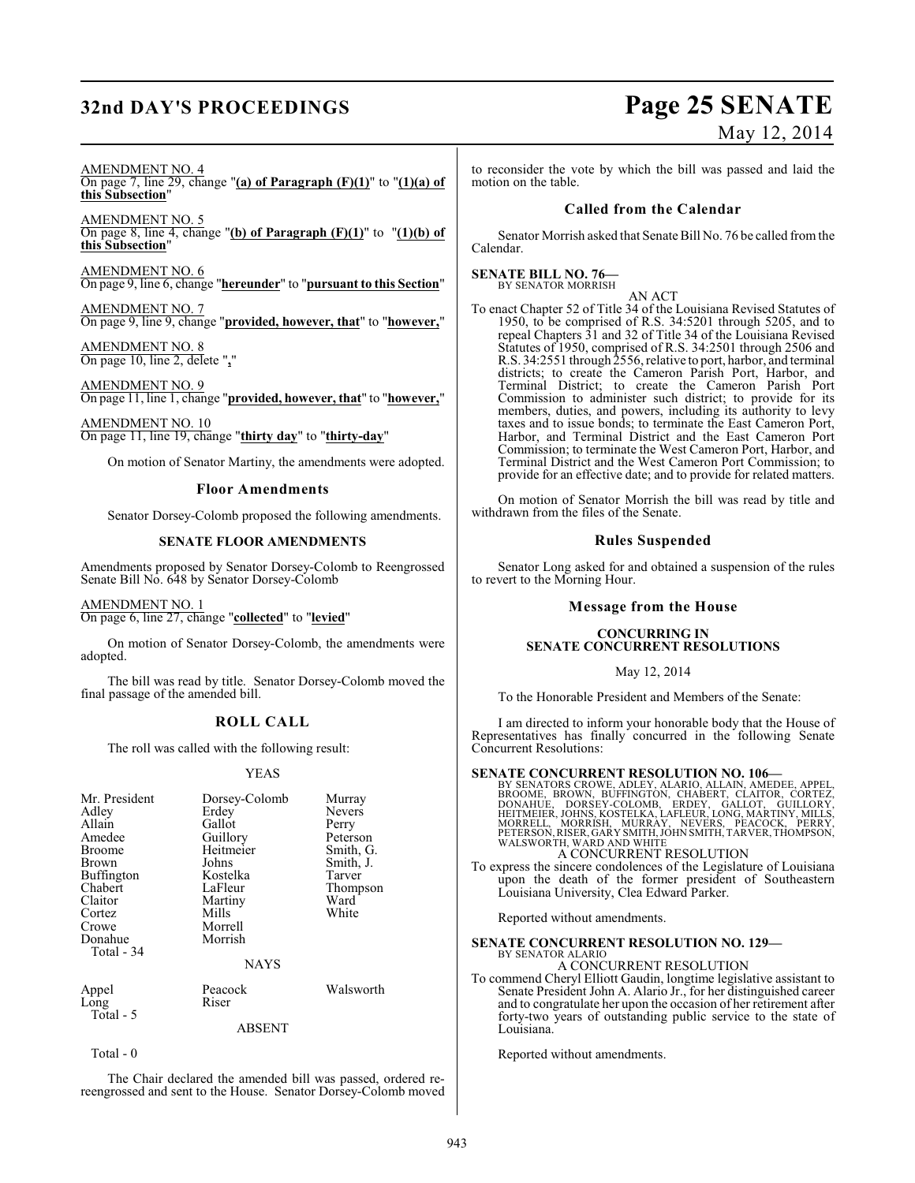AMENDMENT NO. 4
On page 7, line 29, change "**(a) of Paragraph (F)(1)**" to "**(1)(a) of this Subsection**"

AMENDMENT NO. 5
On page 8, line 4, change "**(b) of Paragraph (F)(1)**" to "**(1)(b) of this Subsection**"

AMENDMENT NO. 6
On page 9, line 6, change "**hereunder**" to "**pursuant to this Section**"

AMENDMENT NO. 7
On page 9, line 9, change "**provided, however, that**" to "**however,**"

AMENDMENT NO. 8
On page 10, line 2, delete "**,**"

AMENDMENT NO. 9
On page 11, line 1, change "**provided, however, that**" to "**however,**"

AMENDMENT NO. 10
On page 11, line 19, change "**thirty day**" to "**thirty-day**"

On motion of Senator Martiny, the amendments were adopted.

## Floor Amendments

Senator Dorsey-Colomb proposed the following amendments.

### SENATE FLOOR AMENDMENTS

Amendments proposed by Senator Dorsey-Colomb to Reengrossed Senate Bill No. 648 by Senator Dorsey-Colomb

AMENDMENT NO. 1
On page 6, line 27, change "**collected**" to "**levied**"

On motion of Senator Dorsey-Colomb, the amendments were adopted.

The bill was read by title. Senator Dorsey-Colomb moved the final passage of the amended bill.

## ROLL CALL

The roll was called with the following result:

YEAS

| | | |
|---|---|---|
| Mr. President | Dorsey-Colomb | Murray |
| Adley | Erdey | Nevers |
| Allain | Gallot | Perry |
| Amedee | Guillory | Peterson |
| Broome | Heitmeier | Smith, G. |
| Brown | Johns | Smith, J. |
| Buffington | Kostelka | Tarver |
| Chabert | LaFleur | Thompson |
| Claitor | Martiny | Ward |
| Cortez | Mills | White |
| Crowe | Morrell | |
| Donahue | Morrish | |
| Total - 34 | | |

NAYS

| | | |
|---|---|---|
| Appel | Peacock | Walsworth |
| Long | Riser | |
| Total - 5 | | |

ABSENT

Total - 0

The Chair declared the amended bill was passed, ordered re-reengrossed and sent to the House. Senator Dorsey-Colomb moved to reconsider the vote by which the bill was passed and laid the motion on the table.

## Called from the Calendar

Senator Morrish asked that Senate Bill No. 76 be called from the Calendar.

**SENATE BILL NO. 76—**
BY SENATOR MORRISH

AN ACT

To enact Chapter 52 of Title 34 of the Louisiana Revised Statutes of 1950, to be comprised of R.S. 34:5201 through 5205, and to repeal Chapters 31 and 32 of Title 34 of the Louisiana Revised Statutes of 1950, comprised of R.S. 34:2501 through 2506 and R.S. 34:2551 through 2556, relative to port, harbor, and terminal districts; to create the Cameron Parish Port, Harbor, and Terminal District; to create the Cameron Parish Port Commission to administer such district; to provide for its members, duties, and powers, including its authority to levy taxes and to issue bonds; to terminate the East Cameron Port, Harbor, and Terminal District and the East Cameron Port Commission; to terminate the West Cameron Port, Harbor, and Terminal District and the West Cameron Port Commission; to provide for an effective date; and to provide for related matters.

On motion of Senator Morrish the bill was read by title and withdrawn from the files of the Senate.

## Rules Suspended

Senator Long asked for and obtained a suspension of the rules to revert to the Morning Hour.

## Message from the House

### CONCURRING IN SENATE CONCURRENT RESOLUTIONS

May 12, 2014

To the Honorable President and Members of the Senate:

I am directed to inform your honorable body that the House of Representatives has finally concurred in the following Senate Concurrent Resolutions:

**SENATE CONCURRENT RESOLUTION NO. 106—**
BY SENATORS CROWE, ADLEY, ALARIO, ALLAIN, AMEDEE, APPEL, BROOME, BROWN, BUFFINGTON, CHABERT, CLAITOR, CORTEZ, DONAHUE, DORSEY-COLOMB, ERDEY, GALLOT, GUILLORY, HEITMEIER, JOHNS, KOSTELKA, LAFLEUR, LONG, MARTINY, MILLS, MORRELL, MORRISH, MURRAY, NEVERS, PEACOCK, PERRY, PETERSON, RISER, GARY SMITH, JOHN SMITH, TARVER, THOMPSON, WALSWORTH, WARD AND WHITE

A CONCURRENT RESOLUTION

To express the sincere condolences of the Legislature of Louisiana upon the death of the former president of Southeastern Louisiana University, Clea Edward Parker.

Reported without amendments.

**SENATE CONCURRENT RESOLUTION NO. 129—**
BY SENATOR ALARIO

A CONCURRENT RESOLUTION

To commend Cheryl Elliott Gaudin, longtime legislative assistant to Senate President John A. Alario Jr., for her distinguished career and to congratulate her upon the occasion of her retirement after forty-two years of outstanding public service to the state of Louisiana.

Reported without amendments.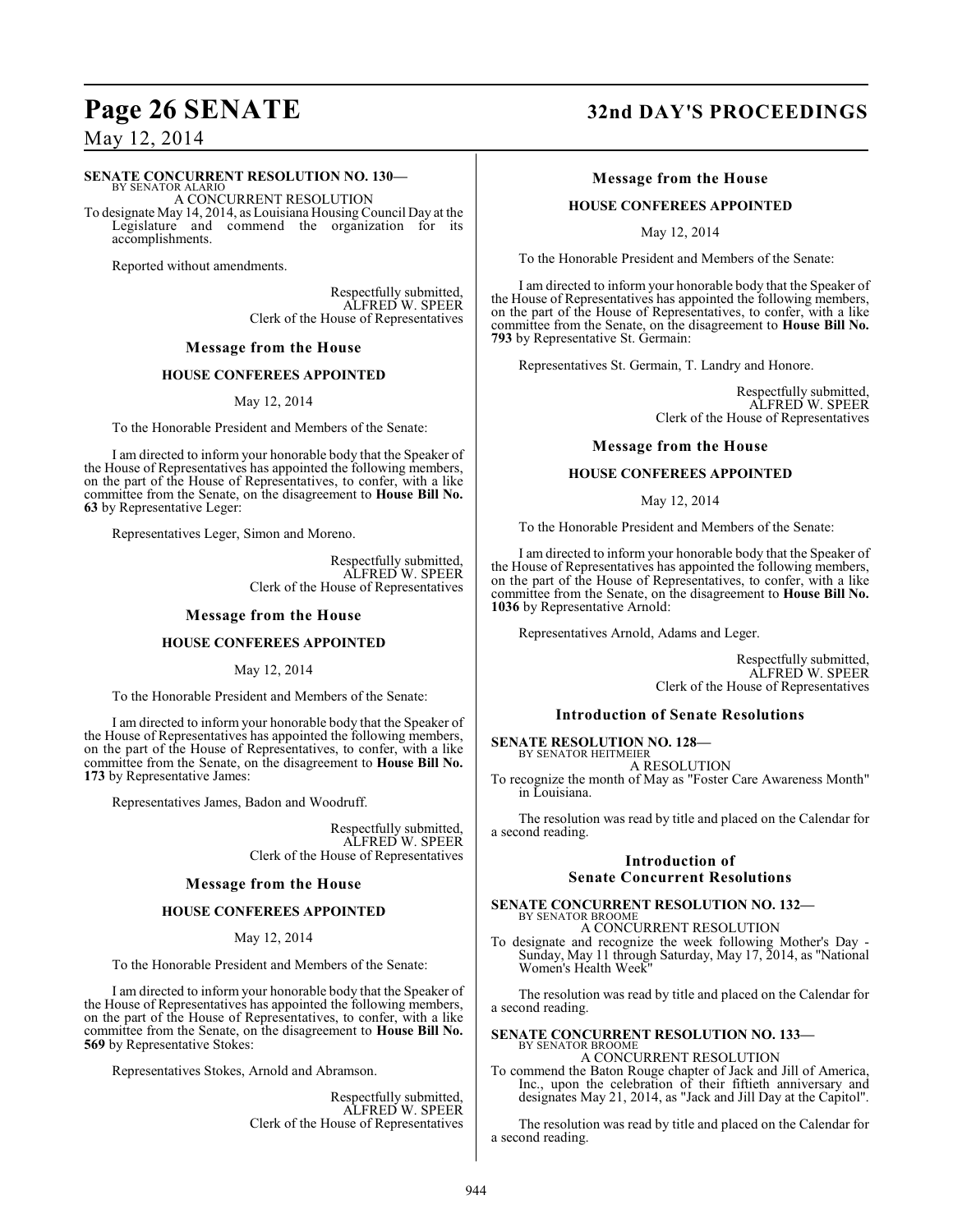**SENATE CONCURRENT RESOLUTION NO. 130—**
BY SENATOR ALARIO

A CONCURRENT RESOLUTION

To designate May 14, 2014, as Louisiana Housing Council Day at the Legislature and commend the organization for its accomplishments.

Reported without amendments.

Respectfully submitted,
ALFRED W. SPEER
Clerk of the House of Representatives

### Message from the House

**HOUSE CONFEREES APPOINTED**

May 12, 2014

To the Honorable President and Members of the Senate:

I am directed to inform your honorable body that the Speaker of the House of Representatives has appointed the following members, on the part of the House of Representatives, to confer, with a like committee from the Senate, on the disagreement to **House Bill No. 63** by Representative Leger:

Representatives Leger, Simon and Moreno.

Respectfully submitted,
ALFRED W. SPEER
Clerk of the House of Representatives

### Message from the House

**HOUSE CONFEREES APPOINTED**

May 12, 2014

To the Honorable President and Members of the Senate:

I am directed to inform your honorable body that the Speaker of the House of Representatives has appointed the following members, on the part of the House of Representatives, to confer, with a like committee from the Senate, on the disagreement to **House Bill No. 173** by Representative James:

Representatives James, Badon and Woodruff.

Respectfully submitted,
ALFRED W. SPEER
Clerk of the House of Representatives

### Message from the House

**HOUSE CONFEREES APPOINTED**

May 12, 2014

To the Honorable President and Members of the Senate:

I am directed to inform your honorable body that the Speaker of the House of Representatives has appointed the following members, on the part of the House of Representatives, to confer, with a like committee from the Senate, on the disagreement to **House Bill No. 569** by Representative Stokes:

Representatives Stokes, Arnold and Abramson.

Respectfully submitted,
ALFRED W. SPEER
Clerk of the House of Representatives

### Message from the House

**HOUSE CONFEREES APPOINTED**

May 12, 2014

To the Honorable President and Members of the Senate:

I am directed to inform your honorable body that the Speaker of the House of Representatives has appointed the following members, on the part of the House of Representatives, to confer, with a like committee from the Senate, on the disagreement to **House Bill No. 793** by Representative St. Germain:

Representatives St. Germain, T. Landry and Honore.

Respectfully submitted,
ALFRED W. SPEER
Clerk of the House of Representatives

### Message from the House

**HOUSE CONFEREES APPOINTED**

May 12, 2014

To the Honorable President and Members of the Senate:

I am directed to inform your honorable body that the Speaker of the House of Representatives has appointed the following members, on the part of the House of Representatives, to confer, with a like committee from the Senate, on the disagreement to **House Bill No. 1036** by Representative Arnold:

Representatives Arnold, Adams and Leger.

Respectfully submitted,
ALFRED W. SPEER
Clerk of the House of Representatives

## Introduction of Senate Resolutions

**SENATE RESOLUTION NO. 128—**
BY SENATOR HEITMEIER

A RESOLUTION

To recognize the month of May as "Foster Care Awareness Month" in Louisiana.

The resolution was read by title and placed on the Calendar for a second reading.

## Introduction of Senate Concurrent Resolutions

**SENATE CONCURRENT RESOLUTION NO. 132—**
BY SENATOR BROOME

A CONCURRENT RESOLUTION

To designate and recognize the week following Mother's Day - Sunday, May 11 through Saturday, May 17, 2014, as "National Women's Health Week"

The resolution was read by title and placed on the Calendar for a second reading.

**SENATE CONCURRENT RESOLUTION NO. 133—**
BY SENATOR BROOME

A CONCURRENT RESOLUTION

To commend the Baton Rouge chapter of Jack and Jill of America, Inc., upon the celebration of their fiftieth anniversary and designates May 21, 2014, as "Jack and Jill Day at the Capitol".

The resolution was read by title and placed on the Calendar for a second reading.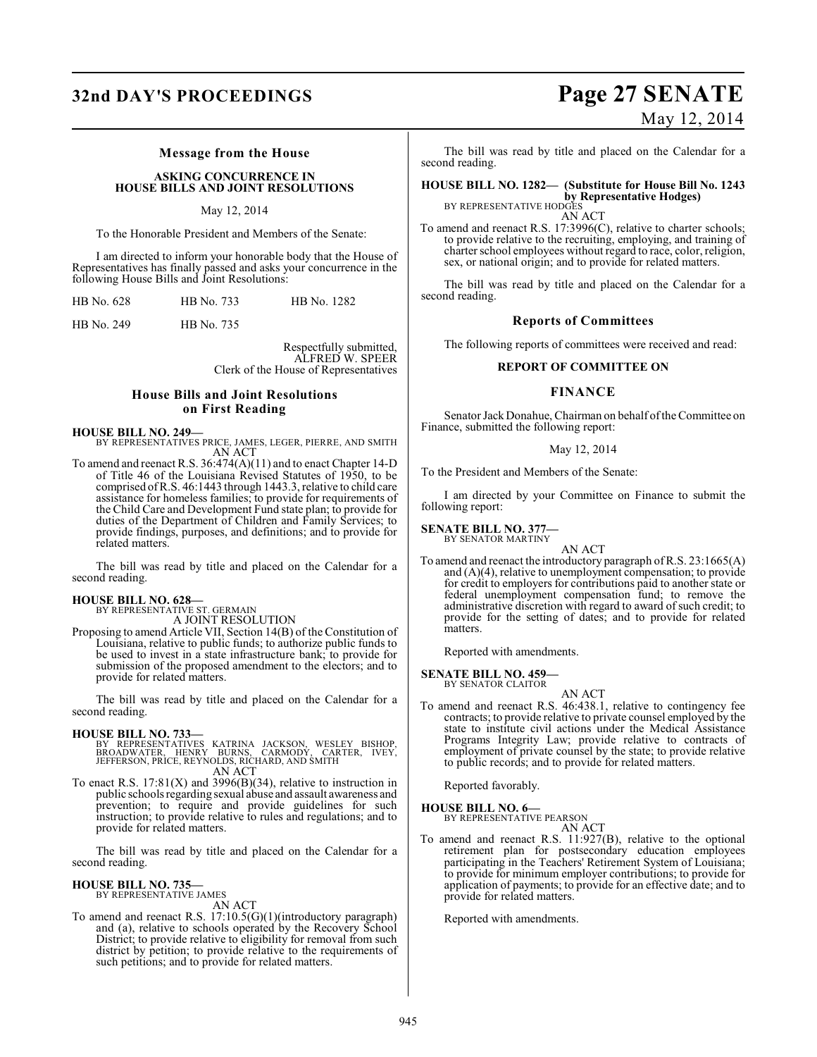### Message from the House

**ASKING CONCURRENCE IN HOUSE BILLS AND JOINT RESOLUTIONS**

May 12, 2014

To the Honorable President and Members of the Senate:

I am directed to inform your honorable body that the House of Representatives has finally passed and asks your concurrence in the following House Bills and Joint Resolutions:

| | | |
|---|---|---|
| HB No. 628 | HB No. 733 | HB No. 1282 |
| HB No. 249 | HB No. 735 | |

Respectfully submitted,
ALFRED W. SPEER
Clerk of the House of Representatives

### House Bills and Joint Resolutions on First Reading

**HOUSE BILL NO. 249—**
BY REPRESENTATIVES PRICE, JAMES, LEGER, PIERRE, AND SMITH
AN ACT

To amend and reenact R.S. 36:474(A)(11) and to enact Chapter 14-D of Title 46 of the Louisiana Revised Statutes of 1950, to be comprised of R.S. 46:1443 through 1443.3, relative to child care assistance for homeless families; to provide for requirements of the Child Care and Development Fund state plan; to provide for duties of the Department of Children and Family Services; to provide findings, purposes, and definitions; and to provide for related matters.

The bill was read by title and placed on the Calendar for a second reading.

**HOUSE BILL NO. 628—**
BY REPRESENTATIVE ST. GERMAIN
A JOINT RESOLUTION

Proposing to amend Article VII, Section 14(B) of the Constitution of Louisiana, relative to public funds; to authorize public funds to be used to invest in a state infrastructure bank; to provide for submission of the proposed amendment to the electors; and to provide for related matters.

The bill was read by title and placed on the Calendar for a second reading.

**HOUSE BILL NO. 733—**
BY REPRESENTATIVES KATRINA JACKSON, WESLEY BISHOP, BROADWATER, HENRY BURNS, CARMODY, CARTER, IVEY, JEFFERSON, PRICE, REYNOLDS, RICHARD, AND SMITH
AN ACT

To enact R.S. 17:81(X) and 3996(B)(34), relative to instruction in public schools regarding sexual abuse and assault awareness and prevention; to require and provide guidelines for such instruction; to provide relative to rules and regulations; and to provide for related matters.

The bill was read by title and placed on the Calendar for a second reading.

**HOUSE BILL NO. 735—**
BY REPRESENTATIVE JAMES
AN ACT

To amend and reenact R.S. 17:10.5(G)(1)(introductory paragraph) and (a), relative to schools operated by the Recovery School District; to provide relative to eligibility for removal from such district by petition; to provide relative to the requirements of such petitions; and to provide for related matters.

The bill was read by title and placed on the Calendar for a second reading.

**HOUSE BILL NO. 1282— (Substitute for House Bill No. 1243 by Representative Hodges)**
BY REPRESENTATIVE HODGES
AN ACT

To amend and reenact R.S. 17:3996(C), relative to charter schools; to provide relative to the recruiting, employing, and training of charter school employees without regard to race, color, religion, sex, or national origin; and to provide for related matters.

The bill was read by title and placed on the Calendar for a second reading.

### Reports of Committees

The following reports of committees were received and read:

**REPORT OF COMMITTEE ON**

**FINANCE**

Senator Jack Donahue, Chairman on behalf of the Committee on Finance, submitted the following report:

May 12, 2014

To the President and Members of the Senate:

I am directed by your Committee on Finance to submit the following report:

**SENATE BILL NO. 377—**
BY SENATOR MARTINY
AN ACT

To amend and reenact the introductory paragraph of R.S. 23:1665(A) and (A)(4), relative to unemployment compensation; to provide for credit to employers for contributions paid to another state or federal unemployment compensation fund; to remove the administrative discretion with regard to award of such credit; to provide for the setting of dates; and to provide for related matters.

Reported with amendments.

**SENATE BILL NO. 459—**
BY SENATOR CLAITOR
AN ACT

To amend and reenact R.S. 46:438.1, relative to contingency fee contracts; to provide relative to private counsel employed by the state to institute civil actions under the Medical Assistance Programs Integrity Law; provide relative to contracts of employment of private counsel by the state; to provide relative to public records; and to provide for related matters.

Reported favorably.

**HOUSE BILL NO. 6—**
BY REPRESENTATIVE PEARSON
AN ACT

To amend and reenact R.S. 11:927(B), relative to the optional retirement plan for postsecondary education employees participating in the Teachers' Retirement System of Louisiana; to provide for minimum employer contributions; to provide for application of payments; to provide for an effective date; and to provide for related matters.

Reported with amendments.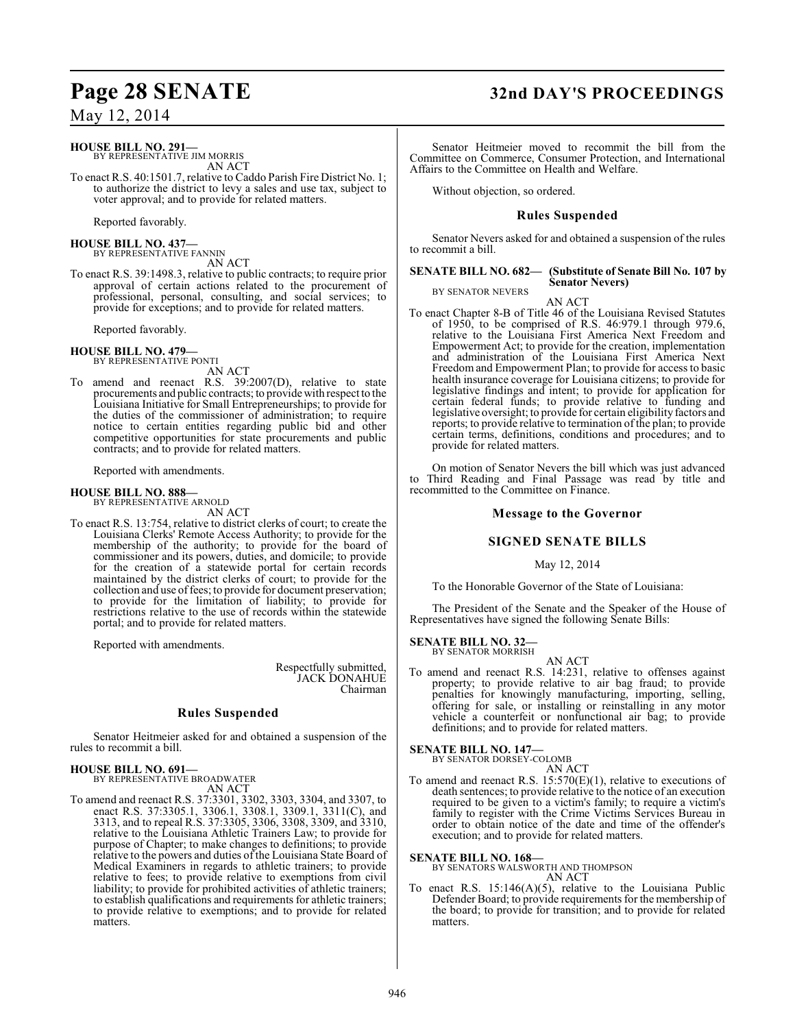**HOUSE BILL NO. 291—**
BY REPRESENTATIVE JIM MORRIS
AN ACT

To enact R.S. 40:1501.7, relative to Caddo Parish Fire District No. 1; to authorize the district to levy a sales and use tax, subject to voter approval; and to provide for related matters.

Reported favorably.

**HOUSE BILL NO. 437—**
BY REPRESENTATIVE FANNIN
AN ACT

To enact R.S. 39:1498.3, relative to public contracts; to require prior approval of certain actions related to the procurement of professional, personal, consulting, and social services; to provide for exceptions; and to provide for related matters.

Reported favorably.

**HOUSE BILL NO. 479—**
BY REPRESENTATIVE PONTI
AN ACT

To amend and reenact R.S. 39:2007(D), relative to state procurements and public contracts; to provide with respect to the Louisiana Initiative for Small Entrepreneurships; to provide for the duties of the commissioner of administration; to require notice to certain entities regarding public bid and other competitive opportunities for state procurements and public contracts; and to provide for related matters.

Reported with amendments.

**HOUSE BILL NO. 888—**
BY REPRESENTATIVE ARNOLD
AN ACT

To enact R.S. 13:754, relative to district clerks of court; to create the Louisiana Clerks' Remote Access Authority; to provide for the membership of the authority; to provide for the board of commissioner and its powers, duties, and domicile; to provide for the creation of a statewide portal for certain records maintained by the district clerks of court; to provide for the collection and use of fees; to provide for document preservation; to provide for the limitation of liability; to provide for restrictions relative to the use of records within the statewide portal; and to provide for related matters.

Reported with amendments.

Respectfully submitted,
JACK DONAHUE
Chairman

## Rules Suspended

Senator Heitmeier asked for and obtained a suspension of the rules to recommit a bill.

**HOUSE BILL NO. 691—**
BY REPRESENTATIVE BROADWATER
AN ACT

To amend and reenact R.S. 37:3301, 3302, 3303, 3304, and 3307, to enact R.S. 37:3305.1, 3306.1, 3308.1, 3309.1, 3311(C), and 3313, and to repeal R.S. 37:3305, 3306, 3308, 3309, and 3310, relative to the Louisiana Athletic Trainers Law; to provide for purpose of Chapter; to make changes to definitions; to provide relative to the powers and duties of the Louisiana State Board of Medical Examiners in regards to athletic trainers; to provide relative to fees; to provide relative to exemptions from civil liability; to provide for prohibited activities of athletic trainers; to establish qualifications and requirements for athletic trainers; to provide relative to exemptions; and to provide for related matters.

Senator Heitmeier moved to recommit the bill from the Committee on Commerce, Consumer Protection, and International Affairs to the Committee on Health and Welfare.

Without objection, so ordered.

## Rules Suspended

Senator Nevers asked for and obtained a suspension of the rules to recommit a bill.

**SENATE BILL NO. 682— (Substitute of Senate Bill No. 107 by Senator Nevers)**
BY SENATOR NEVERS
AN ACT

To enact Chapter 8-B of Title 46 of the Louisiana Revised Statutes of 1950, to be comprised of R.S. 46:979.1 through 979.6, relative to the Louisiana First America Next Freedom and Empowerment Act; to provide for the creation, implementation and administration of the Louisiana First America Next Freedom and Empowerment Plan; to provide for access to basic health insurance coverage for Louisiana citizens; to provide for legislative findings and intent; to provide for application for certain federal funds; to provide relative to funding and legislative oversight; to provide for certain eligibility factors and reports; to provide relative to termination of the plan; to provide certain terms, definitions, conditions and procedures; and to provide for related matters.

On motion of Senator Nevers the bill which was just advanced to Third Reading and Final Passage was read by title and recommitted to the Committee on Finance.

## Message to the Governor

### SIGNED SENATE BILLS

May 12, 2014

To the Honorable Governor of the State of Louisiana:

The President of the Senate and the Speaker of the House of Representatives have signed the following Senate Bills:

**SENATE BILL NO. 32—**
BY SENATOR MORRISH
AN ACT

To amend and reenact R.S. 14:231, relative to offenses against property; to provide relative to air bag fraud; to provide penalties for knowingly manufacturing, importing, selling, offering for sale, or installing or reinstalling in any motor vehicle a counterfeit or nonfunctional air bag; to provide definitions; and to provide for related matters.

**SENATE BILL NO. 147—**
BY SENATOR DORSEY-COLOMB
AN ACT

To amend and reenact R.S. 15:570(E)(1), relative to executions of death sentences; to provide relative to the notice of an execution required to be given to a victim's family; to require a victim's family to register with the Crime Victims Services Bureau in order to obtain notice of the date and time of the offender's execution; and to provide for related matters.

**SENATE BILL NO. 168—**
BY SENATORS WALSWORTH AND THOMPSON
AN ACT

To enact R.S. 15:146(A)(5), relative to the Louisiana Public Defender Board; to provide requirements for the membership of the board; to provide for transition; and to provide for related matters.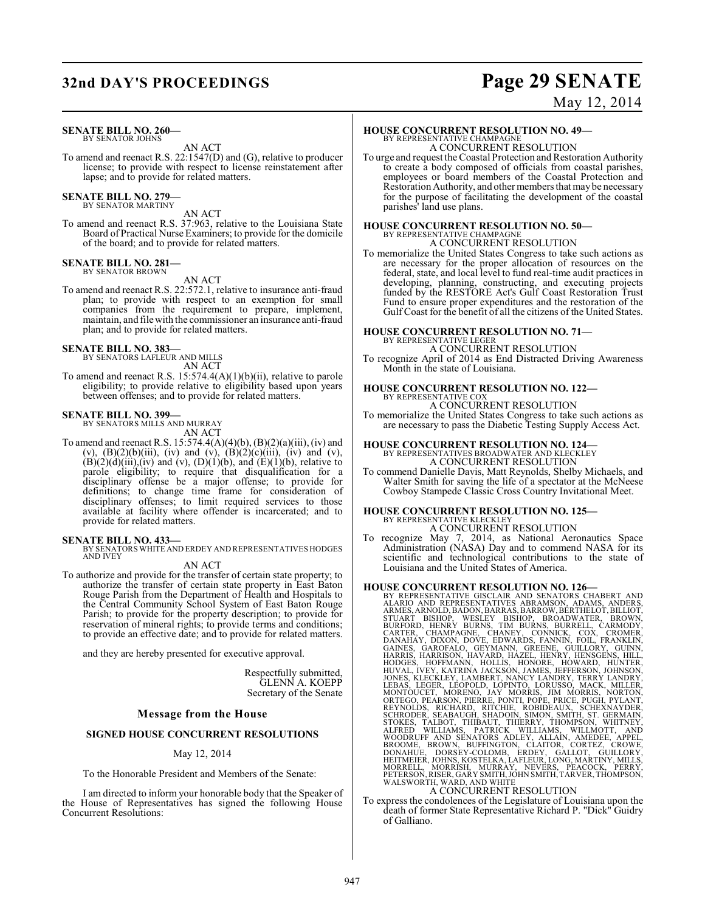**SENATE BILL NO. 260—**
BY SENATOR JOHNS

AN ACT

To amend and reenact R.S. 22:1547(D) and (G), relative to producer license; to provide with respect to license reinstatement after lapse; and to provide for related matters.

**SENATE BILL NO. 279—**
BY SENATOR MARTINY

AN ACT

To amend and reenact R.S. 37:963, relative to the Louisiana State Board of Practical Nurse Examiners; to provide for the domicile of the board; and to provide for related matters.

**SENATE BILL NO. 281—**
BY SENATOR BROWN

AN ACT

To amend and reenact R.S. 22:572.1, relative to insurance anti-fraud plan; to provide with respect to an exemption for small companies from the requirement to prepare, implement, maintain, and file with the commissioner an insurance anti-fraud plan; and to provide for related matters.

**SENATE BILL NO. 383—**
BY SENATORS LAFLEUR AND MILLS

AN ACT

To amend and reenact R.S. 15:574.4(A)(1)(b)(ii), relative to parole eligibility; to provide relative to eligibility based upon years between offenses; and to provide for related matters.

**SENATE BILL NO. 399—**
BY SENATORS MILLS AND MURRAY

AN ACT

To amend and reenact R.S. 15:574.4(A)(4)(b), (B)(2)(a)(iii), (iv) and (v), (B)(2)(b)(iii), (iv) and (v), (B)(2)(c)(iii), (iv) and (v), (B)(2)(d)(iii),(iv) and (v), (D)(1)(b), and (E)(1)(b), relative to parole eligibility; to require that disqualification for a disciplinary offense be a major offense; to provide for definitions; to change time frame for consideration of disciplinary offenses; to limit required services to those available at facility where offender is incarcerated; and to provide for related matters.

**SENATE BILL NO. 433—**
BY SENATORS WHITE AND ERDEY AND REPRESENTATIVES HODGES AND IVEY

AN ACT

To authorize and provide for the transfer of certain state property; to authorize the transfer of certain state property in East Baton Rouge Parish from the Department of Health and Hospitals to the Central Community School System of East Baton Rouge Parish; to provide for the property description; to provide for reservation of mineral rights; to provide terms and conditions; to provide an effective date; and to provide for related matters.

and they are hereby presented for executive approval.

Respectfully submitted,
GLENN A. KOEPP
Secretary of the Senate

## Message from the House

### SIGNED HOUSE CONCURRENT RESOLUTIONS

May 12, 2014

To the Honorable President and Members of the Senate:

I am directed to inform your honorable body that the Speaker of the House of Representatives has signed the following House Concurrent Resolutions:

**HOUSE CONCURRENT RESOLUTION NO. 49—**
BY REPRESENTATIVE CHAMPAGNE

A CONCURRENT RESOLUTION

To urge and request the Coastal Protection and Restoration Authority to create a body composed of officials from coastal parishes, employees or board members of the Coastal Protection and Restoration Authority, and other members that may be necessary for the purpose of facilitating the development of the coastal parishes' land use plans.

**HOUSE CONCURRENT RESOLUTION NO. 50—**
BY REPRESENTATIVE CHAMPAGNE

A CONCURRENT RESOLUTION

To memorialize the United States Congress to take such actions as are necessary for the proper allocation of resources on the federal, state, and local level to fund real-time audit practices in developing, planning, constructing, and executing projects funded by the RESTORE Act's Gulf Coast Restoration Trust Fund to ensure proper expenditures and the restoration of the Gulf Coast for the benefit of all the citizens of the United States.

**HOUSE CONCURRENT RESOLUTION NO. 71—**
BY REPRESENTATIVE LEGER

A CONCURRENT RESOLUTION

To recognize April of 2014 as End Distracted Driving Awareness Month in the state of Louisiana.

**HOUSE CONCURRENT RESOLUTION NO. 122—**
BY REPRESENTATIVE COX

A CONCURRENT RESOLUTION

To memorialize the United States Congress to take such actions as are necessary to pass the Diabetic Testing Supply Access Act.

**HOUSE CONCURRENT RESOLUTION NO. 124—**
BY REPRESENTATIVES BROADWATER AND KLECKLEY

A CONCURRENT RESOLUTION

To commend Danielle Davis, Matt Reynolds, Shelby Michaels, and Walter Smith for saving the life of a spectator at the McNeese Cowboy Stampede Classic Cross Country Invitational Meet.

**HOUSE CONCURRENT RESOLUTION NO. 125—**
BY REPRESENTATIVE KLECKLEY

A CONCURRENT RESOLUTION

To recognize May 7, 2014, as National Aeronautics Space Administration (NASA) Day and to commend NASA for its scientific and technological contributions to the state of Louisiana and the United States of America.

**HOUSE CONCURRENT RESOLUTION NO. 126—**
BY REPRESENTATIVE GISCLAIR AND SENATORS CHABERT AND ALARIO AND REPRESENTATIVES ABRAMSON, ADAMS, ANDERS, ARMES, ARNOLD, BADON, BARRAS, BARROW, BERTHELOT, BILLIOT, STUART BISHOP, WESLEY BISHOP, BROADWATER, BROWN, BURFORD, HENRY BURNS, TIM BURNS, BURRELL, CARMODY, CARTER, CHAMPAGNE, CHANEY, CONNICK, COX, CROMER, DANAHAY, DIXON, DOVE, EDWARDS, FANNIN, FOIL, FRANKLIN, GAINES, GAROFALO, GEYMANN, GREENE, GUILLORY, GUINN, HARRIS, HARRISON, HAVARD, HAZEL, HENRY, HENSGENS, HILL, HODGES, HOFFMANN, HOLLIS, HONORE, HOWARD, HUNTER, HUVAL, IVEY, KATRINA JACKSON, JAMES, JEFFERSON, JOHNSON, JONES, KLECKLEY, LAMBERT, NANCY LANDRY, TERRY LANDRY, LEBAS, LEGER, LEOPOLD, LOPINTO, LORUSSO, MACK, MILLER, MONTOUCET, MORENO, JAY MORRIS, JIM MORRIS, NORTON, ORTEGO, PEARSON, PIERRE, PONTI, POPE, PRICE, PUGH, PYLANT, REYNOLDS, RICHARD, RITCHIE, ROBIDEAUX, SCHEXNAYDER, SCHRODER, SEABAUGH, SHADOIN, SIMON, SMITH, ST. GERMAIN, STOKES, TALBOT, THIBAUT, THIERRY, THOMPSON, WHITNEY, ALFRED WILLIAMS, PATRICK WILLIAMS, WILLMOTT, AND WOODRUFF AND SENATORS ADLEY, ALLAIN, AMEDEE, APPEL, BROOME, BROWN, BUFFINGTON, CLAITOR, CORTEZ, CROWE, DONAHUE, DORSEY-COLOMB, ERDEY, GALLOT, GUILLORY, HEITMEIER, JOHNS, KOSTELKA, LAFLEUR, LONG, MARTINY, MILLS, MORRELL, MORRISH, MURRAY, NEVERS, PEACOCK, PERRY, PETERSON, RISER, GARY SMITH, JOHN SMITH, TARVER, THOMPSON, WALSWORTH, WARD, AND WHITE

A CONCURRENT RESOLUTION

To express the condolences of the Legislature of Louisiana upon the death of former State Representative Richard P. "Dick" Guidry of Galliano.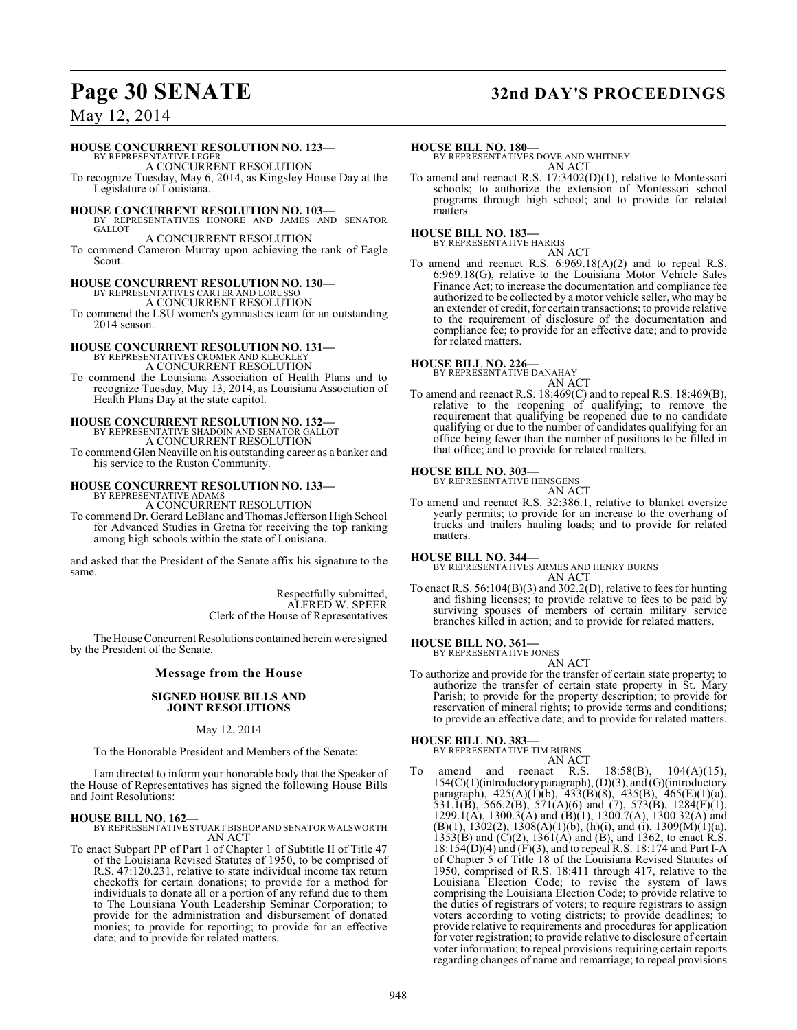**HOUSE CONCURRENT RESOLUTION NO. 123—**
BY REPRESENTATIVE LEGER
A CONCURRENT RESOLUTION
To recognize Tuesday, May 6, 2014, as Kingsley House Day at the Legislature of Louisiana.

**HOUSE CONCURRENT RESOLUTION NO. 103—**
BY REPRESENTATIVES HONORE AND JAMES AND SENATOR GALLOT
A CONCURRENT RESOLUTION
To commend Cameron Murray upon achieving the rank of Eagle Scout.

**HOUSE CONCURRENT RESOLUTION NO. 130—**
BY REPRESENTATIVES CARTER AND LORUSSO
A CONCURRENT RESOLUTION
To commend the LSU women's gymnastics team for an outstanding 2014 season.

**HOUSE CONCURRENT RESOLUTION NO. 131—**
BY REPRESENTATIVES CROMER AND KLECKLEY
A CONCURRENT RESOLUTION
To commend the Louisiana Association of Health Plans and to recognize Tuesday, May 13, 2014, as Louisiana Association of Health Plans Day at the state capitol.

**HOUSE CONCURRENT RESOLUTION NO. 132—**
BY REPRESENTATIVE SHADOIN AND SENATOR GALLOT
A CONCURRENT RESOLUTION
To commend Glen Neaville on his outstanding career as a banker and his service to the Ruston Community.

**HOUSE CONCURRENT RESOLUTION NO. 133—**
BY REPRESENTATIVE ADAMS
A CONCURRENT RESOLUTION
To commend Dr. Gerard LeBlanc and Thomas Jefferson High School for Advanced Studies in Gretna for receiving the top ranking among high schools within the state of Louisiana.

and asked that the President of the Senate affix his signature to the same.

Respectfully submitted,
ALFRED W. SPEER
Clerk of the House of Representatives

The House Concurrent Resolutions contained herein were signed by the President of the Senate.

## Message from the House

### SIGNED HOUSE BILLS AND JOINT RESOLUTIONS

May 12, 2014

To the Honorable President and Members of the Senate:

I am directed to inform your honorable body that the Speaker of the House of Representatives has signed the following House Bills and Joint Resolutions:

**HOUSE BILL NO. 162—**
BY REPRESENTATIVE STUART BISHOP AND SENATOR WALSWORTH
AN ACT
To enact Subpart PP of Part 1 of Chapter 1 of Subtitle II of Title 47 of the Louisiana Revised Statutes of 1950, to be comprised of R.S. 47:120.231, relative to state individual income tax return checkoffs for certain donations; to provide for a method for individuals to donate all or a portion of any refund due to them to The Louisiana Youth Leadership Seminar Corporation; to provide for the administration and disbursement of donated monies; to provide for reporting; to provide for an effective date; and to provide for related matters.

**HOUSE BILL NO. 180—**
BY REPRESENTATIVES DOVE AND WHITNEY
AN ACT
To amend and reenact R.S. 17:3402(D)(1), relative to Montessori schools; to authorize the extension of Montessori school programs through high school; and to provide for related matters.

**HOUSE BILL NO. 183—**
BY REPRESENTATIVE HARRIS
AN ACT
To amend and reenact R.S. 6:969.18(A)(2) and to repeal R.S. 6:969.18(G), relative to the Louisiana Motor Vehicle Sales Finance Act; to increase the documentation and compliance fee authorized to be collected by a motor vehicle seller, who may be an extender of credit, for certain transactions; to provide relative to the requirement of disclosure of the documentation and compliance fee; to provide for an effective date; and to provide for related matters.

**HOUSE BILL NO. 226—**
BY REPRESENTATIVE DANAHAY
AN ACT
To amend and reenact R.S. 18:469(C) and to repeal R.S. 18:469(B), relative to the reopening of qualifying; to remove the requirement that qualifying be reopened due to no candidate qualifying or due to the number of candidates qualifying for an office being fewer than the number of positions to be filled in that office; and to provide for related matters.

**HOUSE BILL NO. 303—**
BY REPRESENTATIVE HENSGENS
AN ACT
To amend and reenact R.S. 32:386.1, relative to blanket oversize yearly permits; to provide for an increase to the overhang of trucks and trailers hauling loads; and to provide for related matters.

**HOUSE BILL NO. 344—**
BY REPRESENTATIVES ARMES AND HENRY BURNS
AN ACT
To enact R.S. 56:104(B)(3) and 302.2(D), relative to fees for hunting and fishing licenses; to provide relative to fees to be paid by surviving spouses of members of certain military service branches killed in action; and to provide for related matters.

**HOUSE BILL NO. 361—**
BY REPRESENTATIVE JONES
AN ACT
To authorize and provide for the transfer of certain state property; to authorize the transfer of certain state property in St. Mary Parish; to provide for the property description; to provide for reservation of mineral rights; to provide terms and conditions; to provide an effective date; and to provide for related matters.

**HOUSE BILL NO. 383—**
BY REPRESENTATIVE TIM BURNS
AN ACT
To amend and reenact R.S. 18:58(B), 104(A)(15), 154(C)(1)(introductory paragraph), (D)(3), and (G)(introductory paragraph), 425(A)(1)(b), 433(B)(8), 435(B), 465(E)(1)(a), 531.1(B), 566.2(B), 571(A)(6) and (7), 573(B), 1284(F)(1), 1299.1(A), 1300.3(A) and (B)(1), 1300.7(A), 1300.32(A) and (B)(1), 1302(2), 1308(A)(1)(b), (h)(i), and (i), 1309(M)(1)(a), 1353(B) and (C)(2), 1361(A) and (B), and 1362, to enact R.S. 18:154(D)(4) and (F)(3), and to repeal R.S. 18:174 and Part I-A of Chapter 5 of Title 18 of the Louisiana Revised Statutes of 1950, comprised of R.S. 18:411 through 417, relative to the Louisiana Election Code; to revise the system of laws comprising the Louisiana Election Code; to provide relative to the duties of registrars of voters; to require registrars to assign voters according to voting districts; to provide deadlines; to provide relative to requirements and procedures for application for voter registration; to provide relative to disclosure of certain voter information; to repeal provisions requiring certain reports regarding changes of name and remarriage; to repeal provisions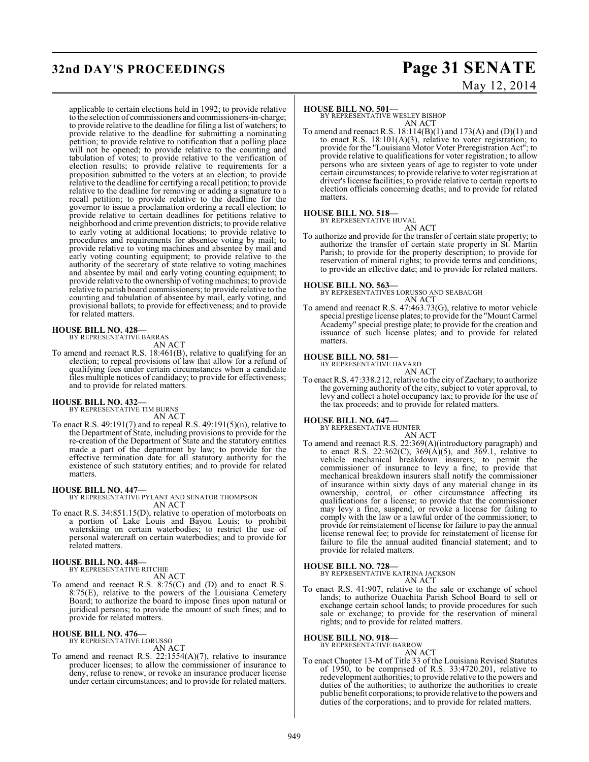applicable to certain elections held in 1992; to provide relative to the selection of commissioners and commissioners-in-charge; to provide relative to the deadline for filing a list of watchers; to provide relative to the deadline for submitting a nominating petition; to provide relative to notification that a polling place will not be opened; to provide relative to the counting and tabulation of votes; to provide relative to the verification of election results; to provide relative to requirements for a proposition submitted to the voters at an election; to provide relative to the deadline for certifying a recall petition; to provide relative to the deadline for removing or adding a signature to a recall petition; to provide relative to the deadline for the governor to issue a proclamation ordering a recall election; to provide relative to certain deadlines for petitions relative to neighborhood and crime prevention districts; to provide relative to early voting at additional locations; to provide relative to procedures and requirements for absentee voting by mail; to provide relative to voting machines and absentee by mail and early voting counting equipment; to provide relative to the authority of the secretary of state relative to voting machines and absentee by mail and early voting counting equipment; to provide relative to the ownership of voting machines; to provide relative to parish board commissioners; to provide relative to the counting and tabulation of absentee by mail, early voting, and provisional ballots; to provide for effectiveness; and to provide for related matters.

**HOUSE BILL NO. 428—**
BY REPRESENTATIVE BARRAS
AN ACT
To amend and reenact R.S. 18:461(B), relative to qualifying for an election; to repeal provisions of law that allow for a refund of qualifying fees under certain circumstances when a candidate files multiple notices of candidacy; to provide for effectiveness; and to provide for related matters.

**HOUSE BILL NO. 432—**
BY REPRESENTATIVE TIM BURNS
AN ACT
To enact R.S. 49:191(7) and to repeal R.S. 49:191(5)(n), relative to the Department of State, including provisions to provide for the re-creation of the Department of State and the statutory entities made a part of the department by law; to provide for the effective termination date for all statutory authority for the existence of such statutory entities; and to provide for related matters.

**HOUSE BILL NO. 447—**
BY REPRESENTATIVE PYLANT AND SENATOR THOMPSON
AN ACT
To enact R.S. 34:851.15(D), relative to operation of motorboats on a portion of Lake Louis and Bayou Louis; to prohibit waterskiing on certain waterbodies; to restrict the use of personal watercraft on certain waterbodies; and to provide for related matters.

**HOUSE BILL NO. 448—**
BY REPRESENTATIVE RITCHIE
AN ACT
To amend and reenact R.S. 8:75(C) and (D) and to enact R.S. 8:75(E), relative to the powers of the Louisiana Cemetery Board; to authorize the board to impose fines upon natural or juridical persons; to provide the amount of such fines; and to provide for related matters.

**HOUSE BILL NO. 476—**
BY REPRESENTATIVE LORUSSO
AN ACT
To amend and reenact R.S. 22:1554(A)(7), relative to insurance producer licenses; to allow the commissioner of insurance to deny, refuse to renew, or revoke an insurance producer license under certain circumstances; and to provide for related matters.

**HOUSE BILL NO. 501—**
BY REPRESENTATIVE WESLEY BISHOP
AN ACT
To amend and reenact R.S. 18:114(B)(1) and 173(A) and (D)(1) and to enact R.S. 18:101(A)(3), relative to voter registration; to provide for the "Louisiana Motor Voter Preregistration Act"; to provide relative to qualifications for voter registration; to allow persons who are sixteen years of age to register to vote under certain circumstances; to provide relative to voter registration at driver's license facilities; to provide relative to certain reports to election officials concerning deaths; and to provide for related matters.

**HOUSE BILL NO. 518—**
BY REPRESENTATIVE HUVAL
AN ACT
To authorize and provide for the transfer of certain state property; to authorize the transfer of certain state property in St. Martin Parish; to provide for the property description; to provide for reservation of mineral rights; to provide terms and conditions; to provide an effective date; and to provide for related matters.

**HOUSE BILL NO. 563—**
BY REPRESENTATIVES LORUSSO AND SEABAUGH
AN ACT
To amend and reenact R.S. 47:463.73(G), relative to motor vehicle special prestige license plates; to provide for the "Mount Carmel Academy" special prestige plate; to provide for the creation and issuance of such license plates; and to provide for related matters.

**HOUSE BILL NO. 581—**
BY REPRESENTATIVE HAVARD
AN ACT
To enact R.S. 47:338.212, relative to the city of Zachary; to authorize the governing authority of the city, subject to voter approval, to levy and collect a hotel occupancy tax; to provide for the use of the tax proceeds; and to provide for related matters.

**HOUSE BILL NO. 647—**
BY REPRESENTATIVE HUNTER
AN ACT
To amend and reenact R.S. 22:369(A)(introductory paragraph) and to enact R.S. 22:362(C), 369(A)(5), and 369.1, relative to vehicle mechanical breakdown insurers; to permit the commissioner of insurance to levy a fine; to provide that mechanical breakdown insurers shall notify the commissioner of insurance within sixty days of any material change in its ownership, control, or other circumstance affecting its qualifications for a license; to provide that the commissioner may levy a fine, suspend, or revoke a license for failing to comply with the law or a lawful order of the commissioner; to provide for reinstatement of license for failure to pay the annual license renewal fee; to provide for reinstatement of license for failure to file the annual audited financial statement; and to provide for related matters.

**HOUSE BILL NO. 728—**
BY REPRESENTATIVE KATRINA JACKSON
AN ACT
To enact R.S. 41:907, relative to the sale or exchange of school lands; to authorize Ouachita Parish School Board to sell or exchange certain school lands; to provide procedures for such sale or exchange; to provide for the reservation of mineral rights; and to provide for related matters.

**HOUSE BILL NO. 918—**
BY REPRESENTATIVE BARROW
AN ACT
To enact Chapter 13-M of Title 33 of the Louisiana Revised Statutes of 1950, to be comprised of R.S. 33:4720.201, relative to redevelopment authorities; to provide relative to the powers and duties of the authorities; to authorize the authorities to create public benefit corporations; to provide relative to the powers and duties of the corporations; and to provide for related matters.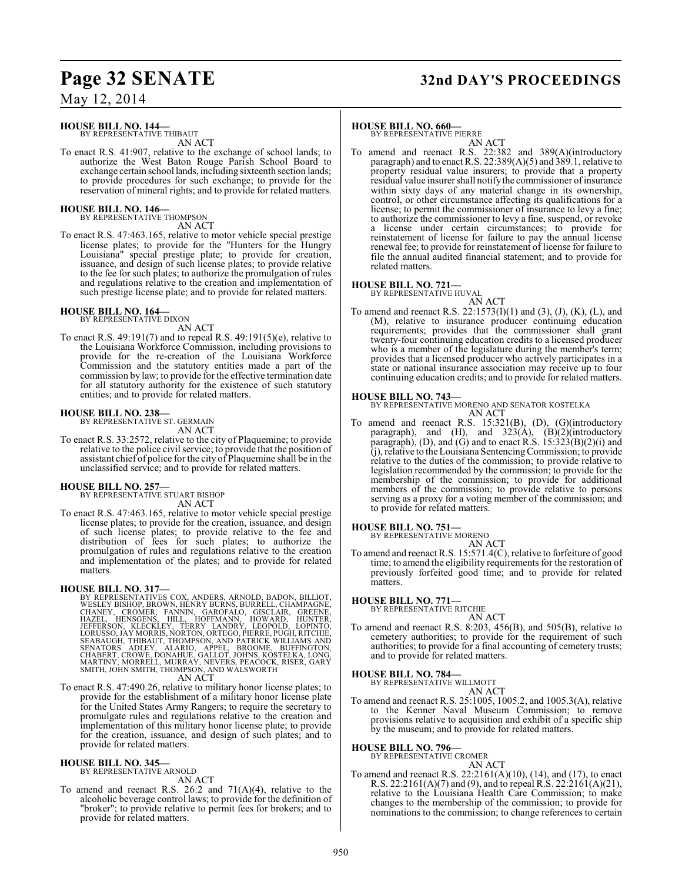**HOUSE BILL NO. 144—**
BY REPRESENTATIVE THIBAUT
AN ACT

To enact R.S. 41:907, relative to the exchange of school lands; to authorize the West Baton Rouge Parish School Board to exchange certain school lands, including sixteenth section lands; to provide procedures for such exchange; to provide for the reservation of mineral rights; and to provide for related matters.

**HOUSE BILL NO. 146—**
BY REPRESENTATIVE THOMPSON
AN ACT

To enact R.S. 47:463.165, relative to motor vehicle special prestige license plates; to provide for the "Hunters for the Hungry Louisiana" special prestige plate; to provide for creation, issuance, and design of such license plates; to provide relative to the fee for such plates; to authorize the promulgation of rules and regulations relative to the creation and implementation of such prestige license plate; and to provide for related matters.

**HOUSE BILL NO. 164—**
BY REPRESENTATIVE DIXON
AN ACT

To enact R.S. 49:191(7) and to repeal R.S. 49:191(5)(e), relative to the Louisiana Workforce Commission, including provisions to provide for the re-creation of the Louisiana Workforce Commission and the statutory entities made a part of the commission by law; to provide for the effective termination date for all statutory authority for the existence of such statutory entities; and to provide for related matters.

**HOUSE BILL NO. 238—**
BY REPRESENTATIVE ST. GERMAIN
AN ACT

To enact R.S. 33:2572, relative to the city of Plaquemine; to provide relative to the police civil service; to provide that the position of assistant chief of police for the city of Plaquemine shall be in the unclassified service; and to provide for related matters.

**HOUSE BILL NO. 257—**
BY REPRESENTATIVE STUART BISHOP
AN ACT

To enact R.S. 47:463.165, relative to motor vehicle special prestige license plates; to provide for the creation, issuance, and design of such license plates; to provide relative to the fee and distribution of fees for such plates; to authorize the promulgation of rules and regulations relative to the creation and implementation of the plates; and to provide for related matters.

**HOUSE BILL NO. 317—**
BY REPRESENTATIVES COX, ANDERS, ARNOLD, BADON, BILLIOT, WESLEY BISHOP, BROWN, HENRY BURNS, BURRELL, CHAMPAGNE, CHANEY, CROMER, FANNIN, GAROFALO, GISCLAIR, GREENE, HAZEL, HENSGENS, HILL, HOFFMANN, HOWARD, HUNTER, JEFFERSON, KLECKLEY, TERRY LANDRY, LEOPOLD, LOPINTO, LORUSSO, JAY MORRIS, NORTON, ORTEGO, PIERRE, PUGH, RITCHIE, SEABAUGH, THIBAUT, THOMPSON, AND PATRICK WILLIAMS AND SENATORS ADLEY, ALARIO, APPEL, BROOME, BUFFINGTON, CHABERT, CROWE, DONAHUE, GALLOT, JOHNS, KOSTELKA, LONG, MARTINY, MORRELL, MURRAY, NEVERS, PEACOCK, RISER, GARY SMITH, JOHN SMITH, THOMPSON, AND WALSWORTH
AN ACT

To enact R.S. 47:490.26, relative to military honor license plates; to provide for the establishment of a military honor license plate for the United States Army Rangers; to require the secretary to promulgate rules and regulations relative to the creation and implementation of this military honor license plate; to provide for the creation, issuance, and design of such plates; and to provide for related matters.

**HOUSE BILL NO. 345—**
BY REPRESENTATIVE ARNOLD
AN ACT

To amend and reenact R.S. 26:2 and 71(A)(4), relative to the alcoholic beverage control laws; to provide for the definition of "broker"; to provide relative to permit fees for brokers; and to provide for related matters.

**HOUSE BILL NO. 660—**
BY REPRESENTATIVE PIERRE
AN ACT

To amend and reenact R.S. 22:382 and 389(A)(introductory paragraph) and to enact R.S. 22:389(A)(5) and 389.1, relative to property residual value insurers; to provide that a property residual value insurer shall notify the commissioner of insurance within sixty days of any material change in its ownership, control, or other circumstance affecting its qualifications for a license; to permit the commissioner of insurance to levy a fine; to authorize the commissioner to levy a fine, suspend, or revoke a license under certain circumstances; to provide for reinstatement of license for failure to pay the annual license renewal fee; to provide for reinstatement of license for failure to file the annual audited financial statement; and to provide for related matters.

**HOUSE BILL NO. 721—**
BY REPRESENTATIVE HUVAL
AN ACT

To amend and reenact R.S. 22:1573(I)(1) and (3), (J), (K), (L), and (M), relative to insurance producer continuing education requirements; provides that the commissioner shall grant twenty-four continuing education credits to a licensed producer who is a member of the legislature during the member's term; provides that a licensed producer who actively participates in a state or national insurance association may receive up to four continuing education credits; and to provide for related matters.

**HOUSE BILL NO. 743—**
BY REPRESENTATIVE MORENO AND SENATOR KOSTELKA
AN ACT

To amend and reenact R.S. 15:321(B), (D), (G)(introductory paragraph), and (H), and 323(A), (B)(2)(introductory paragraph), (D), and (G) and to enact R.S. 15:323(B)(2)(i) and (j), relative to the Louisiana Sentencing Commission; to provide relative to the duties of the commission; to provide relative to legislation recommended by the commission; to provide for the membership of the commission; to provide for additional members of the commission; to provide relative to persons serving as a proxy for a voting member of the commission; and to provide for related matters.

**HOUSE BILL NO. 751—**
BY REPRESENTATIVE MORENO
AN ACT

To amend and reenact R.S. 15:571.4(C), relative to forfeiture of good time; to amend the eligibility requirements for the restoration of previously forfeited good time; and to provide for related matters.

**HOUSE BILL NO. 771—**
BY REPRESENTATIVE RITCHIE
AN ACT

To amend and reenact R.S. 8:203, 456(B), and 505(B), relative to cemetery authorities; to provide for the requirement of such authorities; to provide for a final accounting of cemetery trusts; and to provide for related matters.

**HOUSE BILL NO. 784—**
BY REPRESENTATIVE WILLMOTT
AN ACT

To amend and reenact R.S. 25:1005, 1005.2, and 1005.3(A), relative to the Kenner Naval Museum Commission; to remove provisions relative to acquisition and exhibit of a specific ship by the museum; and to provide for related matters.

**HOUSE BILL NO. 796—**
BY REPRESENTATIVE CROMER
AN ACT

To amend and reenact R.S. 22:2161(A)(10), (14), and (17), to enact R.S. 22:2161(A)(7) and (9), and to repeal R.S. 22:2161(A)(21), relative to the Louisiana Health Care Commission; to make changes to the membership of the commission; to provide for nominations to the commission; to change references to certain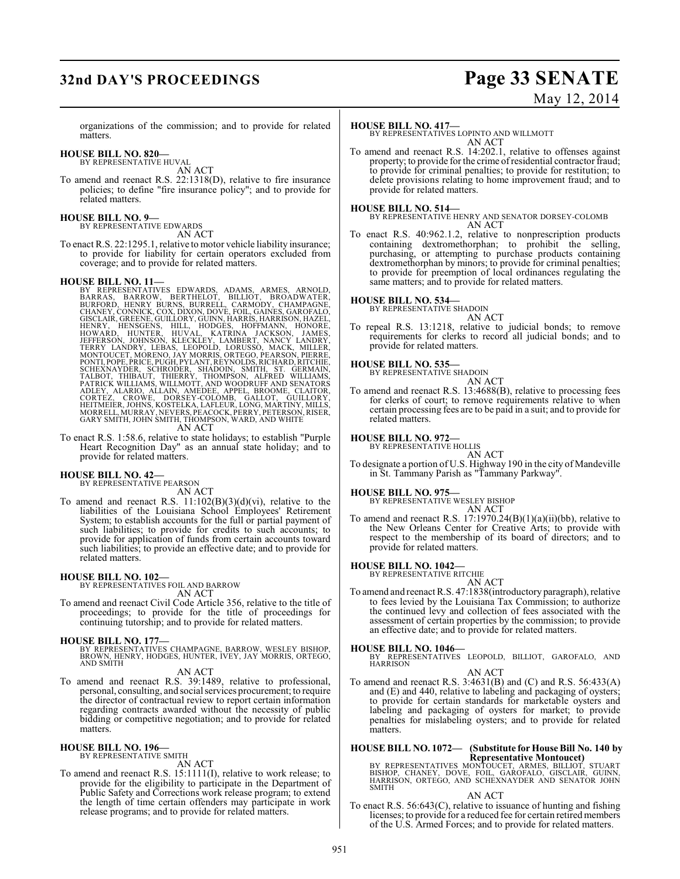organizations of the commission; and to provide for related matters.

**HOUSE BILL NO. 820—**
BY REPRESENTATIVE HUVAL
AN ACT
To amend and reenact R.S. 22:1318(D), relative to fire insurance policies; to define "fire insurance policy"; and to provide for related matters.

**HOUSE BILL NO. 9—**
BY REPRESENTATIVE EDWARDS
AN ACT
To enact R.S. 22:1295.1, relative to motor vehicle liability insurance; to provide for liability for certain operators excluded from coverage; and to provide for related matters.

**HOUSE BILL NO. 11—**
BY REPRESENTATIVES EDWARDS, ADAMS, ARMES, ARNOLD, BARRAS, BARROW, BERTHELOT, BILLIOT, BROADWATER, BURFORD, HENRY BURNS, BURRELL, CARMODY, CHAMPAGNE, CHANEY, CONNICK, COX, DIXON, DOVE, FOIL, GAINES, GAROFALO, GISCLAIR, GREENE, GUILLORY, GUINN, HARRIS, HARRISON, HAZEL, HENRY, HENSGENS, HILL, HODGES, HOFFMANN, HONORE, HOWARD, HUNTER, HUVAL, KATRINA JACKSON, JAMES, JEFFERSON, JOHNSON, KLECKLEY, LAMBERT, NANCY LANDRY, TERRY LANDRY, LEBAS, LEOPOLD, LORUSSO, MACK, MILLER, MONTOUCET, MORENO, JAY MORRIS, ORTEGO, PEARSON, PIERRE, PONTI, POPE, PRICE, PUGH, PYLANT, REYNOLDS, RICHARD, RITCHIE, SCHEXNAYDER, SCHRODER, SHADOIN, SMITH, ST. GERMAIN, TALBOT, THIBAUT, THIERRY, THOMPSON, ALFRED WILLIAMS, PATRICK WILLIAMS, WILLMOTT, AND WOODRUFF AND SENATORS ADLEY, ALARIO, ALLAIN, AMEDEE, APPEL, BROOME, CLAITOR, CORTEZ, CROWE, DORSEY-COLOMB, GALLOT, GUILLORY, HEITMEIER, JOHNS, KOSTELKA, LAFLEUR, LONG, MARTINY, MILLS, MORRELL, MURRAY, NEVERS, PEACOCK, PERRY, PETERSON, RISER, GARY SMITH, JOHN SMITH, THOMPSON, WARD, AND WHITE
AN ACT
To enact R.S. 1:58.6, relative to state holidays; to establish "Purple Heart Recognition Day" as an annual state holiday; and to provide for related matters.

**HOUSE BILL NO. 42—**
BY REPRESENTATIVE PEARSON
AN ACT
To amend and reenact R.S. 11:102(B)(3)(d)(vi), relative to the liabilities of the Louisiana School Employees' Retirement System; to establish accounts for the full or partial payment of such liabilities; to provide for credits to such accounts; to provide for application of funds from certain accounts toward such liabilities; to provide an effective date; and to provide for related matters.

**HOUSE BILL NO. 102—**
BY REPRESENTATIVES FOIL AND BARROW
AN ACT
To amend and reenact Civil Code Article 356, relative to the title of proceedings; to provide for the title of proceedings for continuing tutorship; and to provide for related matters.

**HOUSE BILL NO. 177—**
BY REPRESENTATIVES CHAMPAGNE, BARROW, WESLEY BISHOP, BROWN, HENRY, HODGES, HUNTER, IVEY, JAY MORRIS, ORTEGO, AND SMITH
AN ACT
To amend and reenact R.S. 39:1489, relative to professional, personal, consulting, and social services procurement; to require the director of contractual review to report certain information regarding contracts awarded without the necessity of public bidding or competitive negotiation; and to provide for related matters.

**HOUSE BILL NO. 196—**
BY REPRESENTATIVE SMITH
AN ACT
To amend and reenact R.S. 15:1111(I), relative to work release; to provide for the eligibility to participate in the Department of Public Safety and Corrections work release program; to extend the length of time certain offenders may participate in work release programs; and to provide for related matters.

**HOUSE BILL NO. 417—**
BY REPRESENTATIVES LOPINTO AND WILLMOTT
AN ACT
To amend and reenact R.S. 14:202.1, relative to offenses against property; to provide for the crime of residential contractor fraud; to provide for criminal penalties; to provide for restitution; to delete provisions relating to home improvement fraud; and to provide for related matters.

**HOUSE BILL NO. 514—**
BY REPRESENTATIVE HENRY AND SENATOR DORSEY-COLOMB
AN ACT
To enact R.S. 40:962.1.2, relative to nonprescription products containing dextromethorphan; to prohibit the selling, purchasing, or attempting to purchase products containing dextromethorphan by minors; to provide for criminal penalties; to provide for preemption of local ordinances regulating the same matters; and to provide for related matters.

**HOUSE BILL NO. 534—**
BY REPRESENTATIVE SHADOIN
AN ACT
To repeal R.S. 13:1218, relative to judicial bonds; to remove requirements for clerks to record all judicial bonds; and to provide for related matters.

**HOUSE BILL NO. 535—**
BY REPRESENTATIVE SHADOIN
AN ACT
To amend and reenact R.S. 13:4688(B), relative to processing fees for clerks of court; to remove requirements relative to when certain processing fees are to be paid in a suit; and to provide for related matters.

**HOUSE BILL NO. 972—**
BY REPRESENTATIVE HOLLIS
AN ACT
To designate a portion of U.S. Highway 190 in the city of Mandeville in St. Tammany Parish as "Tammany Parkway".

**HOUSE BILL NO. 975—**
BY REPRESENTATIVE WESLEY BISHOP
AN ACT
To amend and reenact R.S. 17:1970.24(B)(1)(a)(ii)(bb), relative to the New Orleans Center for Creative Arts; to provide with respect to the membership of its board of directors; and to provide for related matters.

**HOUSE BILL NO. 1042—**
BY REPRESENTATIVE RITCHIE
AN ACT
To amend and reenact R.S. 47:1838(introductory paragraph), relative to fees levied by the Louisiana Tax Commission; to authorize the continued levy and collection of fees associated with the assessment of certain properties by the commission; to provide an effective date; and to provide for related matters.

**HOUSE BILL NO. 1046—**
BY REPRESENTATIVES LEOPOLD, BILLIOT, GAROFALO, AND HARRISON
AN ACT
To amend and reenact R.S. 3:4631(B) and (C) and R.S. 56:433(A) and (E) and 440, relative to labeling and packaging of oysters; to provide for certain standards for marketable oysters and labeling and packaging of oysters for market; to provide penalties for mislabeling oysters; and to provide for related matters.

**HOUSE BILL NO. 1072— (Substitute for House Bill No. 140 by Representative Montoucet)**
BY REPRESENTATIVES MONTOUCET, ARMES, BILLIOT, STUART BISHOP, CHANEY, DOVE, FOIL, GAROFALO, GISCLAIR, GUINN, HARRISON, ORTEGO, AND SCHEXNAYDER AND SENATOR JOHN SMITH
AN ACT
To enact R.S. 56:643(C), relative to issuance of hunting and fishing licenses; to provide for a reduced fee for certain retired members of the U.S. Armed Forces; and to provide for related matters.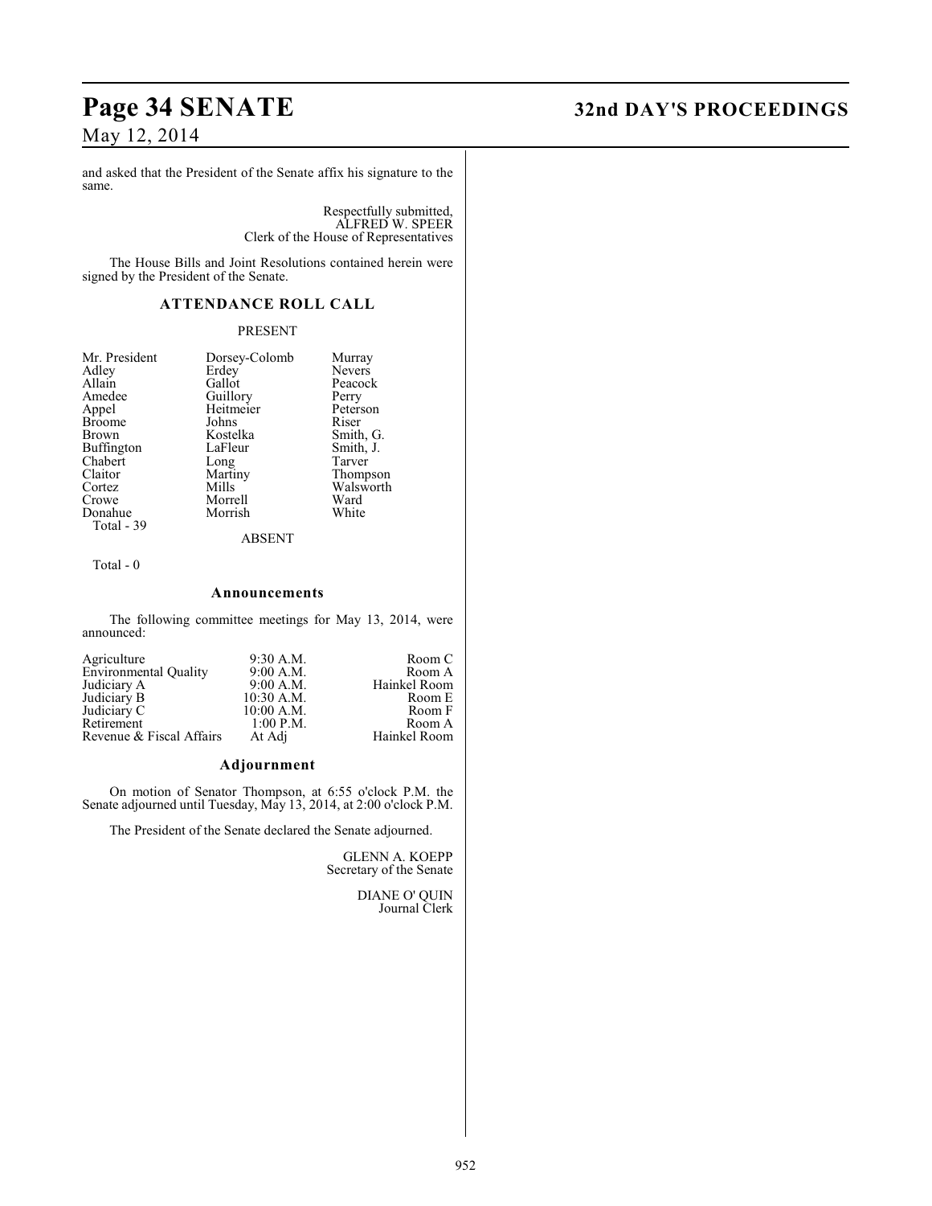and asked that the President of the Senate affix his signature to the same.

Respectfully submitted,
ALFRED W. SPEER
Clerk of the House of Representatives

The House Bills and Joint Resolutions contained herein were signed by the President of the Senate.

## ATTENDANCE ROLL CALL

PRESENT

| | | |
|---|---|---|
| Mr. President | Dorsey-Colomb | Murray |
| Adley | Erdey | Nevers |
| Allain | Gallot | Peacock |
| Amedee | Guillory | Perry |
| Appel | Heitmeier | Peterson |
| Broome | Johns | Riser |
| Brown | Kostelka | Smith, G. |
| Buffington | LaFleur | Smith, J. |
| Chabert | Long | Tarver |
| Claitor | Martiny | Thompson |
| Cortez | Mills | Walsworth |
| Crowe | Morrell | Ward |
| Donahue | Morrish | White |

Total - 39

ABSENT

Total - 0

### Announcements

The following committee meetings for May 13, 2014, were announced:

| | | |
|---|---|---|
| Agriculture | 9:30 A.M. | Room C |
| Environmental Quality | 9:00 A.M. | Room A |
| Judiciary A | 9:00 A.M. | Hainkel Room |
| Judiciary B | 10:30 A.M. | Room E |
| Judiciary C | 10:00 A.M. | Room F |
| Retirement | 1:00 P.M. | Room A |
| Revenue & Fiscal Affairs | At Adj | Hainkel Room |

### Adjournment

On motion of Senator Thompson, at 6:55 o'clock P.M. the Senate adjourned until Tuesday, May 13, 2014, at 2:00 o'clock P.M.

The President of the Senate declared the Senate adjourned.

GLENN A. KOEPP
Secretary of the Senate

DIANE O' QUIN
Journal Clerk